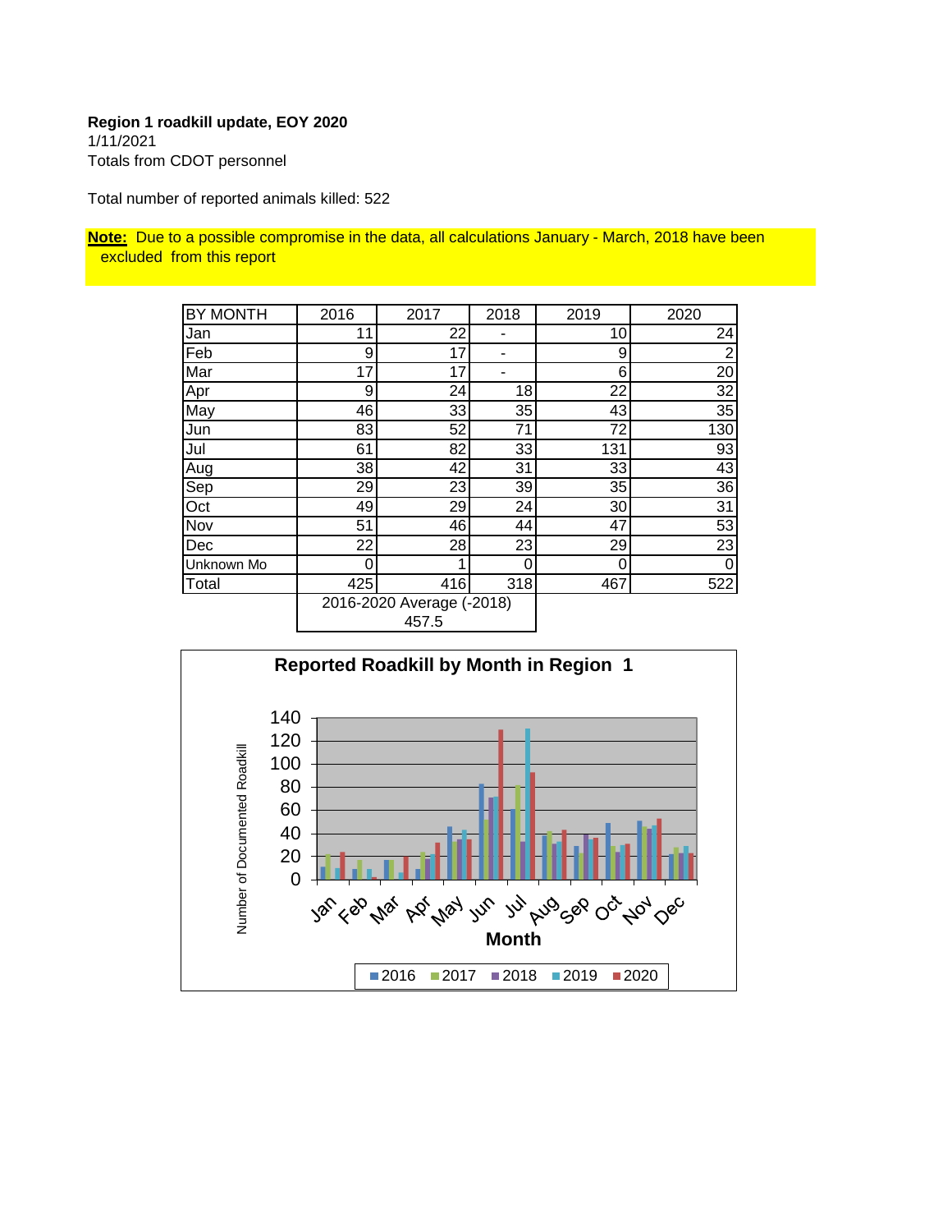**Region 1 roadkill update, EOY 2020**
1/11/2021
Totals from CDOT personnel

Total number of reported animals killed: 522

**Note:** Due to a possible compromise in the data, all calculations January - March, 2018 have been excluded from this report

| BY MONTH | 2016 | 2017 | 2018 | 2019 | 2020 |
|---|---|---|---|---|---|
| Jan | 11 | 22 | - | 10 | 24 |
| Feb | 9 | 17 | - | 9 | 2 |
| Mar | 17 | 17 | - | 6 | 20 |
| Apr | 9 | 24 | 18 | 22 | 32 |
| May | 46 | 33 | 35 | 43 | 35 |
| Jun | 83 | 52 | 71 | 72 | 130 |
| Jul | 61 | 82 | 33 | 131 | 93 |
| Aug | 38 | 42 | 31 | 33 | 43 |
| Sep | 29 | 23 | 39 | 35 | 36 |
| Oct | 49 | 29 | 24 | 30 | 31 |
| Nov | 51 | 46 | 44 | 47 | 53 |
| Dec | 22 | 28 | 23 | 29 | 23 |
| Unknown Mo | 0 | 1 | 0 | 0 | 0 |
| Total | 425 | 416 | 318 | 467 | 522 |
| | 2016-2020 Average (-2018) 457.5 | | | | |

**Reported Roadkill by Month in Region 1**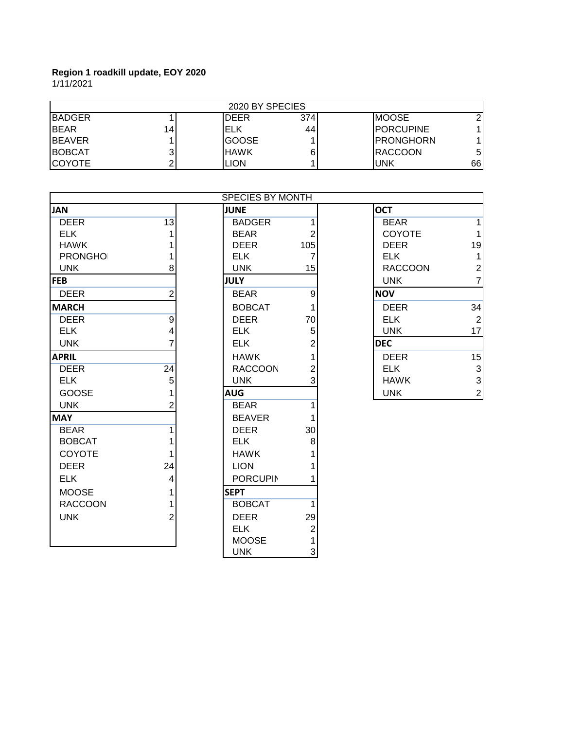**Region 1 roadkill update, EOY 2020**
1/11/2021

| 2020 BY SPECIES | | | | | |
|---|---|---|---|---|---|
| BADGER | 1 | DEER | 374 | MOOSE | 2 |
| BEAR | 14 | ELK | 44 | PORCUPINE | 1 |
| BEAVER | 1 | GOOSE | 1 | PRONGHORN | 1 |
| BOBCAT | 3 | HAWK | 6 | RACCOON | 5 |
| COYOTE | 2 | LION | 1 | UNK | 66 |

| SPECIES BY MONTH | | | | | |
|---|---|---|---|---|---|
| **JAN** | | **JUNE** | | **OCT** | |
| DEER | 13 | BADGER | 1 | BEAR | 1 |
| ELK | 1 | BEAR | 2 | COYOTE | 1 |
| HAWK | 1 | DEER | 105 | DEER | 19 |
| PRONGHO | 1 | ELK | 7 | ELK | 1 |
| UNK | 8 | UNK | 15 | RACCOON | 2 |
| **FEB** | | **JULY** | | UNK | 7 |
| DEER | 2 | BEAR | 9 | **NOV** | |
| **MARCH** | | BOBCAT | 1 | DEER | 34 |
| DEER | 9 | DEER | 70 | ELK | 2 |
| ELK | 4 | ELK | 5 | UNK | 17 |
| UNK | 7 | ELK | 2 | **DEC** | |
| **APRIL** | | HAWK | 1 | DEER | 15 |
| DEER | 24 | RACCOON | 2 | ELK | 3 |
| ELK | 5 | UNK | 3 | HAWK | 3 |
| GOOSE | 1 | **AUG** | | UNK | 2 |
| UNK | 2 | BEAR | 1 | | |
| **MAY** | | BEAVER | 1 | | |
| BEAR | 1 | DEER | 30 | | |
| BOBCAT | 1 | ELK | 8 | | |
| COYOTE | 1 | HAWK | 1 | | |
| DEER | 24 | LION | 1 | | |
| ELK | 4 | PORCUPIN | 1 | | |
| MOOSE | 1 | **SEPT** | | | |
| RACCOON | 1 | BOBCAT | 1 | | |
| UNK | 2 | DEER | 29 | | |
| | | ELK | 2 | | |
| | | MOOSE | 1 | | |
| | | UNK | 3 | | |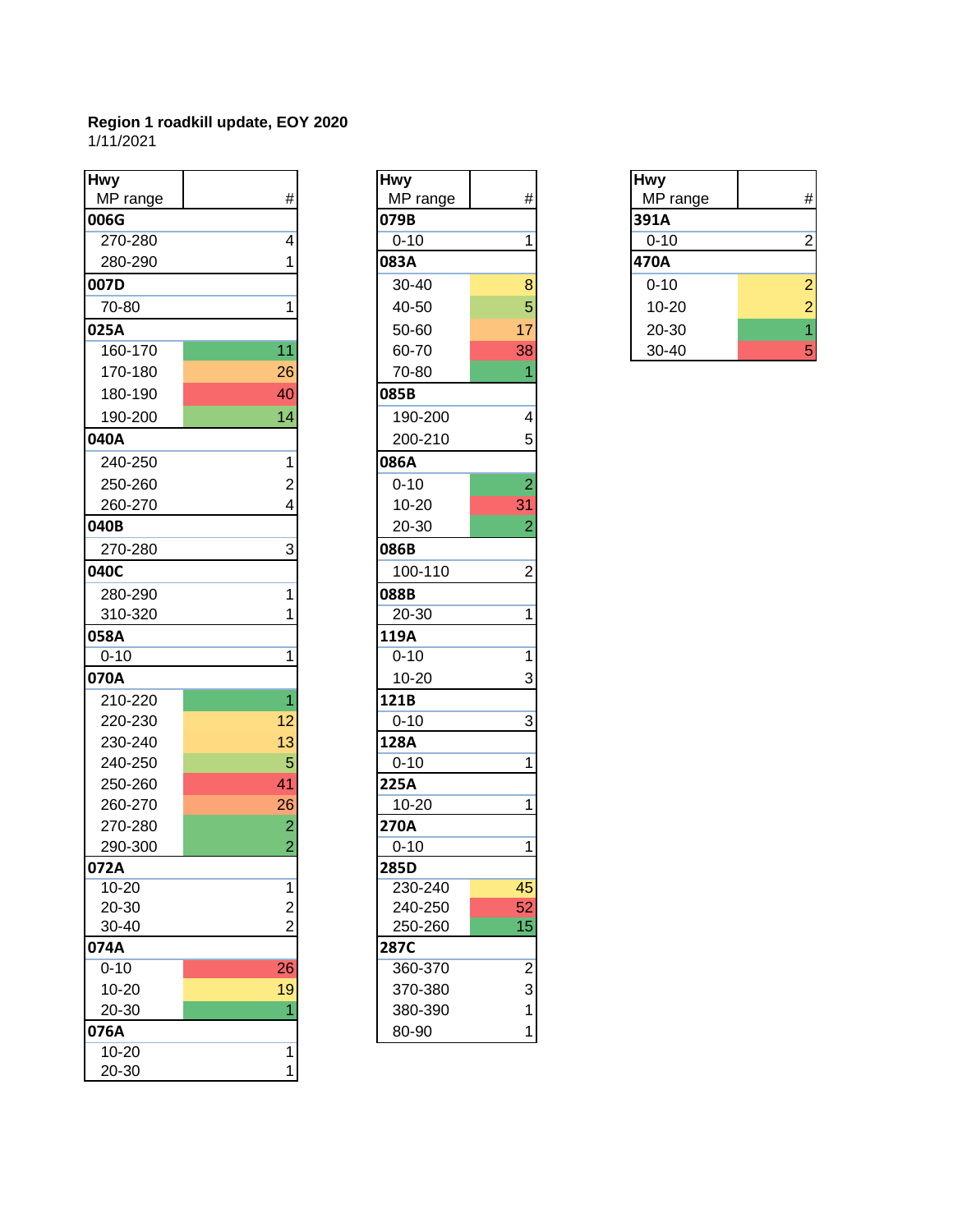**Region 1 roadkill update, EOY 2020**
1/11/2021

| Hwy MP range | # |
|---|---|
| **006G** | |
| 270-280 | 4 |
| 280-290 | 1 |
| **007D** | |
| 70-80 | 1 |
| **025A** | |
| 160-170 | 11 |
| 170-180 | 26 |
| 180-190 | 40 |
| 190-200 | 14 |
| **040A** | |
| 240-250 | 1 |
| 250-260 | 2 |
| 260-270 | 4 |
| **040B** | |
| 270-280 | 3 |
| **040C** | |
| 280-290 | 1 |
| 310-320 | 1 |
| **058A** | |
| 0-10 | 1 |
| **070A** | |
| 210-220 | 1 |
| 220-230 | 12 |
| 230-240 | 13 |
| 240-250 | 5 |
| 250-260 | 41 |
| 260-270 | 26 |
| 270-280 | 2 |
| 290-300 | 2 |
| **072A** | |
| 10-20 | 1 |
| 20-30 | 2 |
| 30-40 | 2 |
| **074A** | |
| 0-10 | 26 |
| 10-20 | 19 |
| 20-30 | 1 |
| **076A** | |
| 10-20 | 1 |
| 20-30 | 1 |

| Hwy MP range | # |
|---|---|
| **079B** | |
| 0-10 | 1 |
| **083A** | |
| 30-40 | 8 |
| 40-50 | 5 |
| 50-60 | 17 |
| 60-70 | 38 |
| 70-80 | 1 |
| **085B** | |
| 190-200 | 4 |
| 200-210 | 5 |
| **086A** | |
| 0-10 | 2 |
| 10-20 | 31 |
| 20-30 | 2 |
| **086B** | |
| 100-110 | 2 |
| **088B** | |
| 20-30 | 1 |
| **119A** | |
| 0-10 | 1 |
| 10-20 | 3 |
| **121B** | |
| 0-10 | 3 |
| **128A** | |
| 0-10 | 1 |
| **225A** | |
| 10-20 | 1 |
| **270A** | |
| 0-10 | 1 |
| **285D** | |
| 230-240 | 45 |
| 240-250 | 52 |
| 250-260 | 15 |
| **287C** | |
| 360-370 | 2 |
| 370-380 | 3 |
| 380-390 | 1 |
| 80-90 | 1 |

| Hwy MP range | # |
|---|---|
| **391A** | |
| 0-10 | 2 |
| **470A** | |
| 0-10 | 2 |
| 10-20 | 2 |
| 20-30 | 1 |
| 30-40 | 5 |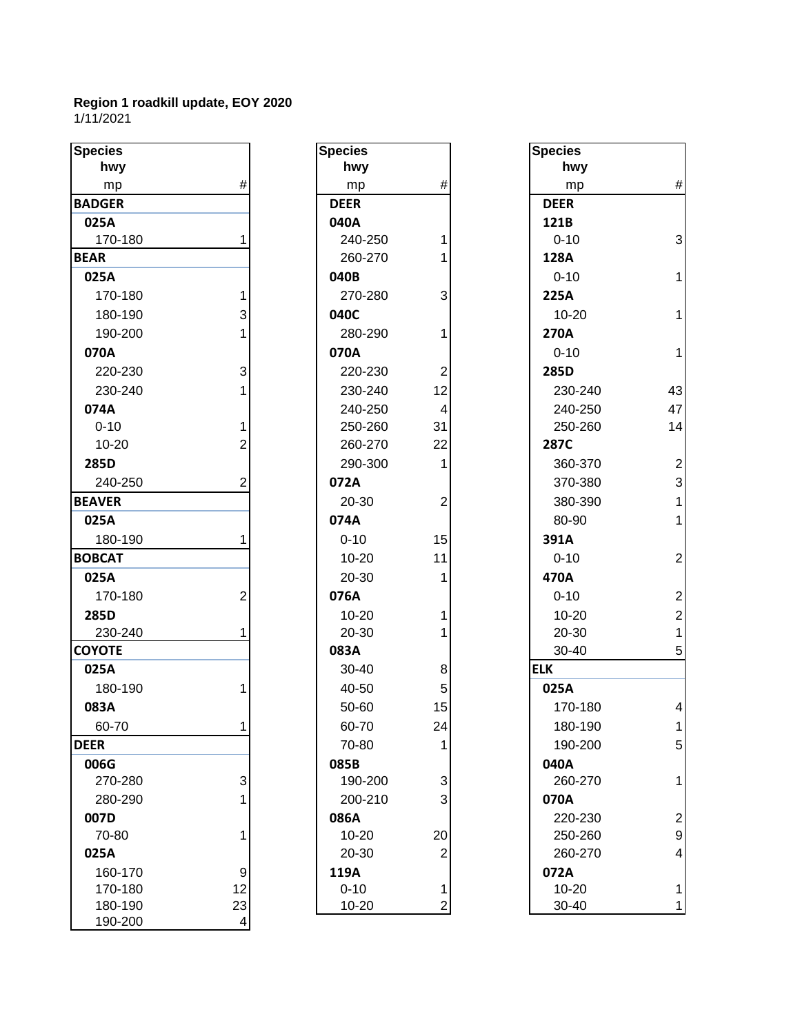**Region 1 roadkill update, EOY 2020**
1/11/2021

| Species<br>hwy<br>mp | # |
|---|---|
| **BADGER** | |
| **025A** | |
| 170-180 | 1 |
| **BEAR** | |
| **025A** | |
| 170-180 | 1 |
| 180-190 | 3 |
| 190-200 | 1 |
| **070A** | |
| 220-230 | 3 |
| 230-240 | 1 |
| **074A** | |
| 0-10 | 1 |
| 10-20 | 2 |
| **285D** | |
| 240-250 | 2 |
| **BEAVER** | |
| **025A** | |
| 180-190 | 1 |
| **BOBCAT** | |
| **025A** | |
| 170-180 | 2 |
| **285D** | |
| 230-240 | 1 |
| **COYOTE** | |
| **025A** | |
| 180-190 | 1 |
| **083A** | |
| 60-70 | 1 |
| **DEER** | |
| **006G** | |
| 270-280 | 3 |
| 280-290 | 1 |
| **007D** | |
| 70-80 | 1 |
| **025A** | |
| 160-170 | 9 |
| 170-180 | 12 |
| 180-190 | 23 |
| 190-200 | 4 |

| Species<br>hwy<br>mp | # |
|---|---|
| **DEER** | |
| **040A** | |
| 240-250 | 1 |
| 260-270 | 1 |
| **040B** | |
| 270-280 | 3 |
| **040C** | |
| 280-290 | 1 |
| **070A** | |
| 220-230 | 2 |
| 230-240 | 12 |
| 240-250 | 4 |
| 250-260 | 31 |
| 260-270 | 22 |
| 290-300 | 1 |
| **072A** | |
| 20-30 | 2 |
| **074A** | |
| 0-10 | 15 |
| 10-20 | 11 |
| 20-30 | 1 |
| **076A** | |
| 10-20 | 1 |
| 20-30 | 1 |
| **083A** | |
| 30-40 | 8 |
| 40-50 | 5 |
| 50-60 | 15 |
| 60-70 | 24 |
| 70-80 | 1 |
| **085B** | |
| 190-200 | 3 |
| 200-210 | 3 |
| **086A** | |
| 10-20 | 20 |
| 20-30 | 2 |
| **119A** | |
| 0-10 | 1 |
| 10-20 | 2 |

| Species<br>hwy<br>mp | # |
|---|---|
| **DEER** | |
| **121B** | |
| 0-10 | 3 |
| **128A** | |
| 0-10 | 1 |
| **225A** | |
| 10-20 | 1 |
| **270A** | |
| 0-10 | 1 |
| **285D** | |
| 230-240 | 43 |
| 240-250 | 47 |
| 250-260 | 14 |
| **287C** | |
| 360-370 | 2 |
| 370-380 | 3 |
| 380-390 | 1 |
| 80-90 | 1 |
| **391A** | |
| 0-10 | 2 |
| **470A** | |
| 0-10 | 2 |
| 10-20 | 2 |
| 20-30 | 1 |
| 30-40 | 5 |
| **ELK** | |
| **025A** | |
| 170-180 | 4 |
| 180-190 | 1 |
| 190-200 | 5 |
| **040A** | |
| 260-270 | 1 |
| **070A** | |
| 220-230 | 2 |
| 250-260 | 9 |
| 260-270 | 4 |
| **072A** | |
| 10-20 | 1 |
| 30-40 | 1 |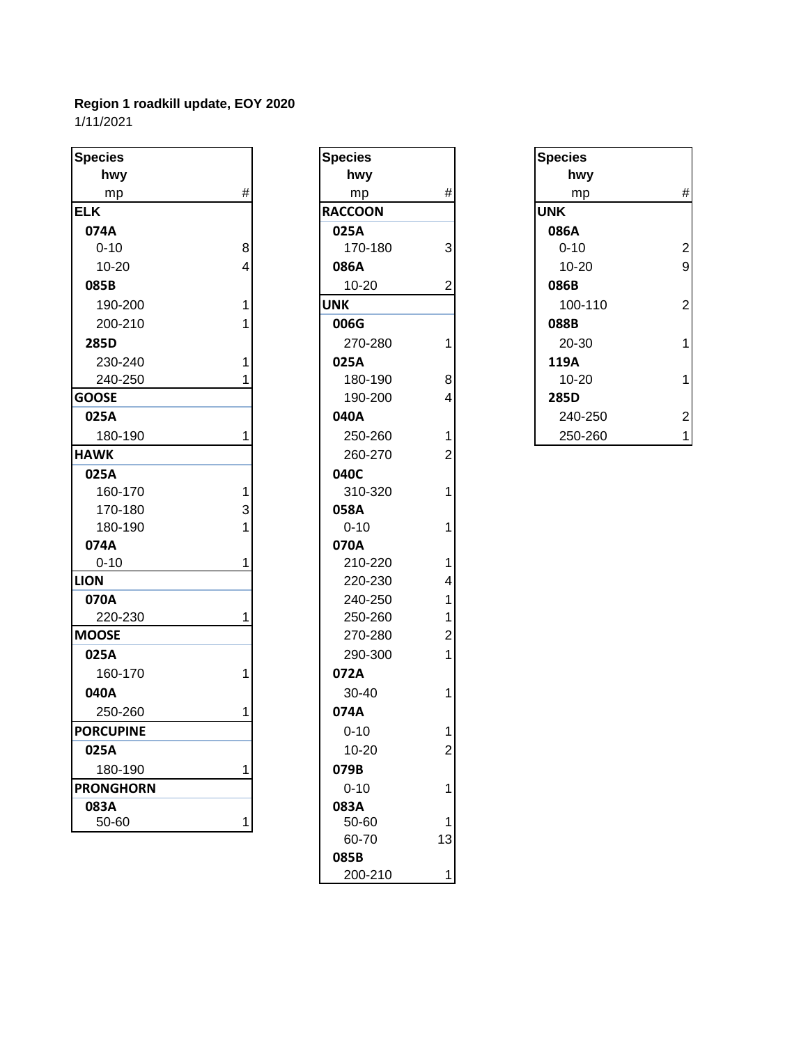**Region 1 roadkill update, EOY 2020**
1/11/2021

| Species / hwy / mp | # |
|---|---|
| **ELK** | |
| **074A** | |
| 0-10 | 8 |
| 10-20 | 4 |
| **085B** | |
| 190-200 | 1 |
| 200-210 | 1 |
| **285D** | |
| 230-240 | 1 |
| 240-250 | 1 |
| **GOOSE** | |
| **025A** | |
| 180-190 | 1 |
| **HAWK** | |
| **025A** | |
| 160-170 | 1 |
| 170-180 | 3 |
| 180-190 | 1 |
| **074A** | |
| 0-10 | 1 |
| **LION** | |
| **070A** | |
| 220-230 | 1 |
| **MOOSE** | |
| **025A** | |
| 160-170 | 1 |
| **040A** | |
| 250-260 | 1 |
| **PORCUPINE** | |
| **025A** | |
| 180-190 | 1 |
| **PRONGHORN** | |
| **083A** | |
| 50-60 | 1 |

| Species / hwy / mp | # |
|---|---|
| **RACCOON** | |
| **025A** | |
| 170-180 | 3 |
| **086A** | |
| 10-20 | 2 |
| **UNK** | |
| **006G** | |
| 270-280 | 1 |
| **025A** | |
| 180-190 | 8 |
| 190-200 | 4 |
| **040A** | |
| 250-260 | 1 |
| 260-270 | 2 |
| **040C** | |
| 310-320 | 1 |
| **058A** | |
| 0-10 | 1 |
| **070A** | |
| 210-220 | 1 |
| 220-230 | 4 |
| 240-250 | 1 |
| 250-260 | 1 |
| 270-280 | 2 |
| 290-300 | 1 |
| **072A** | |
| 30-40 | 1 |
| **074A** | |
| 0-10 | 1 |
| 10-20 | 2 |
| **079B** | |
| 0-10 | 1 |
| **083A** | |
| 50-60 | 1 |
| 60-70 | 13 |
| **085B** | |
| 200-210 | 1 |

| Species / hwy / mp | # |
|---|---|
| **UNK** | |
| **086A** | |
| 0-10 | 2 |
| 10-20 | 9 |
| **086B** | |
| 100-110 | 2 |
| **088B** | |
| 20-30 | 1 |
| **119A** | |
| 10-20 | 1 |
| **285D** | |
| 240-250 | 2 |
| 250-260 | 1 |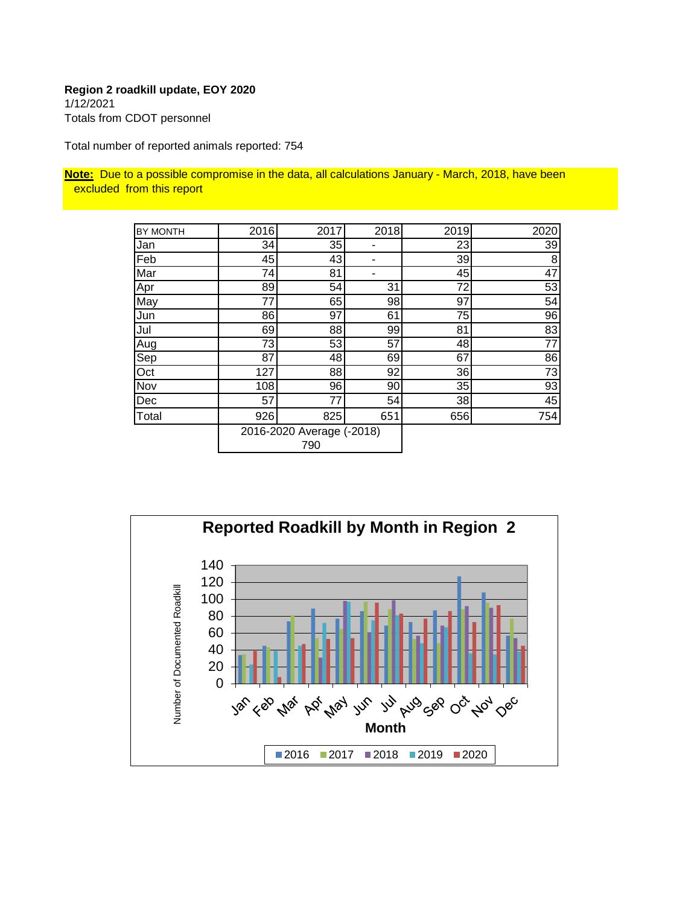**Region 2 roadkill update, EOY 2020**
1/12/2021
Totals from CDOT personnel

Total number of reported animals reported: 754

**Note:** Due to a possible compromise in the data, all calculations January - March, 2018, have been excluded from this report

| BY MONTH | 2016 | 2017 | 2018 | 2019 | 2020 |
|---|---|---|---|---|---|
| Jan | 34 | 35 | - | 23 | 39 |
| Feb | 45 | 43 | - | 39 | 8 |
| Mar | 74 | 81 | - | 45 | 47 |
| Apr | 89 | 54 | 31 | 72 | 53 |
| May | 77 | 65 | 98 | 97 | 54 |
| Jun | 86 | 97 | 61 | 75 | 96 |
| Jul | 69 | 88 | 99 | 81 | 83 |
| Aug | 73 | 53 | 57 | 48 | 77 |
| Sep | 87 | 48 | 69 | 67 | 86 |
| Oct | 127 | 88 | 92 | 36 | 73 |
| Nov | 108 | 96 | 90 | 35 | 93 |
| Dec | 57 | 77 | 54 | 38 | 45 |
| Total | 926 | 825 | 651 | 656 | 754 |
| | 2016-2020 Average (-2018) 790 | | | | |

**Reported Roadkill by Month in Region 2**

Number of Documented Roadkill

Month

2016 2017 2018 2019 2020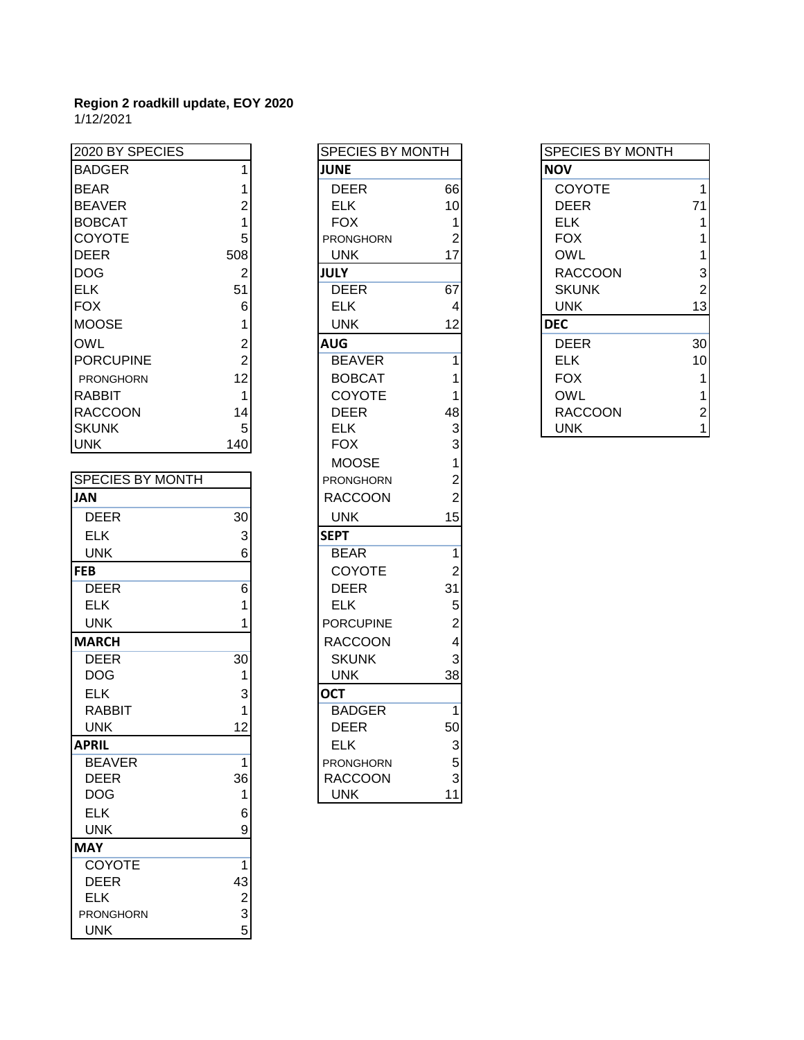**Region 2 roadkill update, EOY 2020**

1/12/2021

| 2020 BY SPECIES | |
|---|---|
| BADGER | 1 |
| BEAR | 1 |
| BEAVER | 2 |
| BOBCAT | 1 |
| COYOTE | 5 |
| DEER | 508 |
| DOG | 2 |
| ELK | 51 |
| FOX | 6 |
| MOOSE | 1 |
| OWL | 2 |
| PORCUPINE | 2 |
| PRONGHORN | 12 |
| RABBIT | 1 |
| RACCOON | 14 |
| SKUNK | 5 |
| UNK | 140 |

| SPECIES BY MONTH | |
|---|---|
| **JAN** | |
| DEER | 30 |
| ELK | 3 |
| UNK | 6 |
| **FEB** | |
| DEER | 6 |
| ELK | 1 |
| UNK | 1 |
| **MARCH** | |
| DEER | 30 |
| DOG | 1 |
| ELK | 3 |
| RABBIT | 1 |
| UNK | 12 |
| **APRIL** | |
| BEAVER | 1 |
| DEER | 36 |
| DOG | 1 |
| ELK | 6 |
| UNK | 9 |
| **MAY** | |
| COYOTE | 1 |
| DEER | 43 |
| ELK | 2 |
| PRONGHORN | 3 |
| UNK | 5 |

| SPECIES BY MONTH | |
|---|---|
| **JUNE** | |
| DEER | 66 |
| ELK | 10 |
| FOX | 1 |
| PRONGHORN | 2 |
| UNK | 17 |
| **JULY** | |
| DEER | 67 |
| ELK | 4 |
| UNK | 12 |
| **AUG** | |
| BEAVER | 1 |
| BOBCAT | 1 |
| COYOTE | 1 |
| DEER | 48 |
| ELK | 3 |
| FOX | 3 |
| MOOSE | 1 |
| PRONGHORN | 2 |
| RACCOON | 2 |
| UNK | 15 |
| **SEPT** | |
| BEAR | 1 |
| COYOTE | 2 |
| DEER | 31 |
| ELK | 5 |
| PORCUPINE | 2 |
| RACCOON | 4 |
| SKUNK | 3 |
| UNK | 38 |
| **OCT** | |
| BADGER | 1 |
| DEER | 50 |
| ELK | 3 |
| PRONGHORN | 5 |
| RACCOON | 3 |
| UNK | 11 |

| SPECIES BY MONTH | |
|---|---|
| **NOV** | |
| COYOTE | 1 |
| DEER | 71 |
| ELK | 1 |
| FOX | 1 |
| OWL | 1 |
| RACCOON | 3 |
| SKUNK | 2 |
| UNK | 13 |
| **DEC** | |
| DEER | 30 |
| ELK | 10 |
| FOX | 1 |
| OWL | 1 |
| RACCOON | 2 |
| UNK | 1 |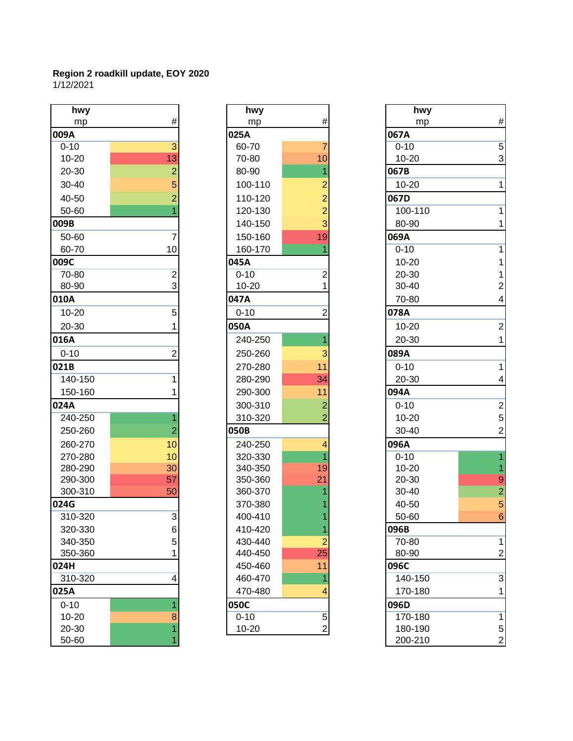**Region 2 roadkill update, EOY 2020**
1/12/2021

| hwy mp | # |
|---|---|
| **009A** | |
| 0-10 | 3 |
| 10-20 | 13 |
| 20-30 | 2 |
| 30-40 | 5 |
| 40-50 | 2 |
| 50-60 | 1 |
| **009B** | |
| 50-60 | 7 |
| 60-70 | 10 |
| **009C** | |
| 70-80 | 2 |
| 80-90 | 3 |
| **010A** | |
| 10-20 | 5 |
| 20-30 | 1 |
| **016A** | |
| 0-10 | 2 |
| **021B** | |
| 140-150 | 1 |
| 150-160 | 1 |
| **024A** | |
| 240-250 | 1 |
| 250-260 | 2 |
| 260-270 | 10 |
| 270-280 | 10 |
| 280-290 | 30 |
| 290-300 | 57 |
| 300-310 | 50 |
| **024G** | |
| 310-320 | 3 |
| 320-330 | 6 |
| 340-350 | 5 |
| 350-360 | 1 |
| **024H** | |
| 310-320 | 4 |
| **025A** | |
| 0-10 | 1 |
| 10-20 | 8 |
| 20-30 | 1 |
| 50-60 | 1 |

| hwy mp | # |
|---|---|
| **025A** | |
| 60-70 | 7 |
| 70-80 | 10 |
| 80-90 | 1 |
| 100-110 | 2 |
| 110-120 | 2 |
| 120-130 | 2 |
| 140-150 | 3 |
| 150-160 | 19 |
| 160-170 | 1 |
| **045A** | |
| 0-10 | 2 |
| 10-20 | 1 |
| **047A** | |
| 0-10 | 2 |
| **050A** | |
| 240-250 | 1 |
| 250-260 | 3 |
| 270-280 | 11 |
| 280-290 | 34 |
| 290-300 | 11 |
| 300-310 | 2 |
| 310-320 | 2 |
| **050B** | |
| 240-250 | 4 |
| 320-330 | 1 |
| 340-350 | 19 |
| 350-360 | 21 |
| 360-370 | 1 |
| 370-380 | 1 |
| 400-410 | 1 |
| 410-420 | 1 |
| 430-440 | 2 |
| 440-450 | 25 |
| 450-460 | 11 |
| 460-470 | 1 |
| 470-480 | 4 |
| **050C** | |
| 0-10 | 5 |
| 10-20 | 2 |

| hwy mp | # |
|---|---|
| **067A** | |
| 0-10 | 5 |
| 10-20 | 3 |
| **067B** | |
| 10-20 | 1 |
| **067D** | |
| 100-110 | 1 |
| 80-90 | 1 |
| **069A** | |
| 0-10 | 1 |
| 10-20 | 1 |
| 20-30 | 1 |
| 30-40 | 2 |
| 70-80 | 4 |
| **078A** | |
| 10-20 | 2 |
| 20-30 | 1 |
| **089A** | |
| 0-10 | 1 |
| 20-30 | 4 |
| **094A** | |
| 0-10 | 2 |
| 10-20 | 5 |
| 30-40 | 2 |
| **096A** | |
| 0-10 | 1 |
| 10-20 | 1 |
| 20-30 | 9 |
| 30-40 | 2 |
| 40-50 | 5 |
| 50-60 | 6 |
| **096B** | |
| 70-80 | 1 |
| 80-90 | 2 |
| **096C** | |
| 140-150 | 3 |
| 170-180 | 1 |
| **096D** | |
| 170-180 | 1 |
| 180-190 | 5 |
| 200-210 | 2 |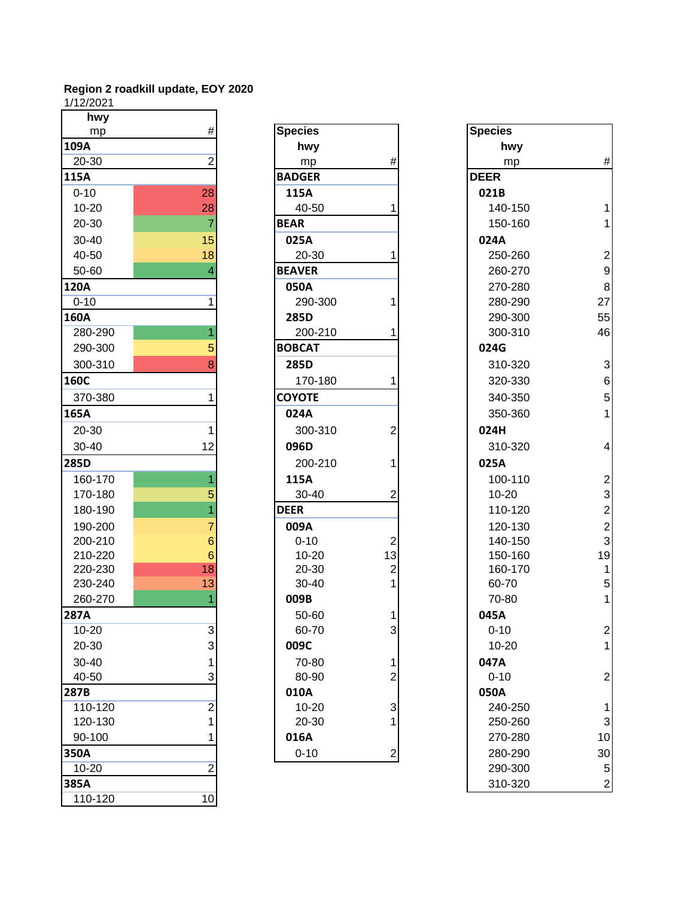**Region 2 roadkill update, EOY 2020**

1/12/2021

| hwy mp | # |
|---|---|
| **109A** | |
| 20-30 | 2 |
| **115A** | |
| 0-10 | 28 |
| 10-20 | 28 |
| 20-30 | 7 |
| 30-40 | 15 |
| 40-50 | 18 |
| 50-60 | 4 |
| **120A** | |
| 0-10 | 1 |
| **160A** | |
| 280-290 | 1 |
| 290-300 | 5 |
| 300-310 | 8 |
| **160C** | |
| 370-380 | 1 |
| **165A** | |
| 20-30 | 1 |
| 30-40 | 12 |
| **285D** | |
| 160-170 | 1 |
| 170-180 | 5 |
| 180-190 | 1 |
| 190-200 | 7 |
| 200-210 | 6 |
| 210-220 | 6 |
| 220-230 | 18 |
| 230-240 | 13 |
| 260-270 | 1 |
| **287A** | |
| 10-20 | 3 |
| 20-30 | 3 |
| 30-40 | 1 |
| 40-50 | 3 |
| **287B** | |
| 110-120 | 2 |
| 120-130 | 1 |
| 90-100 | 1 |
| **350A** | |
| 10-20 | 2 |
| **385A** | |
| 110-120 | 10 |

| Species hwy mp | # |
|---|---|
| **BADGER** | |
| **115A** | |
| 40-50 | 1 |
| **BEAR** | |
| **025A** | |
| 20-30 | 1 |
| **BEAVER** | |
| **050A** | |
| 290-300 | 1 |
| **285D** | |
| 200-210 | 1 |
| **BOBCAT** | |
| **285D** | |
| 170-180 | 1 |
| **COYOTE** | |
| **024A** | |
| 300-310 | 2 |
| **096D** | |
| 200-210 | 1 |
| **115A** | |
| 30-40 | 2 |
| **DEER** | |
| **009A** | |
| 0-10 | 2 |
| 10-20 | 13 |
| 20-30 | 2 |
| 30-40 | 1 |
| **009B** | |
| 50-60 | 1 |
| 60-70 | 3 |
| **009C** | |
| 70-80 | 1 |
| 80-90 | 2 |
| **010A** | |
| 10-20 | 3 |
| 20-30 | 1 |
| **016A** | |
| 0-10 | 2 |

| Species hwy mp | # |
|---|---|
| **DEER** | |
| **021B** | |
| 140-150 | 1 |
| 150-160 | 1 |
| **024A** | |
| 250-260 | 2 |
| 260-270 | 9 |
| 270-280 | 8 |
| 280-290 | 27 |
| 290-300 | 55 |
| 300-310 | 46 |
| **024G** | |
| 310-320 | 3 |
| 320-330 | 6 |
| 340-350 | 5 |
| 350-360 | 1 |
| **024H** | |
| 310-320 | 4 |
| **025A** | |
| 100-110 | 2 |
| 10-20 | 3 |
| 110-120 | 2 |
| 120-130 | 2 |
| 140-150 | 3 |
| 150-160 | 19 |
| 160-170 | 1 |
| 60-70 | 5 |
| 70-80 | 1 |
| **045A** | |
| 0-10 | 2 |
| 10-20 | 1 |
| **047A** | |
| 0-10 | 2 |
| **050A** | |
| 240-250 | 1 |
| 250-260 | 3 |
| 270-280 | 10 |
| 280-290 | 30 |
| 290-300 | 5 |
| 310-320 | 2 |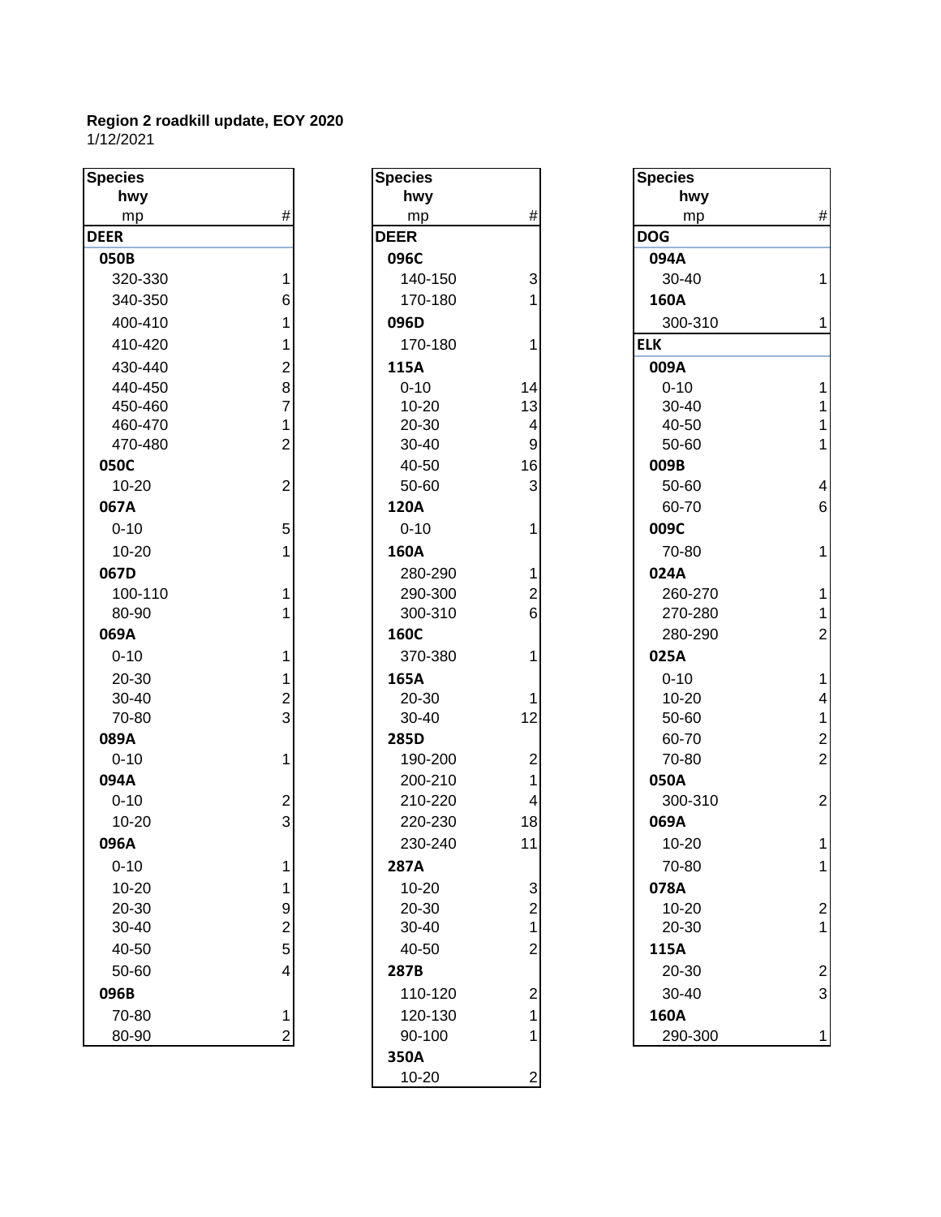**Region 2 roadkill update, EOY 2020**
1/12/2021

| Species / hwy / mp | # |
|---|---|
| **DEER** | |
| **050B** | |
| 320-330 | 1 |
| 340-350 | 6 |
| 400-410 | 1 |
| 410-420 | 1 |
| 430-440 | 2 |
| 440-450 | 8 |
| 450-460 | 7 |
| 460-470 | 1 |
| 470-480 | 2 |
| **050C** | |
| 10-20 | 2 |
| **067A** | |
| 0-10 | 5 |
| 10-20 | 1 |
| **067D** | |
| 100-110 | 1 |
| 80-90 | 1 |
| **069A** | |
| 0-10 | 1 |
| 20-30 | 1 |
| 30-40 | 2 |
| 70-80 | 3 |
| **089A** | |
| 0-10 | 1 |
| **094A** | |
| 0-10 | 2 |
| 10-20 | 3 |
| **096A** | |
| 0-10 | 1 |
| 10-20 | 1 |
| 20-30 | 9 |
| 30-40 | 2 |
| 40-50 | 5 |
| 50-60 | 4 |
| **096B** | |
| 70-80 | 1 |
| 80-90 | 2 |

| Species / hwy / mp | # |
|---|---|
| **DEER** | |
| **096C** | |
| 140-150 | 3 |
| 170-180 | 1 |
| **096D** | |
| 170-180 | 1 |
| **115A** | |
| 0-10 | 14 |
| 10-20 | 13 |
| 20-30 | 4 |
| 30-40 | 9 |
| 40-50 | 16 |
| 50-60 | 3 |
| **120A** | |
| 0-10 | 1 |
| **160A** | |
| 280-290 | 1 |
| 290-300 | 2 |
| 300-310 | 6 |
| **160C** | |
| 370-380 | 1 |
| **165A** | |
| 20-30 | 1 |
| 30-40 | 12 |
| **285D** | |
| 190-200 | 2 |
| 200-210 | 1 |
| 210-220 | 4 |
| 220-230 | 18 |
| 230-240 | 11 |
| **287A** | |
| 10-20 | 3 |
| 20-30 | 2 |
| 30-40 | 1 |
| 40-50 | 2 |
| **287B** | |
| 110-120 | 2 |
| 120-130 | 1 |
| 90-100 | 1 |
| **350A** | |
| 10-20 | 2 |

| Species / hwy / mp | # |
|---|---|
| **DOG** | |
| **094A** | |
| 30-40 | 1 |
| **160A** | |
| 300-310 | 1 |
| **ELK** | |
| **009A** | |
| 0-10 | 1 |
| 30-40 | 1 |
| 40-50 | 1 |
| 50-60 | 1 |
| **009B** | |
| 50-60 | 4 |
| 60-70 | 6 |
| **009C** | |
| 70-80 | 1 |
| **024A** | |
| 260-270 | 1 |
| 270-280 | 1 |
| 280-290 | 2 |
| **025A** | |
| 0-10 | 1 |
| 10-20 | 4 |
| 50-60 | 1 |
| 60-70 | 2 |
| 70-80 | 2 |
| **050A** | |
| 300-310 | 2 |
| **069A** | |
| 10-20 | 1 |
| 70-80 | 1 |
| **078A** | |
| 10-20 | 2 |
| 20-30 | 1 |
| **115A** | |
| 20-30 | 2 |
| 30-40 | 3 |
| **160A** | |
| 290-300 | 1 |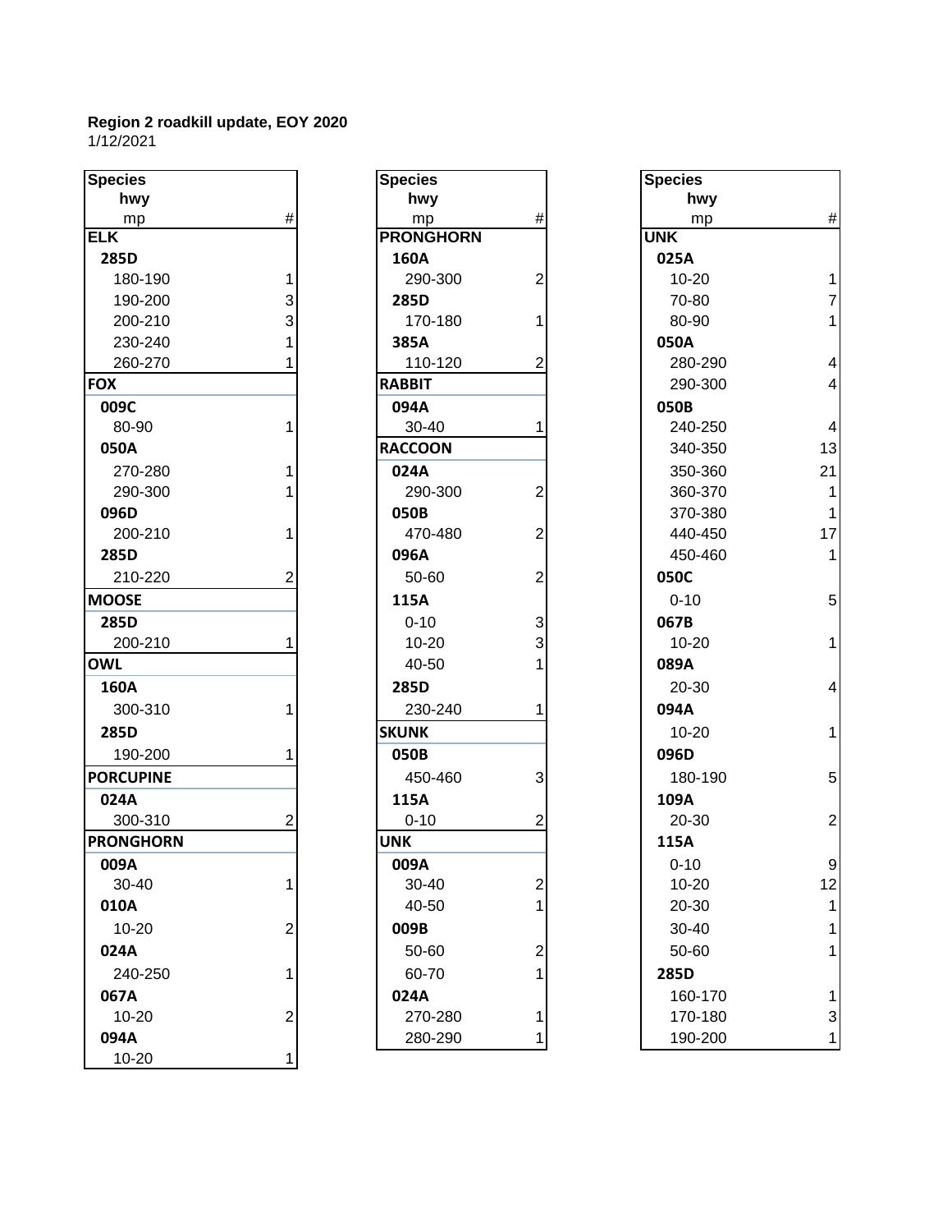**Region 2 roadkill update, EOY 2020**
1/12/2021

| Species / hwy / mp | # |
|---|---|
| **ELK** | |
| **285D** | |
| 180-190 | 1 |
| 190-200 | 3 |
| 200-210 | 3 |
| 230-240 | 1 |
| 260-270 | 1 |
| **FOX** | |
| **009C** | |
| 80-90 | 1 |
| **050A** | |
| 270-280 | 1 |
| 290-300 | 1 |
| **096D** | |
| 200-210 | 1 |
| **285D** | |
| 210-220 | 2 |
| **MOOSE** | |
| **285D** | |
| 200-210 | 1 |
| **OWL** | |
| **160A** | |
| 300-310 | 1 |
| **285D** | |
| 190-200 | 1 |
| **PORCUPINE** | |
| **024A** | |
| 300-310 | 2 |
| **PRONGHORN** | |
| **009A** | |
| 30-40 | 1 |
| **010A** | |
| 10-20 | 2 |
| **024A** | |
| 240-250 | 1 |
| **067A** | |
| 10-20 | 2 |
| **094A** | |
| 10-20 | 1 |

| Species / hwy / mp | # |
|---|---|
| **PRONGHORN** | |
| **160A** | |
| 290-300 | 2 |
| **285D** | |
| 170-180 | 1 |
| **385A** | |
| 110-120 | 2 |
| **RABBIT** | |
| **094A** | |
| 30-40 | 1 |
| **RACCOON** | |
| **024A** | |
| 290-300 | 2 |
| **050B** | |
| 470-480 | 2 |
| **096A** | |
| 50-60 | 2 |
| **115A** | |
| 0-10 | 3 |
| 10-20 | 3 |
| 40-50 | 1 |
| **285D** | |
| 230-240 | 1 |
| **SKUNK** | |
| **050B** | |
| 450-460 | 3 |
| **115A** | |
| 0-10 | 2 |
| **UNK** | |
| **009A** | |
| 30-40 | 2 |
| 40-50 | 1 |
| **009B** | |
| 50-60 | 2 |
| 60-70 | 1 |
| **024A** | |
| 270-280 | 1 |
| 280-290 | 1 |

| Species / hwy / mp | # |
|---|---|
| **UNK** | |
| **025A** | |
| 10-20 | 1 |
| 70-80 | 7 |
| 80-90 | 1 |
| **050A** | |
| 280-290 | 4 |
| 290-300 | 4 |
| **050B** | |
| 240-250 | 4 |
| 340-350 | 13 |
| 350-360 | 21 |
| 360-370 | 1 |
| 370-380 | 1 |
| 440-450 | 17 |
| 450-460 | 1 |
| **050C** | |
| 0-10 | 5 |
| **067B** | |
| 10-20 | 1 |
| **089A** | |
| 20-30 | 4 |
| **094A** | |
| 10-20 | 1 |
| **096D** | |
| 180-190 | 5 |
| **109A** | |
| 20-30 | 2 |
| **115A** | |
| 0-10 | 9 |
| 10-20 | 12 |
| 20-30 | 1 |
| 30-40 | 1 |
| 50-60 | 1 |
| **285D** | |
| 160-170 | 1 |
| 170-180 | 3 |
| 190-200 | 1 |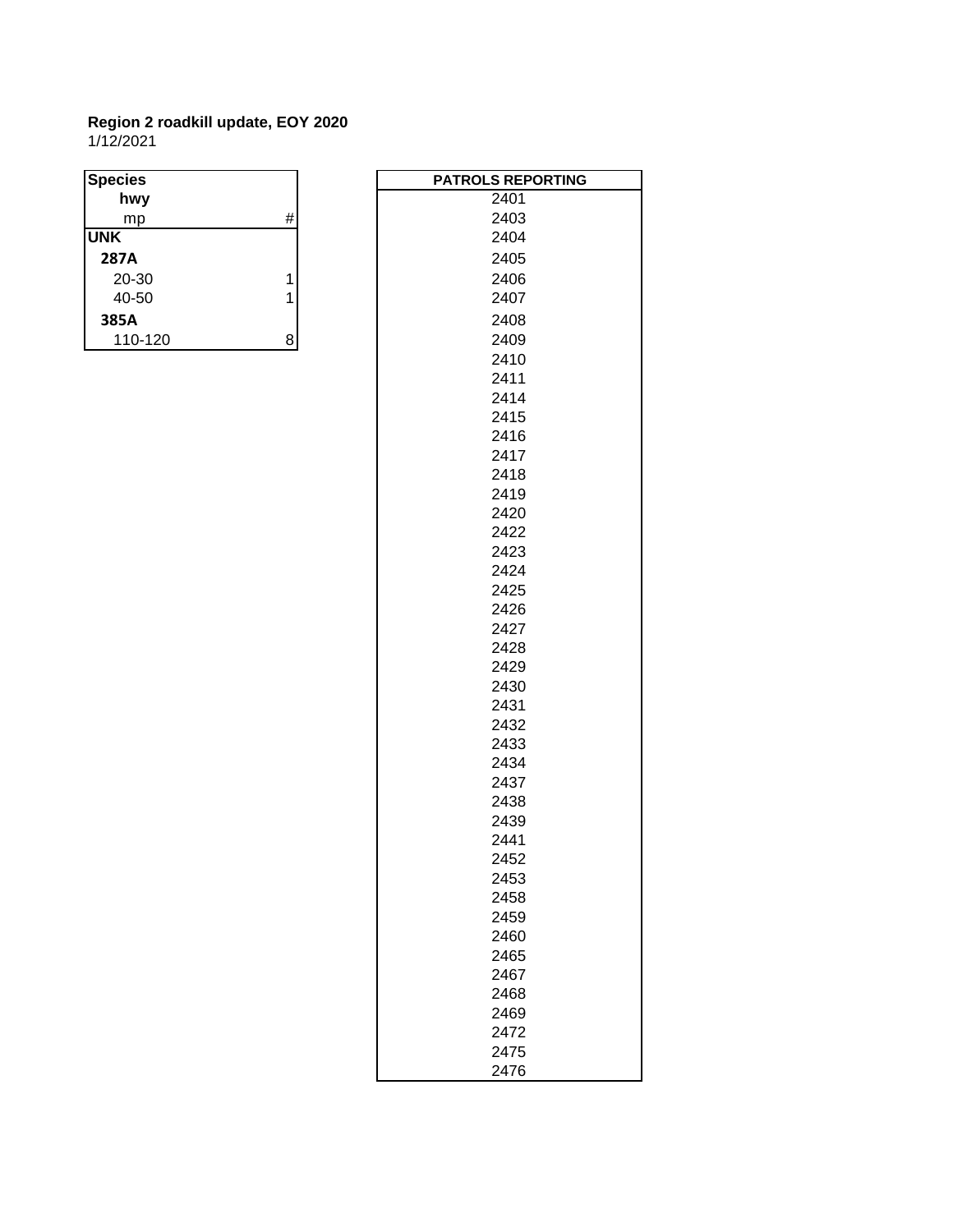**Region 2 roadkill update, EOY 2020**
1/12/2021

| Species | |
|---|---|
| hwy | |
| mp | # |
| **UNK** | |
| **287A** | |
| 20-30 | 1 |
| 40-50 | 1 |
| **385A** | |
| 110-120 | 8 |

| PATROLS REPORTING |
|---|
| 2401 |
| 2403 |
| 2404 |
| 2405 |
| 2406 |
| 2407 |
| 2408 |
| 2409 |
| 2410 |
| 2411 |
| 2414 |
| 2415 |
| 2416 |
| 2417 |
| 2418 |
| 2419 |
| 2420 |
| 2422 |
| 2423 |
| 2424 |
| 2425 |
| 2426 |
| 2427 |
| 2428 |
| 2429 |
| 2430 |
| 2431 |
| 2432 |
| 2433 |
| 2434 |
| 2437 |
| 2438 |
| 2439 |
| 2441 |
| 2452 |
| 2453 |
| 2458 |
| 2459 |
| 2460 |
| 2465 |
| 2467 |
| 2468 |
| 2469 |
| 2472 |
| 2475 |
| 2476 |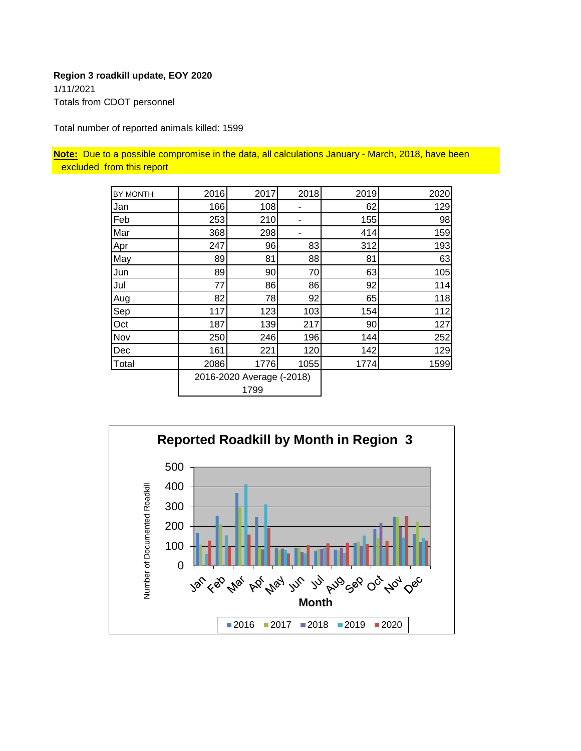**Region 3 roadkill update, EOY 2020**

1/11/2021

Totals from CDOT personnel

Total number of reported animals killed: 1599

**Note:** Due to a possible compromise in the data, all calculations January - March, 2018, have been excluded from this report

| BY MONTH | 2016 | 2017 | 2018 | 2019 | 2020 |
|---|---|---|---|---|---|
| Jan | 166 | 108 | - | 62 | 129 |
| Feb | 253 | 210 | - | 155 | 98 |
| Mar | 368 | 298 | - | 414 | 159 |
| Apr | 247 | 96 | 83 | 312 | 193 |
| May | 89 | 81 | 88 | 81 | 63 |
| Jun | 89 | 90 | 70 | 63 | 105 |
| Jul | 77 | 86 | 86 | 92 | 114 |
| Aug | 82 | 78 | 92 | 65 | 118 |
| Sep | 117 | 123 | 103 | 154 | 112 |
| Oct | 187 | 139 | 217 | 90 | 127 |
| Nov | 250 | 246 | 196 | 144 | 252 |
| Dec | 161 | 221 | 120 | 142 | 129 |
| Total | 2086 | 1776 | 1055 | 1774 | 1599 |
| | 2016-2020 Average (-2018) 1799 | | | | |

**Reported Roadkill by Month in Region 3**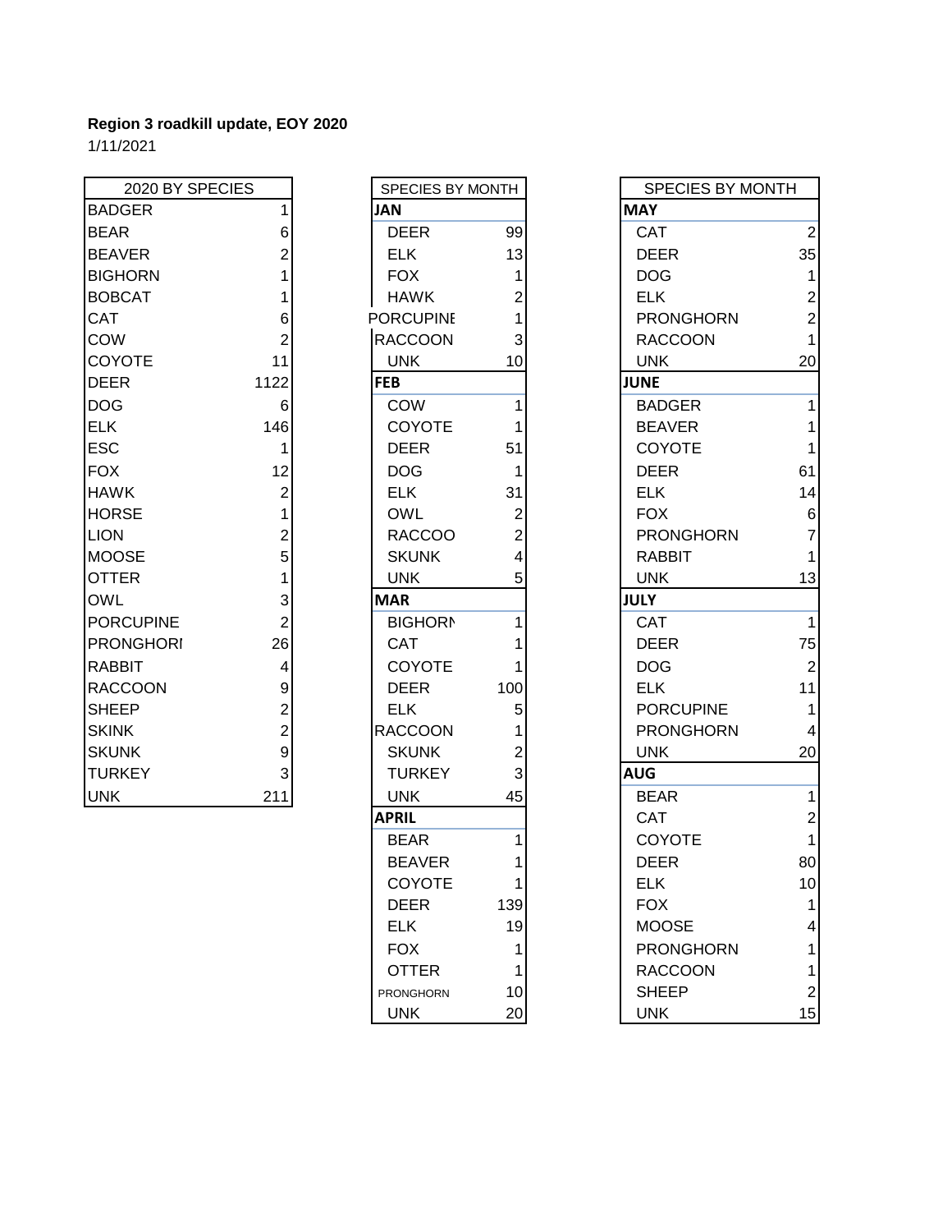**Region 3 roadkill update, EOY 2020**

1/11/2021

| 2020 BY SPECIES | |
|---|---|
| BADGER | 1 |
| BEAR | 6 |
| BEAVER | 2 |
| BIGHORN | 1 |
| BOBCAT | 1 |
| CAT | 6 |
| COW | 2 |
| COYOTE | 11 |
| DEER | 1122 |
| DOG | 6 |
| ELK | 146 |
| ESC | 1 |
| FOX | 12 |
| HAWK | 2 |
| HORSE | 1 |
| LION | 2 |
| MOOSE | 5 |
| OTTER | 1 |
| OWL | 3 |
| PORCUPINE | 2 |
| PRONGHORI | 26 |
| RABBIT | 4 |
| RACCOON | 9 |
| SHEEP | 2 |
| SKINK | 2 |
| SKUNK | 9 |
| TURKEY | 3 |
| UNK | 211 |

| SPECIES BY MONTH | |
|---|---|
| **JAN** | |
| DEER | 99 |
| ELK | 13 |
| FOX | 1 |
| HAWK | 2 |
| PORCUPINE | 1 |
| RACCOON | 3 |
| UNK | 10 |
| **FEB** | |
| COW | 1 |
| COYOTE | 1 |
| DEER | 51 |
| DOG | 1 |
| ELK | 31 |
| OWL | 2 |
| RACCOO | 2 |
| SKUNK | 4 |
| UNK | 5 |
| **MAR** | |
| BIGHORN | 1 |
| CAT | 1 |
| COYOTE | 1 |
| DEER | 100 |
| ELK | 5 |
| RACCOON | 1 |
| SKUNK | 2 |
| TURKEY | 3 |
| UNK | 45 |
| **APRIL** | |
| BEAR | 1 |
| BEAVER | 1 |
| COYOTE | 1 |
| DEER | 139 |
| ELK | 19 |
| FOX | 1 |
| OTTER | 1 |
| PRONGHORN | 10 |
| UNK | 20 |

| SPECIES BY MONTH | |
|---|---|
| **MAY** | |
| CAT | 2 |
| DEER | 35 |
| DOG | 1 |
| ELK | 2 |
| PRONGHORN | 2 |
| RACCOON | 1 |
| UNK | 20 |
| **JUNE** | |
| BADGER | 1 |
| BEAVER | 1 |
| COYOTE | 1 |
| DEER | 61 |
| ELK | 14 |
| FOX | 6 |
| PRONGHORN | 7 |
| RABBIT | 1 |
| UNK | 13 |
| **JULY** | |
| CAT | 1 |
| DEER | 75 |
| DOG | 2 |
| ELK | 11 |
| PORCUPINE | 1 |
| PRONGHORN | 4 |
| UNK | 20 |
| **AUG** | |
| BEAR | 1 |
| CAT | 2 |
| COYOTE | 1 |
| DEER | 80 |
| ELK | 10 |
| FOX | 1 |
| MOOSE | 4 |
| PRONGHORN | 1 |
| RACCOON | 1 |
| SHEEP | 2 |
| UNK | 15 |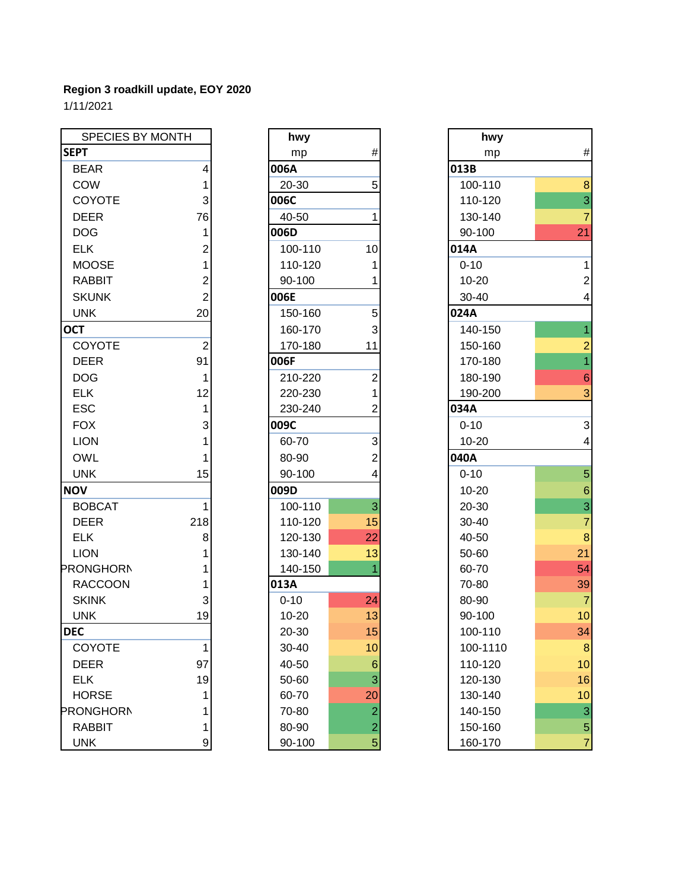**Region 3 roadkill update, EOY 2020**

1/11/2021

| SPECIES BY MONTH | |
|---|---|
| **SEPT** | |
| BEAR | 4 |
| COW | 1 |
| COYOTE | 3 |
| DEER | 76 |
| DOG | 1 |
| ELK | 2 |
| MOOSE | 1 |
| RABBIT | 2 |
| SKUNK | 2 |
| UNK | 20 |
| **OCT** | |
| COYOTE | 2 |
| DEER | 91 |
| DOG | 1 |
| ELK | 12 |
| ESC | 1 |
| FOX | 3 |
| LION | 1 |
| OWL | 1 |
| UNK | 15 |
| **NOV** | |
| BOBCAT | 1 |
| DEER | 218 |
| ELK | 8 |
| LION | 1 |
| PRONGHORN | 1 |
| RACCOON | 1 |
| SKINK | 3 |
| UNK | 19 |
| **DEC** | |
| COYOTE | 1 |
| DEER | 97 |
| ELK | 19 |
| HORSE | 1 |
| PRONGHORN | 1 |
| RABBIT | 1 |
| UNK | 9 |

| hwy mp | # |
|---|---|
| **006A** | |
| 20-30 | 5 |
| **006C** | |
| 40-50 | 1 |
| **006D** | |
| 100-110 | 10 |
| 110-120 | 1 |
| 90-100 | 1 |
| **006E** | |
| 150-160 | 5 |
| 160-170 | 3 |
| 170-180 | 11 |
| **006F** | |
| 210-220 | 2 |
| 220-230 | 1 |
| 230-240 | 2 |
| **009C** | |
| 60-70 | 3 |
| 80-90 | 2 |
| 90-100 | 4 |
| **009D** | |
| 100-110 | 3 |
| 110-120 | 15 |
| 120-130 | 22 |
| 130-140 | 13 |
| 140-150 | 1 |
| **013A** | |
| 0-10 | 24 |
| 10-20 | 13 |
| 20-30 | 15 |
| 30-40 | 10 |
| 40-50 | 6 |
| 50-60 | 3 |
| 60-70 | 20 |
| 70-80 | 2 |
| 80-90 | 2 |
| 90-100 | 5 |

| hwy mp | # |
|---|---|
| **013B** | |
| 100-110 | 8 |
| 110-120 | 3 |
| 130-140 | 7 |
| 90-100 | 21 |
| **014A** | |
| 0-10 | 1 |
| 10-20 | 2 |
| 30-40 | 4 |
| **024A** | |
| 140-150 | 1 |
| 150-160 | 2 |
| 170-180 | 1 |
| 180-190 | 6 |
| 190-200 | 3 |
| **034A** | |
| 0-10 | 3 |
| 10-20 | 4 |
| **040A** | |
| 0-10 | 5 |
| 10-20 | 6 |
| 20-30 | 3 |
| 30-40 | 7 |
| 40-50 | 8 |
| 50-60 | 21 |
| 60-70 | 54 |
| 70-80 | 39 |
| 80-90 | 7 |
| 90-100 | 10 |
| 100-110 | 34 |
| 100-1110 | 8 |
| 110-120 | 10 |
| 120-130 | 16 |
| 130-140 | 10 |
| 140-150 | 3 |
| 150-160 | 5 |
| 160-170 | 7 |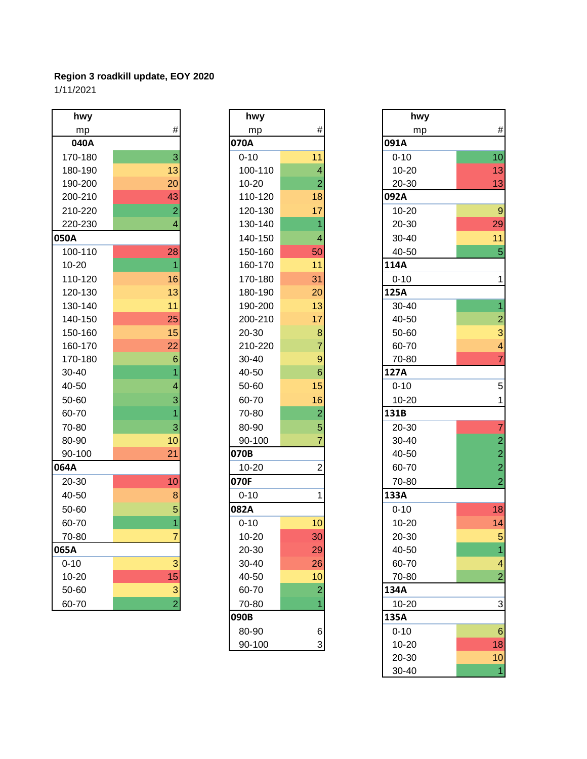**Region 3 roadkill update, EOY 2020**

1/11/2021

| hwy mp | # |
|---|---|
| **040A** | |
| 170-180 | 3 |
| 180-190 | 13 |
| 190-200 | 20 |
| 200-210 | 43 |
| 210-220 | 2 |
| 220-230 | 4 |
| **050A** | |
| 100-110 | 28 |
| 10-20 | 1 |
| 110-120 | 16 |
| 120-130 | 13 |
| 130-140 | 11 |
| 140-150 | 25 |
| 150-160 | 15 |
| 160-170 | 22 |
| 170-180 | 6 |
| 30-40 | 1 |
| 40-50 | 4 |
| 50-60 | 3 |
| 60-70 | 1 |
| 70-80 | 3 |
| 80-90 | 10 |
| 90-100 | 21 |
| **064A** | |
| 20-30 | 10 |
| 40-50 | 8 |
| 50-60 | 5 |
| 60-70 | 1 |
| 70-80 | 7 |
| **065A** | |
| 0-10 | 3 |
| 10-20 | 15 |
| 50-60 | 3 |
| 60-70 | 2 |

| hwy mp | # |
|---|---|
| **070A** | |
| 0-10 | 11 |
| 100-110 | 4 |
| 10-20 | 2 |
| 110-120 | 18 |
| 120-130 | 17 |
| 130-140 | 1 |
| 140-150 | 4 |
| 150-160 | 50 |
| 160-170 | 11 |
| 170-180 | 31 |
| 180-190 | 20 |
| 190-200 | 13 |
| 200-210 | 17 |
| 20-30 | 8 |
| 210-220 | 7 |
| 30-40 | 9 |
| 40-50 | 6 |
| 50-60 | 15 |
| 60-70 | 16 |
| 70-80 | 2 |
| 80-90 | 5 |
| 90-100 | 7 |
| **070B** | |
| 10-20 | 2 |
| **070F** | |
| 0-10 | 1 |
| **082A** | |
| 0-10 | 10 |
| 10-20 | 30 |
| 20-30 | 29 |
| 30-40 | 26 |
| 40-50 | 10 |
| 60-70 | 2 |
| 70-80 | 1 |
| **090B** | |
| 80-90 | 6 |
| 90-100 | 3 |

| hwy mp | # |
|---|---|
| **091A** | |
| 0-10 | 10 |
| 10-20 | 13 |
| 20-30 | 13 |
| **092A** | |
| 10-20 | 9 |
| 20-30 | 29 |
| 30-40 | 11 |
| 40-50 | 5 |
| **114A** | |
| 0-10 | 1 |
| **125A** | |
| 30-40 | 1 |
| 40-50 | 2 |
| 50-60 | 3 |
| 60-70 | 4 |
| 70-80 | 7 |
| **127A** | |
| 0-10 | 5 |
| 10-20 | 1 |
| **131B** | |
| 20-30 | 7 |
| 30-40 | 2 |
| 40-50 | 2 |
| 60-70 | 2 |
| 70-80 | 2 |
| **133A** | |
| 0-10 | 18 |
| 10-20 | 14 |
| 20-30 | 5 |
| 40-50 | 1 |
| 60-70 | 4 |
| 70-80 | 2 |
| **134A** | |
| 10-20 | 3 |
| **135A** | |
| 0-10 | 6 |
| 10-20 | 18 |
| 20-30 | 10 |
| 30-40 | 1 |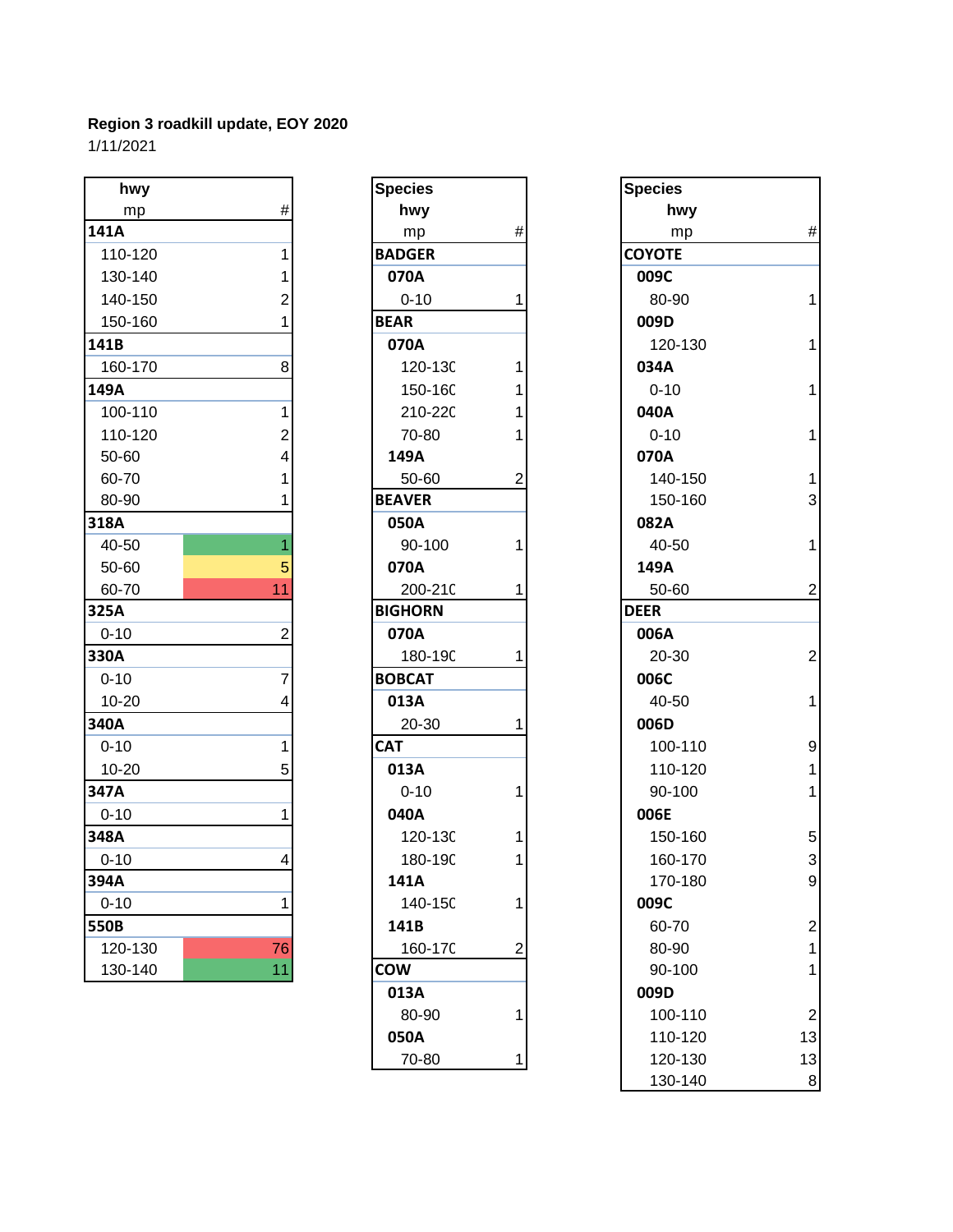**Region 3 roadkill update, EOY 2020**

1/11/2021

| hwy mp | # |
|---|---|
| **141A** | |
| 110-120 | 1 |
| 130-140 | 1 |
| 140-150 | 2 |
| 150-160 | 1 |
| **141B** | |
| 160-170 | 8 |
| **149A** | |
| 100-110 | 1 |
| 110-120 | 2 |
| 50-60 | 4 |
| 60-70 | 1 |
| 80-90 | 1 |
| **318A** | |
| 40-50 | 1 |
| 50-60 | 5 |
| 60-70 | 11 |
| **325A** | |
| 0-10 | 2 |
| **330A** | |
| 0-10 | 7 |
| 10-20 | 4 |
| **340A** | |
| 0-10 | 1 |
| 10-20 | 5 |
| **347A** | |
| 0-10 | 1 |
| **348A** | |
| 0-10 | 4 |
| **394A** | |
| 0-10 | 1 |
| **550B** | |
| 120-130 | 76 |
| 130-140 | 11 |

| Species hwy mp | # |
|---|---|
| **BADGER** | |
| **070A** | |
| 0-10 | 1 |
| **BEAR** | |
| **070A** | |
| 120-130 | 1 |
| 150-160 | 1 |
| 210-220 | 1 |
| 70-80 | 1 |
| **149A** | |
| 50-60 | 2 |
| **BEAVER** | |
| **050A** | |
| 90-100 | 1 |
| **070A** | |
| 200-210 | 1 |
| **BIGHORN** | |
| **070A** | |
| 180-190 | 1 |
| **BOBCAT** | |
| **013A** | |
| 20-30 | 1 |
| **CAT** | |
| **013A** | |
| 0-10 | 1 |
| **040A** | |
| 120-130 | 1 |
| 180-190 | 1 |
| **141A** | |
| 140-150 | 1 |
| **141B** | |
| 160-170 | 2 |
| **COW** | |
| **013A** | |
| 80-90 | 1 |
| **050A** | |
| 70-80 | 1 |

| Species hwy mp | # |
|---|---|
| **COYOTE** | |
| **009C** | |
| 80-90 | 1 |
| **009D** | |
| 120-130 | 1 |
| **034A** | |
| 0-10 | 1 |
| **040A** | |
| 0-10 | 1 |
| **070A** | |
| 140-150 | 1 |
| 150-160 | 3 |
| **082A** | |
| 40-50 | 1 |
| **149A** | |
| 50-60 | 2 |
| **DEER** | |
| **006A** | |
| 20-30 | 2 |
| **006C** | |
| 40-50 | 1 |
| **006D** | |
| 100-110 | 9 |
| 110-120 | 1 |
| 90-100 | 1 |
| **006E** | |
| 150-160 | 5 |
| 160-170 | 3 |
| 170-180 | 9 |
| **009C** | |
| 60-70 | 2 |
| 80-90 | 1 |
| 90-100 | 1 |
| **009D** | |
| 100-110 | 2 |
| 110-120 | 13 |
| 120-130 | 13 |
| 130-140 | 8 |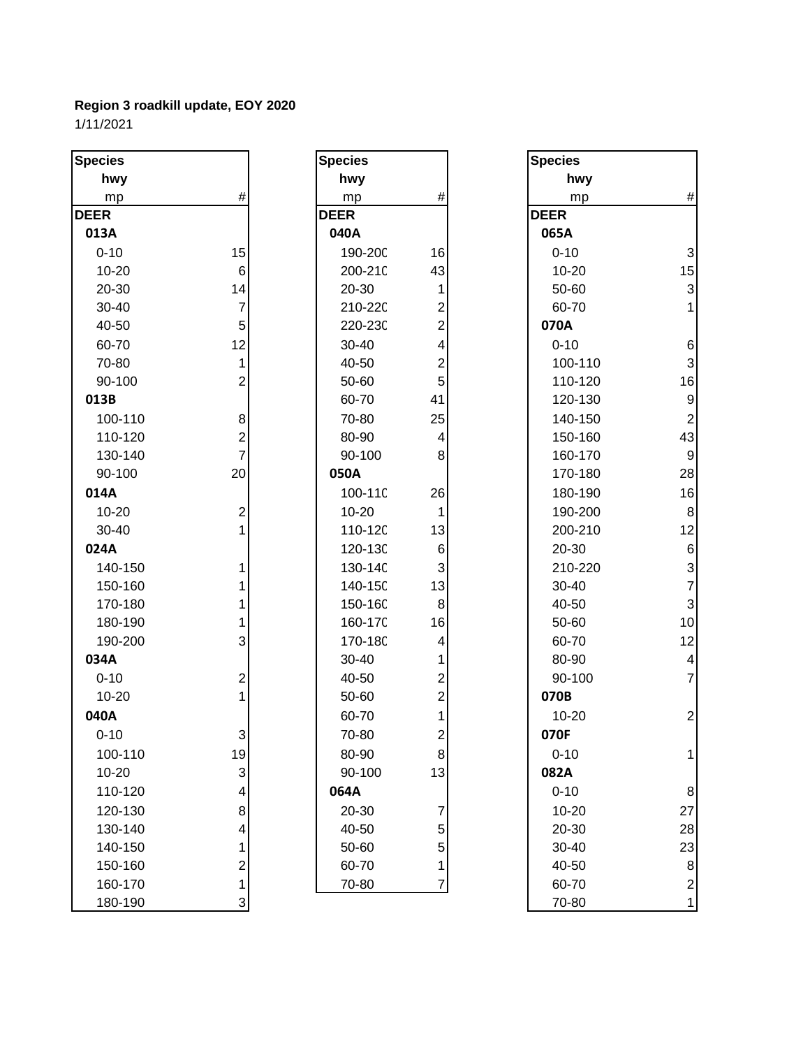**Region 3 roadkill update, EOY 2020**

1/11/2021

| Species | |
|---|---|
| hwy | |
| mp | # |
| **DEER** | |
| **013A** | |
| 0-10 | 15 |
| 10-20 | 6 |
| 20-30 | 14 |
| 30-40 | 7 |
| 40-50 | 5 |
| 60-70 | 12 |
| 70-80 | 1 |
| 90-100 | 2 |
| **013B** | |
| 100-110 | 8 |
| 110-120 | 2 |
| 130-140 | 7 |
| 90-100 | 20 |
| **014A** | |
| 10-20 | 2 |
| 30-40 | 1 |
| **024A** | |
| 140-150 | 1 |
| 150-160 | 1 |
| 170-180 | 1 |
| 180-190 | 1 |
| 190-200 | 3 |
| **034A** | |
| 0-10 | 2 |
| 10-20 | 1 |
| **040A** | |
| 0-10 | 3 |
| 100-110 | 19 |
| 10-20 | 3 |
| 110-120 | 4 |
| 120-130 | 8 |
| 130-140 | 4 |
| 140-150 | 1 |
| 150-160 | 2 |
| 160-170 | 1 |
| 180-190 | 3 |

| Species | |
|---|---|
| hwy | |
| mp | # |
| **DEER** | |
| **040A** | |
| 190-200 | 16 |
| 200-210 | 43 |
| 20-30 | 1 |
| 210-220 | 2 |
| 220-230 | 2 |
| 30-40 | 4 |
| 40-50 | 2 |
| 50-60 | 5 |
| 60-70 | 41 |
| 70-80 | 25 |
| 80-90 | 4 |
| 90-100 | 8 |
| **050A** | |
| 100-110 | 26 |
| 10-20 | 1 |
| 110-120 | 13 |
| 120-130 | 6 |
| 130-140 | 3 |
| 140-150 | 13 |
| 150-160 | 8 |
| 160-170 | 16 |
| 170-180 | 4 |
| 30-40 | 1 |
| 40-50 | 2 |
| 50-60 | 2 |
| 60-70 | 1 |
| 70-80 | 2 |
| 80-90 | 8 |
| 90-100 | 13 |
| **064A** | |
| 20-30 | 7 |
| 40-50 | 5 |
| 50-60 | 5 |
| 60-70 | 1 |
| 70-80 | 7 |

| Species | |
|---|---|
| hwy | |
| mp | # |
| **DEER** | |
| **065A** | |
| 0-10 | 3 |
| 10-20 | 15 |
| 50-60 | 3 |
| 60-70 | 1 |
| **070A** | |
| 0-10 | 6 |
| 100-110 | 3 |
| 110-120 | 16 |
| 120-130 | 9 |
| 140-150 | 2 |
| 150-160 | 43 |
| 160-170 | 9 |
| 170-180 | 28 |
| 180-190 | 16 |
| 190-200 | 8 |
| 200-210 | 12 |
| 20-30 | 6 |
| 210-220 | 3 |
| 30-40 | 7 |
| 40-50 | 3 |
| 50-60 | 10 |
| 60-70 | 12 |
| 80-90 | 4 |
| 90-100 | 7 |
| **070B** | |
| 10-20 | 2 |
| **070F** | |
| 0-10 | 1 |
| **082A** | |
| 0-10 | 8 |
| 10-20 | 27 |
| 20-30 | 28 |
| 30-40 | 23 |
| 40-50 | 8 |
| 60-70 | 2 |
| 70-80 | 1 |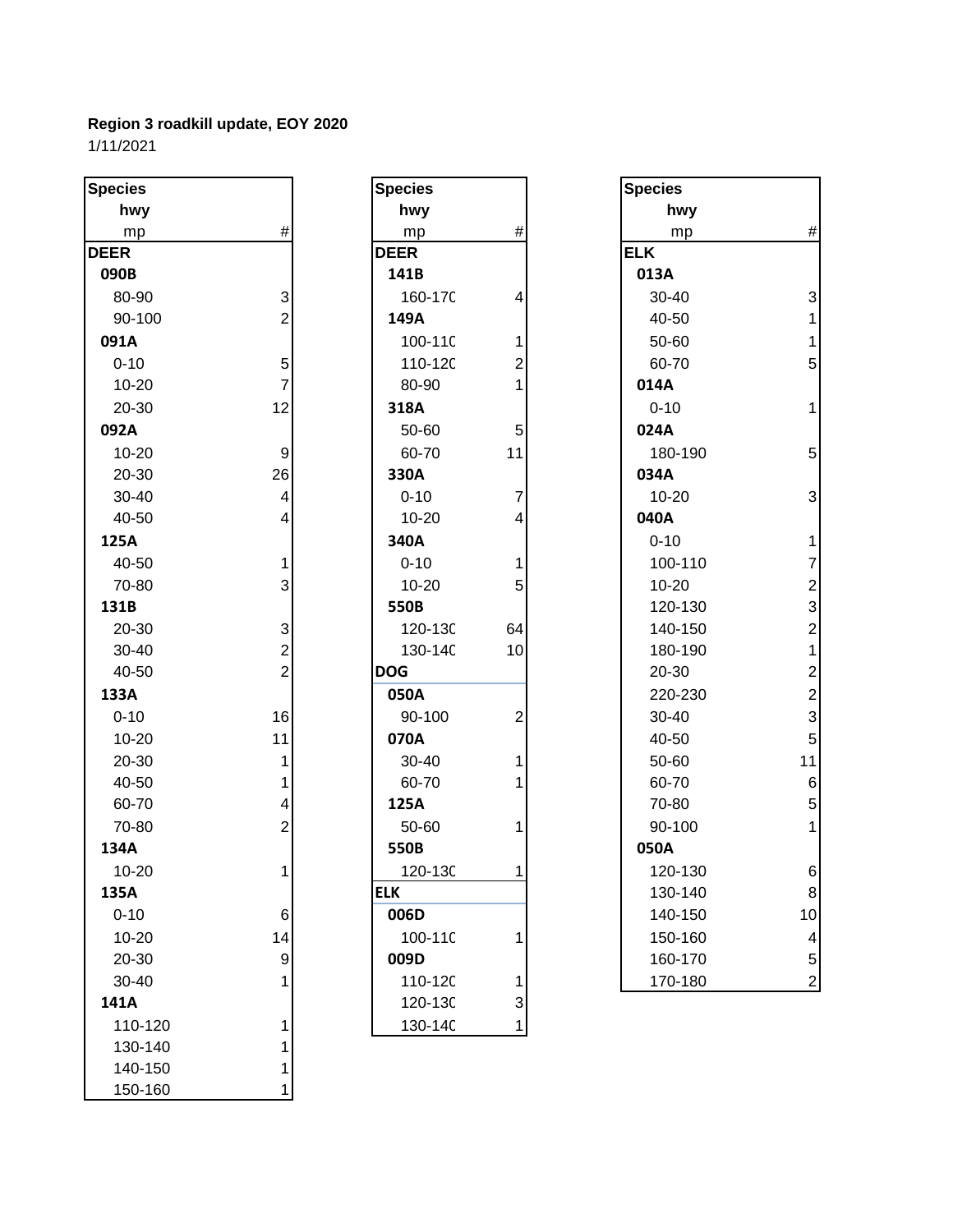**Region 3 roadkill update, EOY 2020**

1/11/2021

| Species<br>hwy<br>mp | # |
|---|---|
| **DEER** | |
| **090B** | |
| 80-90 | 3 |
| 90-100 | 2 |
| **091A** | |
| 0-10 | 5 |
| 10-20 | 7 |
| 20-30 | 12 |
| **092A** | |
| 10-20 | 9 |
| 20-30 | 26 |
| 30-40 | 4 |
| 40-50 | 4 |
| **125A** | |
| 40-50 | 1 |
| 70-80 | 3 |
| **131B** | |
| 20-30 | 3 |
| 30-40 | 2 |
| 40-50 | 2 |
| **133A** | |
| 0-10 | 16 |
| 10-20 | 11 |
| 20-30 | 1 |
| 40-50 | 1 |
| 60-70 | 4 |
| 70-80 | 2 |
| **134A** | |
| 10-20 | 1 |
| **135A** | |
| 0-10 | 6 |
| 10-20 | 14 |
| 20-30 | 9 |
| 30-40 | 1 |
| **141A** | |
| 110-120 | 1 |
| 130-140 | 1 |
| 140-150 | 1 |
| 150-160 | 1 |

| Species<br>hwy<br>mp | # |
|---|---|
| **DEER** | |
| **141B** | |
| 160-170 | 4 |
| **149A** | |
| 100-110 | 1 |
| 110-120 | 2 |
| 80-90 | 1 |
| **318A** | |
| 50-60 | 5 |
| 60-70 | 11 |
| **330A** | |
| 0-10 | 7 |
| 10-20 | 4 |
| **340A** | |
| 0-10 | 1 |
| 10-20 | 5 |
| **550B** | |
| 120-130 | 64 |
| 130-140 | 10 |
| **DOG** | |
| **050A** | |
| 90-100 | 2 |
| **070A** | |
| 30-40 | 1 |
| 60-70 | 1 |
| **125A** | |
| 50-60 | 1 |
| **550B** | |
| 120-130 | 1 |
| **ELK** | |
| **006D** | |
| 100-110 | 1 |
| **009D** | |
| 110-120 | 1 |
| 120-130 | 3 |
| 130-140 | 1 |

| Species<br>hwy<br>mp | # |
|---|---|
| **ELK** | |
| **013A** | |
| 30-40 | 3 |
| 40-50 | 1 |
| 50-60 | 1 |
| 60-70 | 5 |
| **014A** | |
| 0-10 | 1 |
| **024A** | |
| 180-190 | 5 |
| **034A** | |
| 10-20 | 3 |
| **040A** | |
| 0-10 | 1 |
| 100-110 | 7 |
| 10-20 | 2 |
| 120-130 | 3 |
| 140-150 | 2 |
| 180-190 | 1 |
| 20-30 | 2 |
| 220-230 | 2 |
| 30-40 | 3 |
| 40-50 | 5 |
| 50-60 | 11 |
| 60-70 | 6 |
| 70-80 | 5 |
| 90-100 | 1 |
| **050A** | |
| 120-130 | 6 |
| 130-140 | 8 |
| 140-150 | 10 |
| 150-160 | 4 |
| 160-170 | 5 |
| 170-180 | 2 |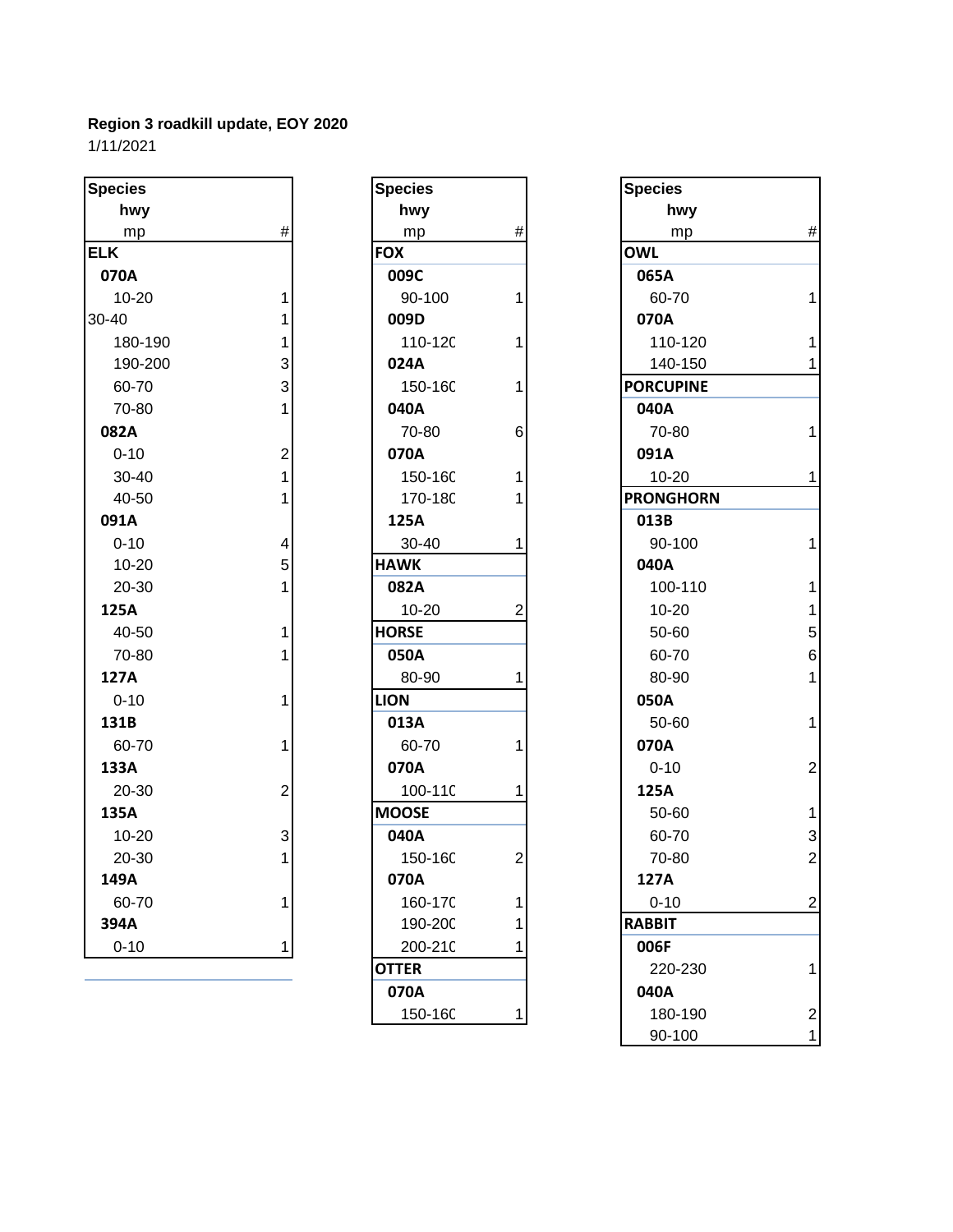**Region 3 roadkill update, EOY 2020**

1/11/2021

| Species / hwy / mp | # |
|---|---|
| **ELK** | |
| **070A** | |
| 10-20 | 1 |
| 30-40 | 1 |
| 180-190 | 1 |
| 190-200 | 3 |
| 60-70 | 3 |
| 70-80 | 1 |
| **082A** | |
| 0-10 | 2 |
| 30-40 | 1 |
| 40-50 | 1 |
| **091A** | |
| 0-10 | 4 |
| 10-20 | 5 |
| 20-30 | 1 |
| **125A** | |
| 40-50 | 1 |
| 70-80 | 1 |
| **127A** | |
| 0-10 | 1 |
| **131B** | |
| 60-70 | 1 |
| **133A** | |
| 20-30 | 2 |
| **135A** | |
| 10-20 | 3 |
| 20-30 | 1 |
| **149A** | |
| 60-70 | 1 |
| **394A** | |
| 0-10 | 1 |

| Species / hwy / mp | # |
|---|---|
| **FOX** | |
| **009C** | |
| 90-100 | 1 |
| **009D** | |
| 110-120 | 1 |
| **024A** | |
| 150-160 | 1 |
| **040A** | |
| 70-80 | 6 |
| **070A** | |
| 150-160 | 1 |
| 170-180 | 1 |
| **125A** | |
| 30-40 | 1 |
| **HAWK** | |
| **082A** | |
| 10-20 | 2 |
| **HORSE** | |
| **050A** | |
| 80-90 | 1 |
| **LION** | |
| **013A** | |
| 60-70 | 1 |
| **070A** | |
| 100-110 | 1 |
| **MOOSE** | |
| **040A** | |
| 150-160 | 2 |
| **070A** | |
| 160-170 | 1 |
| 190-200 | 1 |
| 200-210 | 1 |
| **OTTER** | |
| **070A** | |
| 150-160 | 1 |

| Species / hwy / mp | # |
|---|---|
| **OWL** | |
| **065A** | |
| 60-70 | 1 |
| **070A** | |
| 110-120 | 1 |
| 140-150 | 1 |
| **PORCUPINE** | |
| **040A** | |
| 70-80 | 1 |
| **091A** | |
| 10-20 | 1 |
| **PRONGHORN** | |
| **013B** | |
| 90-100 | 1 |
| **040A** | |
| 100-110 | 1 |
| 10-20 | 1 |
| 50-60 | 5 |
| 60-70 | 6 |
| 80-90 | 1 |
| **050A** | |
| 50-60 | 1 |
| **070A** | |
| 0-10 | 2 |
| **125A** | |
| 50-60 | 1 |
| 60-70 | 3 |
| 70-80 | 2 |
| **127A** | |
| 0-10 | 2 |
| **RABBIT** | |
| **006F** | |
| 220-230 | 1 |
| **040A** | |
| 180-190 | 2 |
| 90-100 | 1 |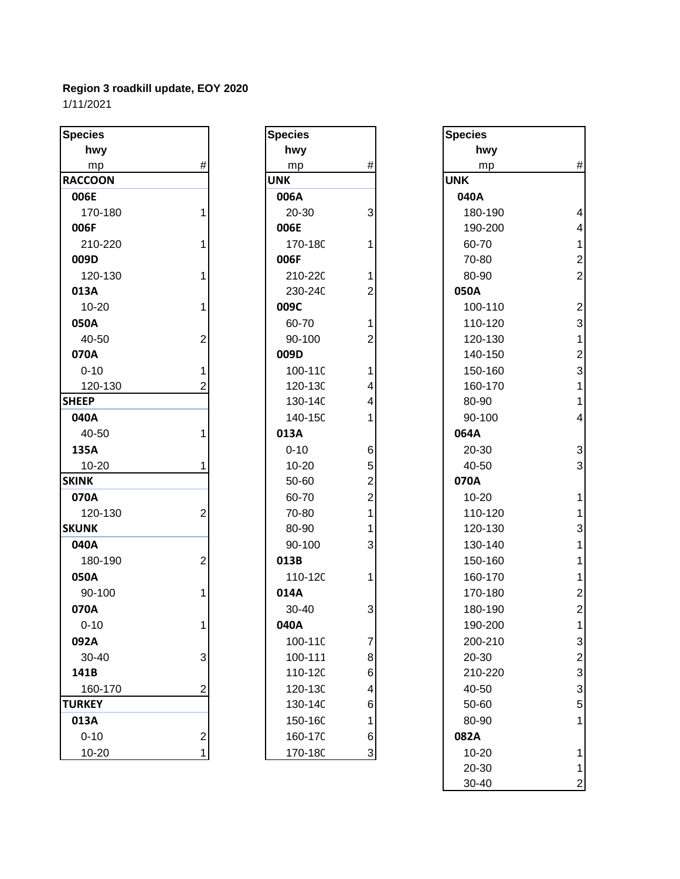**Region 3 roadkill update, EOY 2020**
1/11/2021

| Species<br>hwy<br>mp | # |
|---|---|
| **RACCOON** | |
| **006E** | |
| 170-180 | 1 |
| **006F** | |
| 210-220 | 1 |
| **009D** | |
| 120-130 | 1 |
| **013A** | |
| 10-20 | 1 |
| **050A** | |
| 40-50 | 2 |
| **070A** | |
| 0-10 | 1 |
| 120-130 | 2 |
| **SHEEP** | |
| **040A** | |
| 40-50 | 1 |
| **135A** | |
| 10-20 | 1 |
| **SKINK** | |
| **070A** | |
| 120-130 | 2 |
| **SKUNK** | |
| **040A** | |
| 180-190 | 2 |
| **050A** | |
| 90-100 | 1 |
| **070A** | |
| 0-10 | 1 |
| **092A** | |
| 30-40 | 3 |
| **141B** | |
| 160-170 | 2 |
| **TURKEY** | |
| **013A** | |
| 0-10 | 2 |
| 10-20 | 1 |

| Species<br>hwy<br>mp | # |
|---|---|
| **UNK** | |
| **006A** | |
| 20-30 | 3 |
| **006E** | |
| 170-180 | 1 |
| **006F** | |
| 210-220 | 1 |
| 230-240 | 2 |
| **009C** | |
| 60-70 | 1 |
| 90-100 | 2 |
| **009D** | |
| 100-110 | 1 |
| 120-130 | 4 |
| 130-140 | 4 |
| 140-150 | 1 |
| **013A** | |
| 0-10 | 6 |
| 10-20 | 5 |
| 50-60 | 2 |
| 60-70 | 2 |
| 70-80 | 1 |
| 80-90 | 1 |
| 90-100 | 3 |
| **013B** | |
| 110-120 | 1 |
| **014A** | |
| 30-40 | 3 |
| **040A** | |
| 100-110 | 7 |
| 100-111 | 8 |
| 110-120 | 6 |
| 120-130 | 4 |
| 130-140 | 6 |
| 150-160 | 1 |
| 160-170 | 6 |
| 170-180 | 3 |

| Species<br>hwy<br>mp | # |
|---|---|
| **UNK** | |
| **040A** | |
| 180-190 | 4 |
| 190-200 | 4 |
| 60-70 | 1 |
| 70-80 | 2 |
| 80-90 | 2 |
| **050A** | |
| 100-110 | 2 |
| 110-120 | 3 |
| 120-130 | 1 |
| 140-150 | 2 |
| 150-160 | 3 |
| 160-170 | 1 |
| 80-90 | 1 |
| 90-100 | 4 |
| **064A** | |
| 20-30 | 3 |
| 40-50 | 3 |
| **070A** | |
| 10-20 | 1 |
| 110-120 | 1 |
| 120-130 | 3 |
| 130-140 | 1 |
| 150-160 | 1 |
| 160-170 | 1 |
| 170-180 | 2 |
| 180-190 | 2 |
| 190-200 | 1 |
| 200-210 | 3 |
| 20-30 | 2 |
| 210-220 | 3 |
| 40-50 | 3 |
| 50-60 | 5 |
| 80-90 | 1 |
| **082A** | |
| 10-20 | 1 |
| 20-30 | 1 |
| 30-40 | 2 |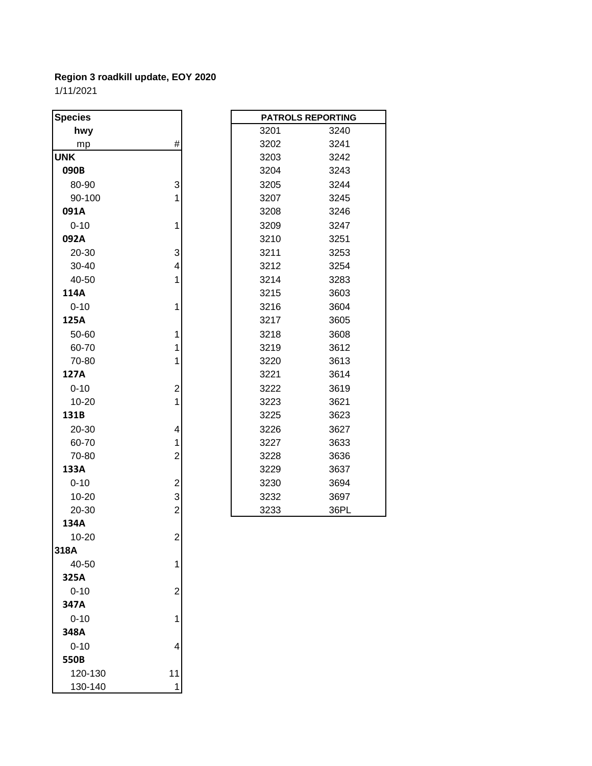**Region 3 roadkill update, EOY 2020**

1/11/2021

| Species | |
|---|---|
| hwy | |
| mp | # |
| **UNK** | |
| **090B** | |
| 80-90 | 3 |
| 90-100 | 1 |
| **091A** | |
| 0-10 | 1 |
| **092A** | |
| 20-30 | 3 |
| 30-40 | 4 |
| 40-50 | 1 |
| **114A** | |
| 0-10 | 1 |
| **125A** | |
| 50-60 | 1 |
| 60-70 | 1 |
| 70-80 | 1 |
| **127A** | |
| 0-10 | 2 |
| 10-20 | 1 |
| **131B** | |
| 20-30 | 4 |
| 60-70 | 1 |
| 70-80 | 2 |
| **133A** | |
| 0-10 | 2 |
| 10-20 | 3 |
| 20-30 | 2 |
| **134A** | |
| 10-20 | 2 |
| **318A** | |
| 40-50 | 1 |
| **325A** | |
| 0-10 | 2 |
| **347A** | |
| 0-10 | 1 |
| **348A** | |
| 0-10 | 4 |
| **550B** | |
| 120-130 | 11 |
| 130-140 | 1 |

| PATROLS REPORTING | |
|---|---|
| 3201 | 3240 |
| 3202 | 3241 |
| 3203 | 3242 |
| 3204 | 3243 |
| 3205 | 3244 |
| 3207 | 3245 |
| 3208 | 3246 |
| 3209 | 3247 |
| 3210 | 3251 |
| 3211 | 3253 |
| 3212 | 3254 |
| 3214 | 3283 |
| 3215 | 3603 |
| 3216 | 3604 |
| 3217 | 3605 |
| 3218 | 3608 |
| 3219 | 3612 |
| 3220 | 3613 |
| 3221 | 3614 |
| 3222 | 3619 |
| 3223 | 3621 |
| 3225 | 3623 |
| 3226 | 3627 |
| 3227 | 3633 |
| 3228 | 3636 |
| 3229 | 3637 |
| 3230 | 3694 |
| 3232 | 3697 |
| 3233 | 36PL |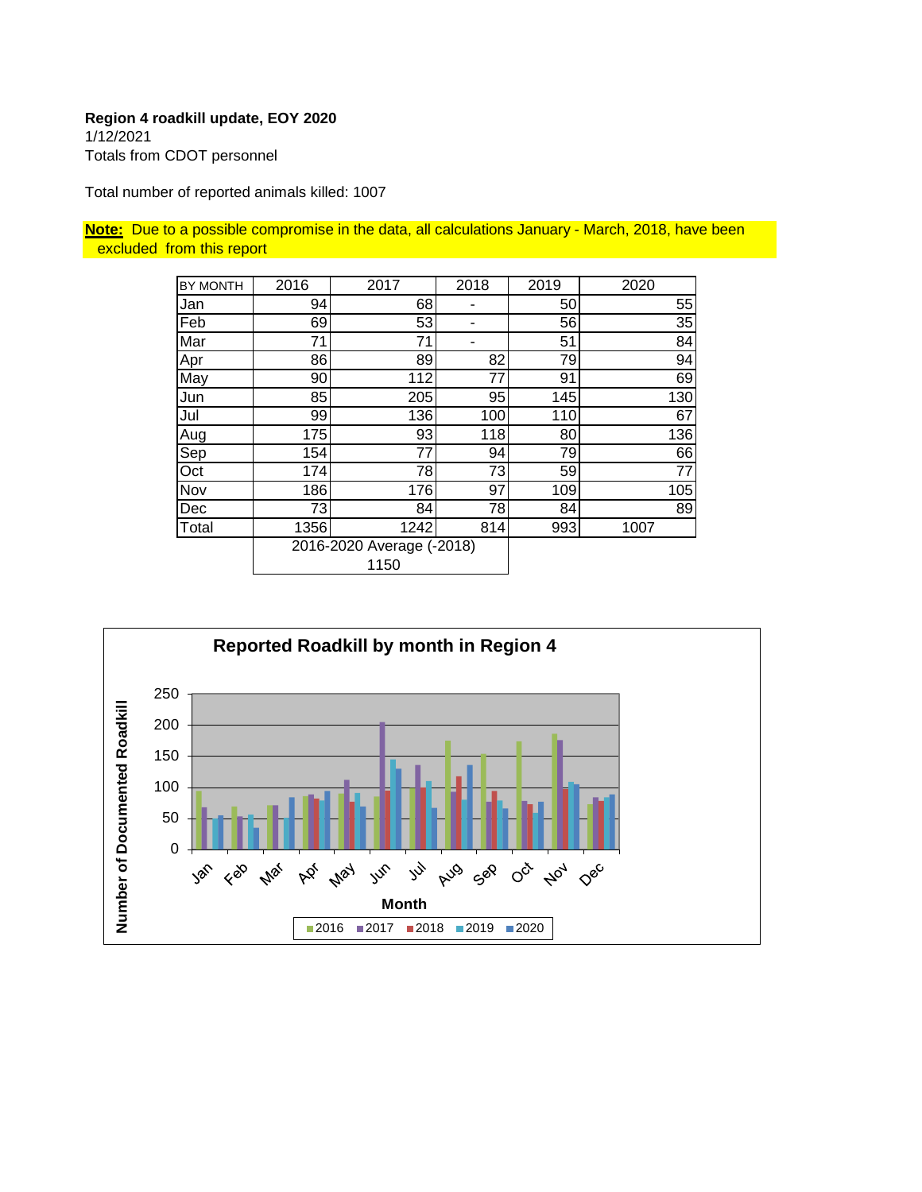**Region 4 roadkill update, EOY 2020**
1/12/2021
Totals from CDOT personnel

Total number of reported animals killed: 1007

**Note:** Due to a possible compromise in the data, all calculations January - March, 2018, have been excluded from this report

| BY MONTH | 2016 | 2017 | 2018 | 2019 | 2020 |
|---|---|---|---|---|---|
| Jan | 94 | 68 | - | 50 | 55 |
| Feb | 69 | 53 | - | 56 | 35 |
| Mar | 71 | 71 | - | 51 | 84 |
| Apr | 86 | 89 | 82 | 79 | 94 |
| May | 90 | 112 | 77 | 91 | 69 |
| Jun | 85 | 205 | 95 | 145 | 130 |
| Jul | 99 | 136 | 100 | 110 | 67 |
| Aug | 175 | 93 | 118 | 80 | 136 |
| Sep | 154 | 77 | 94 | 79 | 66 |
| Oct | 174 | 78 | 73 | 59 | 77 |
| Nov | 186 | 176 | 97 | 109 | 105 |
| Dec | 73 | 84 | 78 | 84 | 89 |
| Total | 1356 | 1242 | 814 | 993 | 1007 |

2016-2020 Average (-2018)
1150

**Reported Roadkill by month in Region 4**

| Month | 2016 | 2017 | 2018 | 2019 | 2020 |
|---|---|---|---|---|---|
| Jan | 94 | 68 | | 50 | 55 |
| Feb | 69 | 53 | | 56 | 35 |
| Mar | 71 | 71 | | 51 | 84 |
| Apr | 86 | 89 | 82 | 79 | 94 |
| May | 90 | 112 | 77 | 91 | 69 |
| Jun | 85 | 205 | 95 | 145 | 130 |
| Jul | 99 | 136 | 100 | 110 | 67 |
| Aug | 175 | 93 | 118 | 80 | 136 |
| Sep | 154 | 77 | 94 | 79 | 66 |
| Oct | 174 | 78 | 73 | 59 | 77 |
| Nov | 186 | 176 | 97 | 109 | 105 |
| Dec | 73 | 84 | 78 | 84 | 89 |

Y-axis: Number of Documented Roadkill; X-axis: Month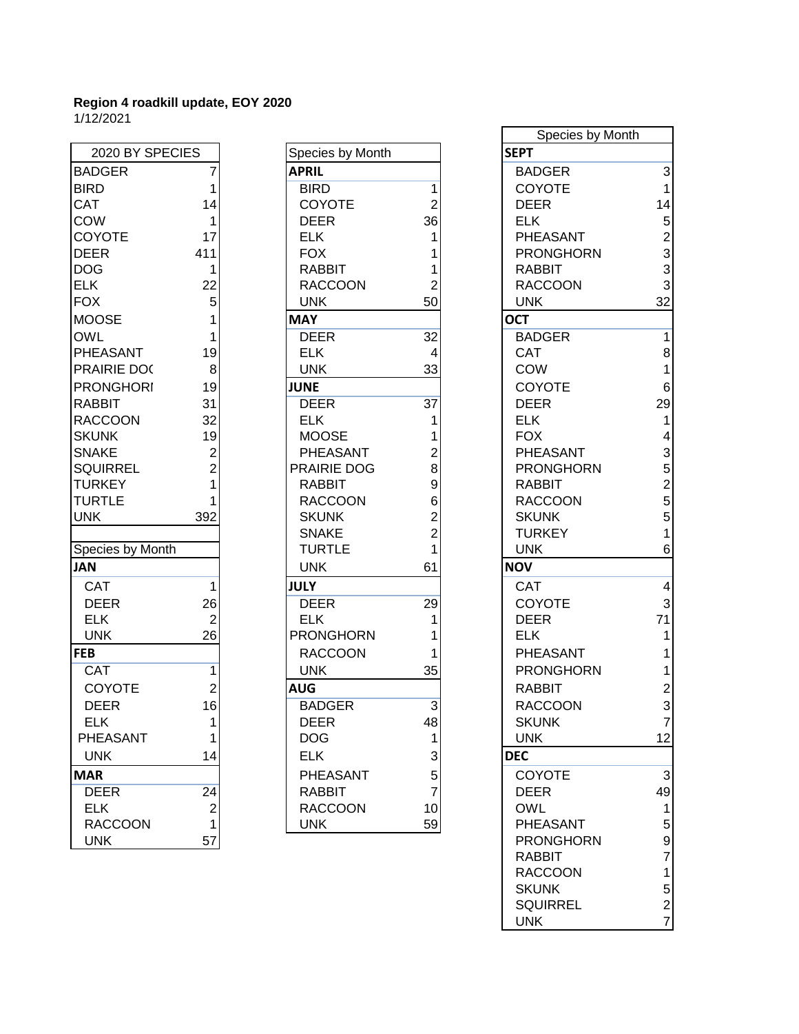**Region 4 roadkill update, EOY 2020**
1/12/2021

| 2020 BY SPECIES | |
|---|---|
| BADGER | 7 |
| BIRD | 1 |
| CAT | 14 |
| COW | 1 |
| COYOTE | 17 |
| DEER | 411 |
| DOG | 1 |
| ELK | 22 |
| FOX | 5 |
| MOOSE | 1 |
| OWL | 1 |
| PHEASANT | 19 |
| PRAIRIE DOC | 8 |
| PRONGHORI | 19 |
| RABBIT | 31 |
| RACCOON | 32 |
| SKUNK | 19 |
| SNAKE | 2 |
| SQUIRREL | 2 |
| TURKEY | 1 |
| TURTLE | 1 |
| UNK | 392 |

| Species by Month | |
|---|---|
| **JAN** | |
| CAT | 1 |
| DEER | 26 |
| ELK | 2 |
| UNK | 26 |
| **FEB** | |
| CAT | 1 |
| COYOTE | 2 |
| DEER | 16 |
| ELK | 1 |
| PHEASANT | 1 |
| UNK | 14 |
| **MAR** | |
| DEER | 24 |
| ELK | 2 |
| RACCOON | 1 |
| UNK | 57 |

| Species by Month | |
|---|---|
| **APRIL** | |
| BIRD | 1 |
| COYOTE | 2 |
| DEER | 36 |
| ELK | 1 |
| FOX | 1 |
| RABBIT | 1 |
| RACCOON | 2 |
| UNK | 50 |
| **MAY** | |
| DEER | 32 |
| ELK | 4 |
| UNK | 33 |
| **JUNE** | |
| DEER | 37 |
| ELK | 1 |
| MOOSE | 1 |
| PHEASANT | 2 |
| PRAIRIE DOG | 8 |
| RABBIT | 9 |
| RACCOON | 6 |
| SKUNK | 2 |
| SNAKE | 2 |
| TURTLE | 1 |
| UNK | 61 |
| **JULY** | |
| DEER | 29 |
| ELK | 1 |
| PRONGHORN | 1 |
| RACCOON | 1 |
| UNK | 35 |
| **AUG** | |
| BADGER | 3 |
| DEER | 48 |
| DOG | 1 |
| ELK | 3 |
| PHEASANT | 5 |
| RABBIT | 7 |
| RACCOON | 10 |
| UNK | 59 |

| Species by Month | |
|---|---|
| **SEPT** | |
| BADGER | 3 |
| COYOTE | 1 |
| DEER | 14 |
| ELK | 5 |
| PHEASANT | 2 |
| PRONGHORN | 3 |
| RABBIT | 3 |
| RACCOON | 3 |
| UNK | 32 |
| **OCT** | |
| BADGER | 1 |
| CAT | 8 |
| COW | 1 |
| COYOTE | 6 |
| DEER | 29 |
| ELK | 1 |
| FOX | 4 |
| PHEASANT | 3 |
| PRONGHORN | 5 |
| RABBIT | 2 |
| RACCOON | 5 |
| SKUNK | 5 |
| TURKEY | 1 |
| UNK | 6 |
| **NOV** | |
| CAT | 4 |
| COYOTE | 3 |
| DEER | 71 |
| ELK | 1 |
| PHEASANT | 1 |
| PRONGHORN | 1 |
| RABBIT | 2 |
| RACCOON | 3 |
| SKUNK | 7 |
| UNK | 12 |
| **DEC** | |
| COYOTE | 3 |
| DEER | 49 |
| OWL | 1 |
| PHEASANT | 5 |
| PRONGHORN | 9 |
| RABBIT | 7 |
| RACCOON | 1 |
| SKUNK | 5 |
| SQUIRREL | 2 |
| UNK | 7 |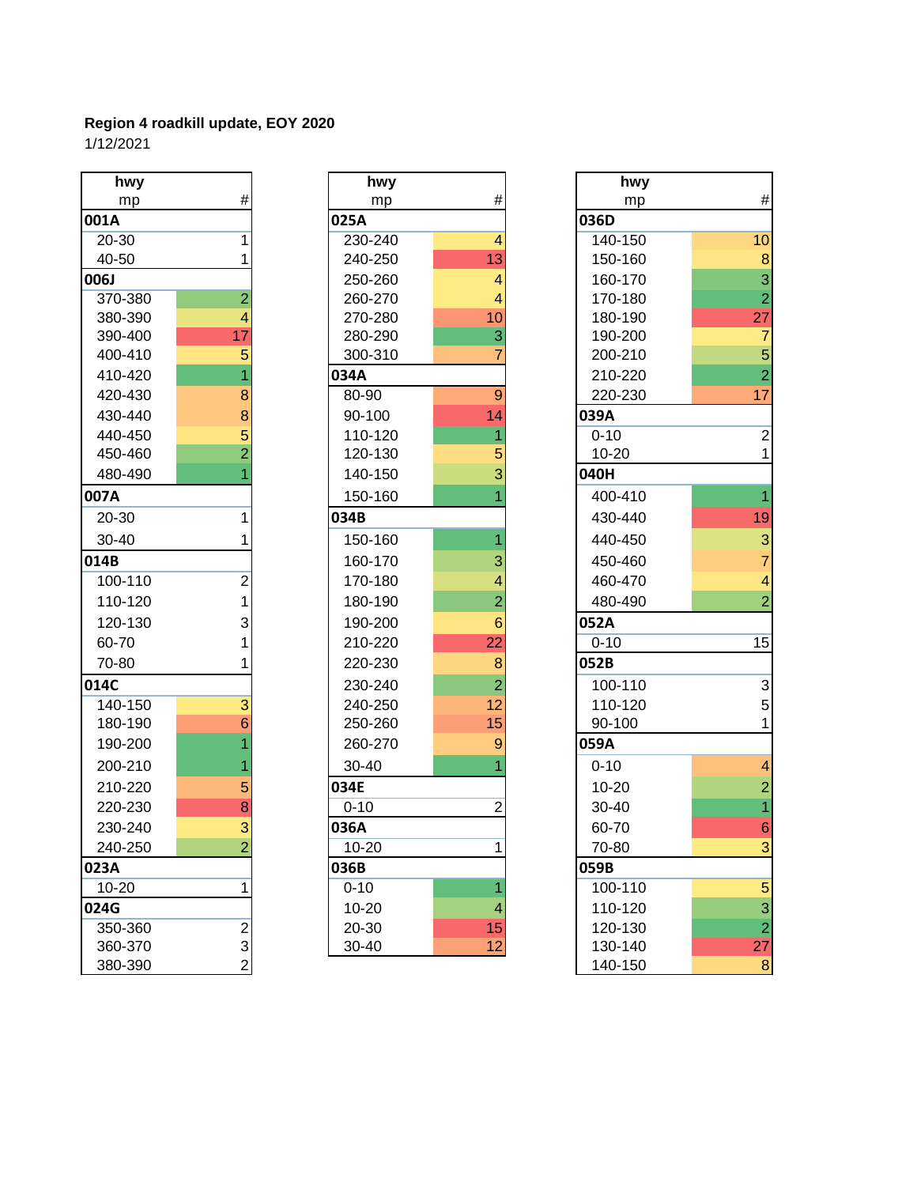**Region 4 roadkill update, EOY 2020**

1/12/2021

| hwy mp | # |
|---|---|
| **001A** | |
| 20-30 | 1 |
| 40-50 | 1 |
| **006J** | |
| 370-380 | 2 |
| 380-390 | 4 |
| 390-400 | 17 |
| 400-410 | 5 |
| 410-420 | 1 |
| 420-430 | 8 |
| 430-440 | 8 |
| 440-450 | 5 |
| 450-460 | 2 |
| 480-490 | 1 |
| **007A** | |
| 20-30 | 1 |
| 30-40 | 1 |
| **014B** | |
| 100-110 | 2 |
| 110-120 | 1 |
| 120-130 | 3 |
| 60-70 | 1 |
| 70-80 | 1 |
| **014C** | |
| 140-150 | 3 |
| 180-190 | 6 |
| 190-200 | 1 |
| 200-210 | 1 |
| 210-220 | 5 |
| 220-230 | 8 |
| 230-240 | 3 |
| 240-250 | 2 |
| **023A** | |
| 10-20 | 1 |
| **024G** | |
| 350-360 | 2 |
| 360-370 | 3 |
| 380-390 | 2 |

| hwy mp | # |
|---|---|
| **025A** | |
| 230-240 | 4 |
| 240-250 | 13 |
| 250-260 | 4 |
| 260-270 | 4 |
| 270-280 | 10 |
| 280-290 | 3 |
| 300-310 | 7 |
| **034A** | |
| 80-90 | 9 |
| 90-100 | 14 |
| 110-120 | 1 |
| 120-130 | 5 |
| 140-150 | 3 |
| 150-160 | 1 |
| **034B** | |
| 150-160 | 1 |
| 160-170 | 3 |
| 170-180 | 4 |
| 180-190 | 2 |
| 190-200 | 6 |
| 210-220 | 22 |
| 220-230 | 8 |
| 230-240 | 2 |
| 240-250 | 12 |
| 250-260 | 15 |
| 260-270 | 9 |
| 30-40 | 1 |
| **034E** | |
| 0-10 | 2 |
| **036A** | |
| 10-20 | 1 |
| **036B** | |
| 0-10 | 1 |
| 10-20 | 4 |
| 20-30 | 15 |
| 30-40 | 12 |

| hwy mp | # |
|---|---|
| **036D** | |
| 140-150 | 10 |
| 150-160 | 8 |
| 160-170 | 3 |
| 170-180 | 2 |
| 180-190 | 27 |
| 190-200 | 7 |
| 200-210 | 5 |
| 210-220 | 2 |
| 220-230 | 17 |
| **039A** | |
| 0-10 | 2 |
| 10-20 | 1 |
| **040H** | |
| 400-410 | 1 |
| 430-440 | 19 |
| 440-450 | 3 |
| 450-460 | 7 |
| 460-470 | 4 |
| 480-490 | 2 |
| **052A** | |
| 0-10 | 15 |
| **052B** | |
| 100-110 | 3 |
| 110-120 | 5 |
| 90-100 | 1 |
| **059A** | |
| 0-10 | 4 |
| 10-20 | 2 |
| 30-40 | 1 |
| 60-70 | 6 |
| 70-80 | 3 |
| **059B** | |
| 100-110 | 5 |
| 110-120 | 3 |
| 120-130 | 2 |
| 130-140 | 27 |
| 140-150 | 8 |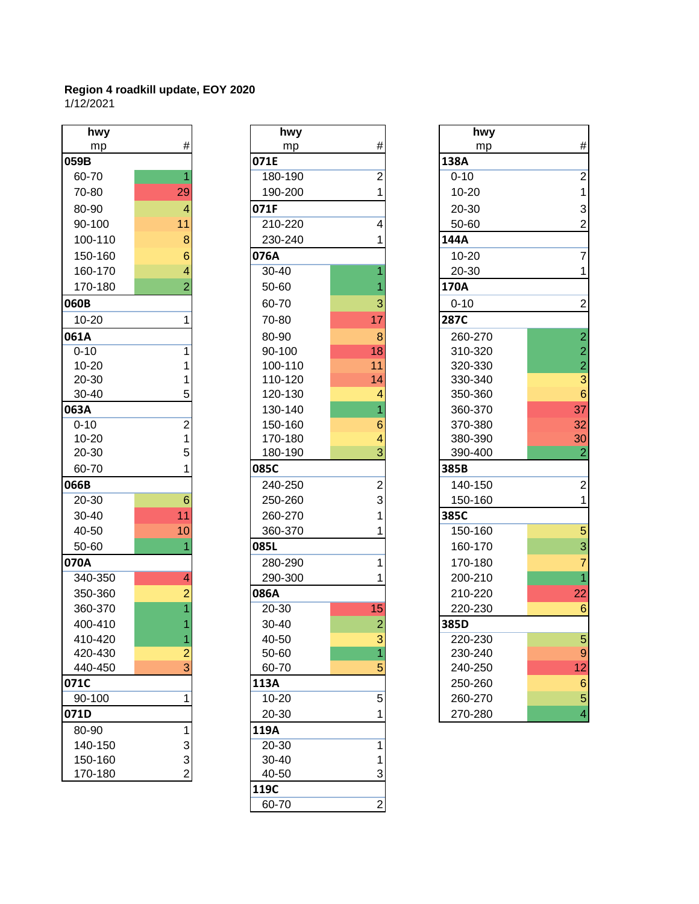**Region 4 roadkill update, EOY 2020**
1/12/2021

| hwy mp | # |
|---|---|
| **059B** | |
| 60-70 | 1 |
| 70-80 | 29 |
| 80-90 | 4 |
| 90-100 | 11 |
| 100-110 | 8 |
| 150-160 | 6 |
| 160-170 | 4 |
| 170-180 | 2 |
| **060B** | |
| 10-20 | 1 |
| **061A** | |
| 0-10 | 1 |
| 10-20 | 1 |
| 20-30 | 1 |
| 30-40 | 5 |
| **063A** | |
| 0-10 | 2 |
| 10-20 | 1 |
| 20-30 | 5 |
| 60-70 | 1 |
| **066B** | |
| 20-30 | 6 |
| 30-40 | 11 |
| 40-50 | 10 |
| 50-60 | 1 |
| **070A** | |
| 340-350 | 4 |
| 350-360 | 2 |
| 360-370 | 1 |
| 400-410 | 1 |
| 410-420 | 1 |
| 420-430 | 2 |
| 440-450 | 3 |
| **071C** | |
| 90-100 | 1 |
| **071D** | |
| 80-90 | 1 |
| 140-150 | 3 |
| 150-160 | 3 |
| 170-180 | 2 |

| hwy mp | # |
|---|---|
| **071E** | |
| 180-190 | 2 |
| 190-200 | 1 |
| **071F** | |
| 210-220 | 4 |
| 230-240 | 1 |
| **076A** | |
| 30-40 | 1 |
| 50-60 | 1 |
| 60-70 | 3 |
| 70-80 | 17 |
| 80-90 | 8 |
| 90-100 | 18 |
| 100-110 | 11 |
| 110-120 | 14 |
| 120-130 | 4 |
| 130-140 | 1 |
| 150-160 | 6 |
| 170-180 | 4 |
| 180-190 | 3 |
| **085C** | |
| 240-250 | 2 |
| 250-260 | 3 |
| 260-270 | 1 |
| 360-370 | 1 |
| **085L** | |
| 280-290 | 1 |
| 290-300 | 1 |
| **086A** | |
| 20-30 | 15 |
| 30-40 | 2 |
| 40-50 | 3 |
| 50-60 | 1 |
| 60-70 | 5 |
| **113A** | |
| 10-20 | 5 |
| 20-30 | 1 |
| **119A** | |
| 20-30 | 1 |
| 30-40 | 1 |
| 40-50 | 3 |
| **119C** | |
| 60-70 | 2 |

| hwy mp | # |
|---|---|
| **138A** | |
| 0-10 | 2 |
| 10-20 | 1 |
| 20-30 | 3 |
| 50-60 | 2 |
| **144A** | |
| 10-20 | 7 |
| 20-30 | 1 |
| **170A** | |
| 0-10 | 2 |
| **287C** | |
| 260-270 | 2 |
| 310-320 | 2 |
| 320-330 | 2 |
| 330-340 | 3 |
| 350-360 | 6 |
| 360-370 | 37 |
| 370-380 | 32 |
| 380-390 | 30 |
| 390-400 | 2 |
| **385B** | |
| 140-150 | 2 |
| 150-160 | 1 |
| **385C** | |
| 150-160 | 5 |
| 160-170 | 3 |
| 170-180 | 7 |
| 200-210 | 1 |
| 210-220 | 22 |
| 220-230 | 6 |
| **385D** | |
| 220-230 | 5 |
| 230-240 | 9 |
| 240-250 | 12 |
| 250-260 | 6 |
| 260-270 | 5 |
| 270-280 | 4 |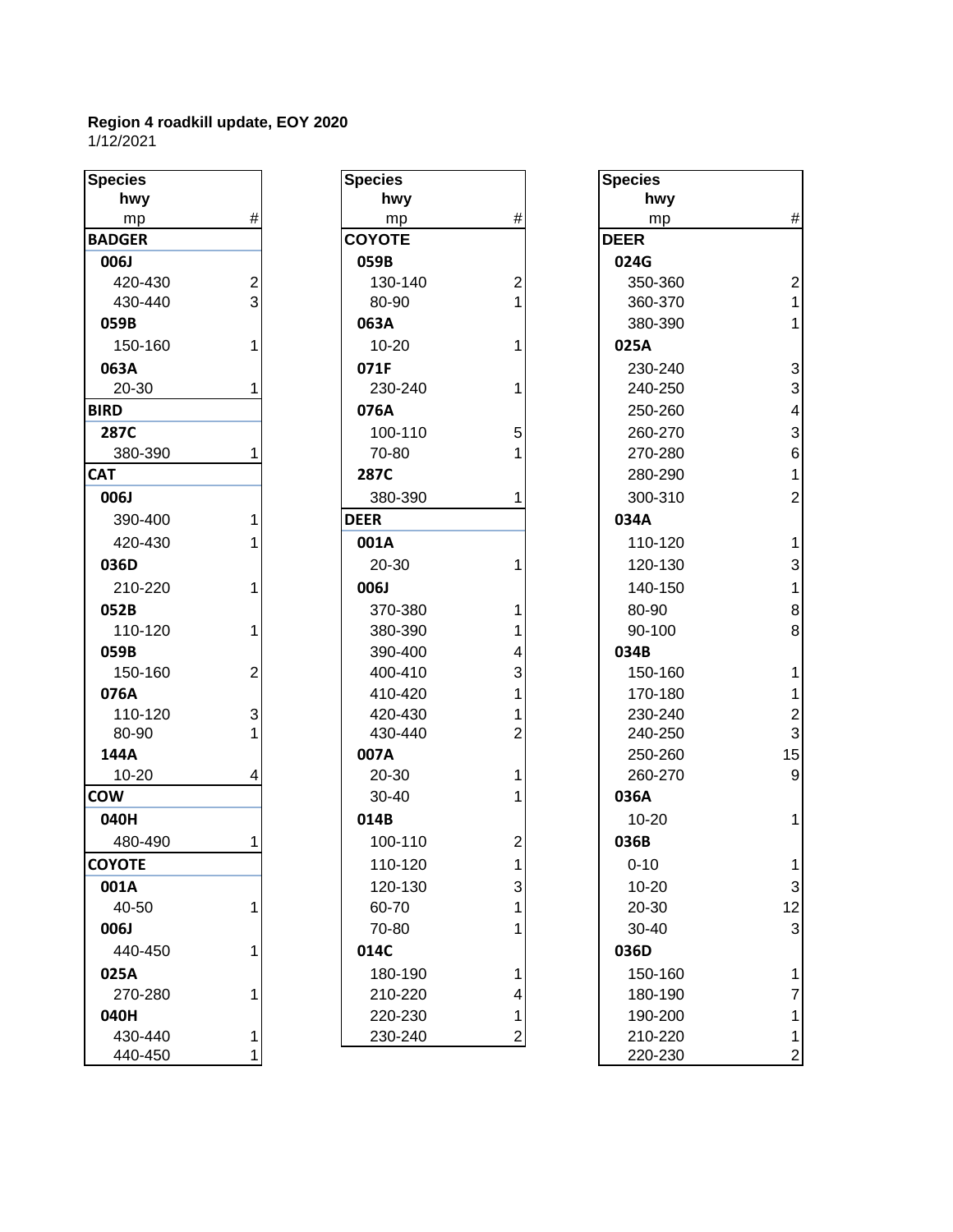**Region 4 roadkill update, EOY 2020**
1/12/2021

| Species hwy mp | # |
|---|---|
| **BADGER** | |
| **006J** | |
| 420-430 | 2 |
| 430-440 | 3 |
| **059B** | |
| 150-160 | 1 |
| **063A** | |
| 20-30 | 1 |
| **BIRD** | |
| **287C** | |
| 380-390 | 1 |
| **CAT** | |
| **006J** | |
| 390-400 | 1 |
| 420-430 | 1 |
| **036D** | |
| 210-220 | 1 |
| **052B** | |
| 110-120 | 1 |
| **059B** | |
| 150-160 | 2 |
| **076A** | |
| 110-120 | 3 |
| 80-90 | 1 |
| **144A** | |
| 10-20 | 4 |
| **COW** | |
| **040H** | |
| 480-490 | 1 |
| **COYOTE** | |
| **001A** | |
| 40-50 | 1 |
| **006J** | |
| 440-450 | 1 |
| **025A** | |
| 270-280 | 1 |
| **040H** | |
| 430-440 | 1 |
| 440-450 | 1 |

| Species hwy mp | # |
|---|---|
| **COYOTE** | |
| **059B** | |
| 130-140 | 2 |
| 80-90 | 1 |
| **063A** | |
| 10-20 | 1 |
| **071F** | |
| 230-240 | 1 |
| **076A** | |
| 100-110 | 5 |
| 70-80 | 1 |
| **287C** | |
| 380-390 | 1 |
| **DEER** | |
| **001A** | |
| 20-30 | 1 |
| **006J** | |
| 370-380 | 1 |
| 380-390 | 1 |
| 390-400 | 4 |
| 400-410 | 3 |
| 410-420 | 1 |
| 420-430 | 1 |
| 430-440 | 2 |
| **007A** | |
| 20-30 | 1 |
| 30-40 | 1 |
| **014B** | |
| 100-110 | 2 |
| 110-120 | 1 |
| 120-130 | 3 |
| 60-70 | 1 |
| 70-80 | 1 |
| **014C** | |
| 180-190 | 1 |
| 210-220 | 4 |
| 220-230 | 1 |
| 230-240 | 2 |

| Species hwy mp | # |
|---|---|
| **DEER** | |
| **024G** | |
| 350-360 | 2 |
| 360-370 | 1 |
| 380-390 | 1 |
| **025A** | |
| 230-240 | 3 |
| 240-250 | 3 |
| 250-260 | 4 |
| 260-270 | 3 |
| 270-280 | 6 |
| 280-290 | 1 |
| 300-310 | 2 |
| **034A** | |
| 110-120 | 1 |
| 120-130 | 3 |
| 140-150 | 1 |
| 80-90 | 8 |
| 90-100 | 8 |
| **034B** | |
| 150-160 | 1 |
| 170-180 | 1 |
| 230-240 | 2 |
| 240-250 | 3 |
| 250-260 | 15 |
| 260-270 | 9 |
| **036A** | |
| 10-20 | 1 |
| **036B** | |
| 0-10 | 1 |
| 10-20 | 3 |
| 20-30 | 12 |
| 30-40 | 3 |
| **036D** | |
| 150-160 | 1 |
| 180-190 | 7 |
| 190-200 | 1 |
| 210-220 | 1 |
| 220-230 | 2 |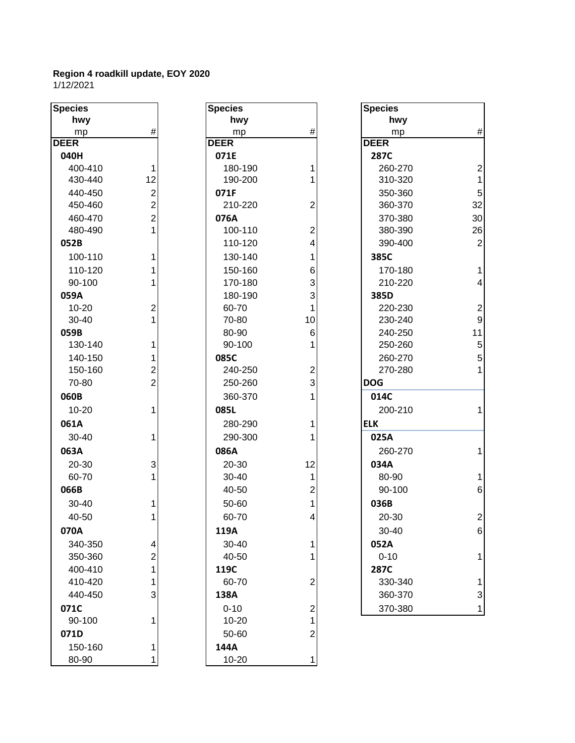**Region 4 roadkill update, EOY 2020**

1/12/2021

| Species / hwy / mp | # |
|---|---|
| **DEER** | |
| **040H** | |
| 400-410 | 1 |
| 430-440 | 12 |
| 440-450 | 2 |
| 450-460 | 2 |
| 460-470 | 2 |
| 480-490 | 1 |
| **052B** | |
| 100-110 | 1 |
| 110-120 | 1 |
| 90-100 | 1 |
| **059A** | |
| 10-20 | 2 |
| 30-40 | 1 |
| **059B** | |
| 130-140 | 1 |
| 140-150 | 1 |
| 150-160 | 2 |
| 70-80 | 2 |
| **060B** | |
| 10-20 | 1 |
| **061A** | |
| 30-40 | 1 |
| **063A** | |
| 20-30 | 3 |
| 60-70 | 1 |
| **066B** | |
| 30-40 | 1 |
| 40-50 | 1 |
| **070A** | |
| 340-350 | 4 |
| 350-360 | 2 |
| 400-410 | 1 |
| 410-420 | 1 |
| 440-450 | 3 |
| **071C** | |
| 90-100 | 1 |
| **071D** | |
| 150-160 | 1 |
| 80-90 | 1 |

| Species / hwy / mp | # |
|---|---|
| **DEER** | |
| **071E** | |
| 180-190 | 1 |
| 190-200 | 1 |
| **071F** | |
| 210-220 | 2 |
| **076A** | |
| 100-110 | 2 |
| 110-120 | 4 |
| 130-140 | 1 |
| 150-160 | 6 |
| 170-180 | 3 |
| 180-190 | 3 |
| 60-70 | 1 |
| 70-80 | 10 |
| 80-90 | 6 |
| 90-100 | 1 |
| **085C** | |
| 240-250 | 2 |
| 250-260 | 3 |
| 360-370 | 1 |
| **085L** | |
| 280-290 | 1 |
| 290-300 | 1 |
| **086A** | |
| 20-30 | 12 |
| 30-40 | 1 |
| 40-50 | 2 |
| 50-60 | 1 |
| 60-70 | 4 |
| **119A** | |
| 30-40 | 1 |
| 40-50 | 1 |
| **119C** | |
| 60-70 | 2 |
| **138A** | |
| 0-10 | 2 |
| 10-20 | 1 |
| 50-60 | 2 |
| **144A** | |
| 10-20 | 1 |

| Species / hwy / mp | # |
|---|---|
| **DEER** | |
| **287C** | |
| 260-270 | 2 |
| 310-320 | 1 |
| 350-360 | 5 |
| 360-370 | 32 |
| 370-380 | 30 |
| 380-390 | 26 |
| 390-400 | 2 |
| **385C** | |
| 170-180 | 1 |
| 210-220 | 4 |
| **385D** | |
| 220-230 | 2 |
| 230-240 | 9 |
| 240-250 | 11 |
| 250-260 | 5 |
| 260-270 | 5 |
| 270-280 | 1 |
| **DOG** | |
| **014C** | |
| 200-210 | 1 |
| **ELK** | |
| **025A** | |
| 260-270 | 1 |
| **034A** | |
| 80-90 | 1 |
| 90-100 | 6 |
| **036B** | |
| 20-30 | 2 |
| 30-40 | 6 |
| **052A** | |
| 0-10 | 1 |
| **287C** | |
| 330-340 | 1 |
| 360-370 | 3 |
| 370-380 | 1 |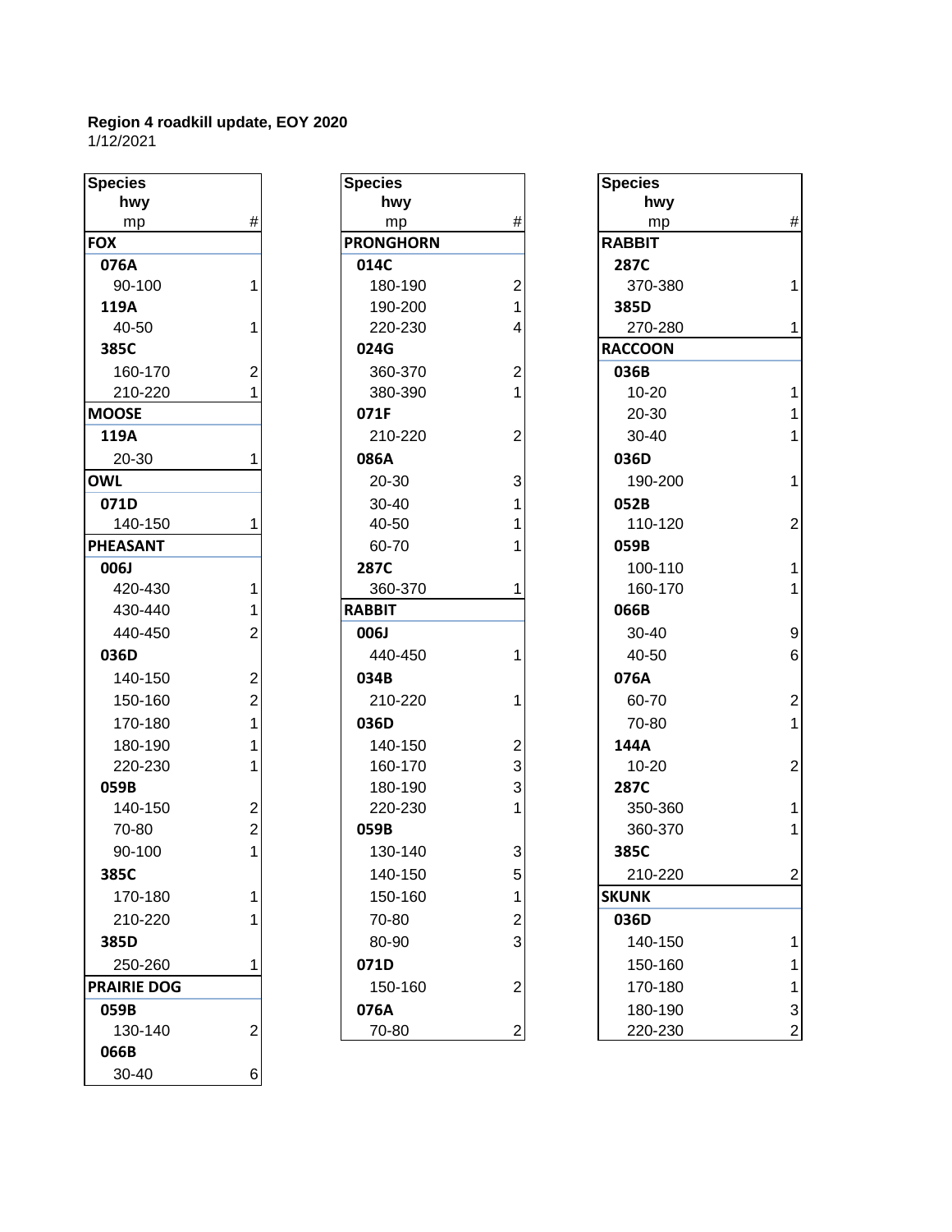**Region 4 roadkill update, EOY 2020**
1/12/2021

| Species / hwy / mp | # |
|---|---|
| **FOX** | |
| **076A** | |
| 90-100 | 1 |
| **119A** | |
| 40-50 | 1 |
| **385C** | |
| 160-170 | 2 |
| 210-220 | 1 |
| **MOOSE** | |
| **119A** | |
| 20-30 | 1 |
| **OWL** | |
| **071D** | |
| 140-150 | 1 |
| **PHEASANT** | |
| **006J** | |
| 420-430 | 1 |
| 430-440 | 1 |
| 440-450 | 2 |
| **036D** | |
| 140-150 | 2 |
| 150-160 | 2 |
| 170-180 | 1 |
| 180-190 | 1 |
| 220-230 | 1 |
| **059B** | |
| 140-150 | 2 |
| 70-80 | 2 |
| 90-100 | 1 |
| **385C** | |
| 170-180 | 1 |
| 210-220 | 1 |
| **385D** | |
| 250-260 | 1 |
| **PRAIRIE DOG** | |
| **059B** | |
| 130-140 | 2 |
| **066B** | |
| 30-40 | 6 |

| Species / hwy / mp | # |
|---|---|
| **PRONGHORN** | |
| **014C** | |
| 180-190 | 2 |
| 190-200 | 1 |
| 220-230 | 4 |
| **024G** | |
| 360-370 | 2 |
| 380-390 | 1 |
| **071F** | |
| 210-220 | 2 |
| **086A** | |
| 20-30 | 3 |
| 30-40 | 1 |
| 40-50 | 1 |
| 60-70 | 1 |
| **287C** | |
| 360-370 | 1 |
| **RABBIT** | |
| **006J** | |
| 440-450 | 1 |
| **034B** | |
| 210-220 | 1 |
| **036D** | |
| 140-150 | 2 |
| 160-170 | 3 |
| 180-190 | 3 |
| 220-230 | 1 |
| **059B** | |
| 130-140 | 3 |
| 140-150 | 5 |
| 150-160 | 1 |
| 70-80 | 2 |
| 80-90 | 3 |
| **071D** | |
| 150-160 | 2 |
| **076A** | |
| 70-80 | 2 |

| Species / hwy / mp | # |
|---|---|
| **RABBIT** | |
| **287C** | |
| 370-380 | 1 |
| **385D** | |
| 270-280 | 1 |
| **RACCOON** | |
| **036B** | |
| 10-20 | 1 |
| 20-30 | 1 |
| 30-40 | 1 |
| **036D** | |
| 190-200 | 1 |
| **052B** | |
| 110-120 | 2 |
| **059B** | |
| 100-110 | 1 |
| 160-170 | 1 |
| **066B** | |
| 30-40 | 9 |
| 40-50 | 6 |
| **076A** | |
| 60-70 | 2 |
| 70-80 | 1 |
| **144A** | |
| 10-20 | 2 |
| **287C** | |
| 350-360 | 1 |
| 360-370 | 1 |
| **385C** | |
| 210-220 | 2 |
| **SKUNK** | |
| **036D** | |
| 140-150 | 1 |
| 150-160 | 1 |
| 170-180 | 1 |
| 180-190 | 3 |
| 220-230 | 2 |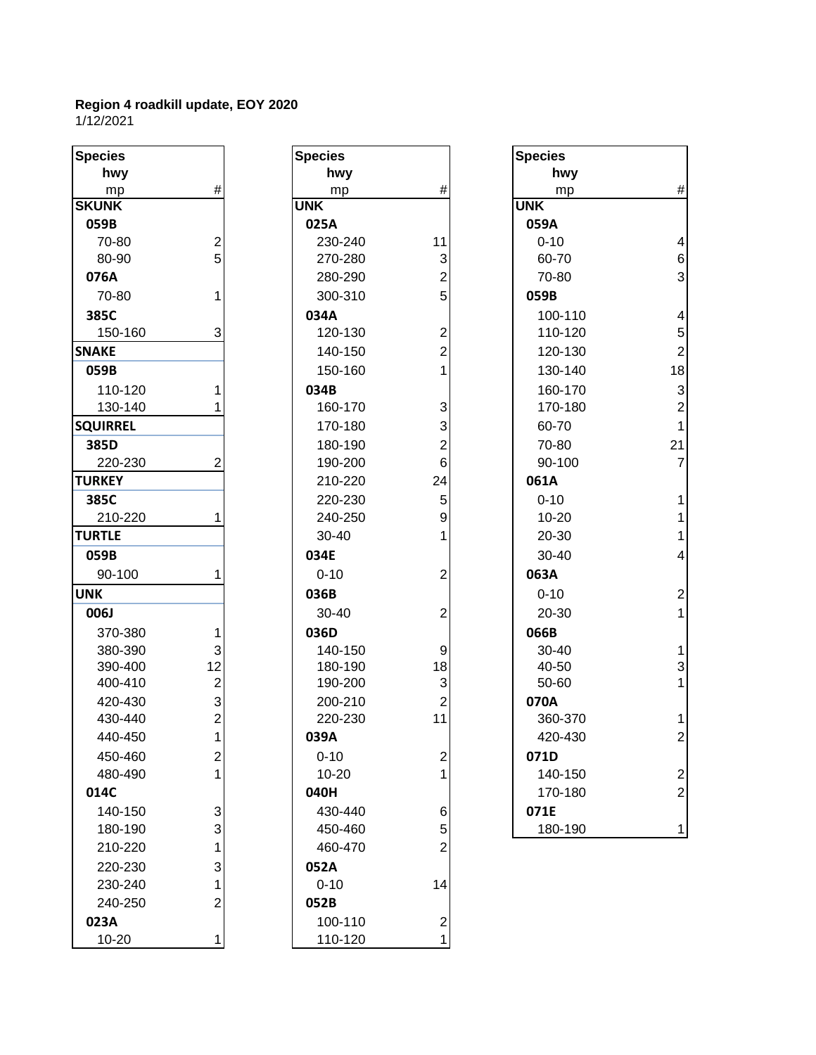**Region 4 roadkill update, EOY 2020**
1/12/2021

| Species hwy mp | # |
|---|---|
| **SKUNK** | |
| **059B** | |
| 70-80 | 2 |
| 80-90 | 5 |
| **076A** | |
| 70-80 | 1 |
| **385C** | |
| 150-160 | 3 |
| **SNAKE** | |
| **059B** | |
| 110-120 | 1 |
| 130-140 | 1 |
| **SQUIRREL** | |
| **385D** | |
| 220-230 | 2 |
| **TURKEY** | |
| **385C** | |
| 210-220 | 1 |
| **TURTLE** | |
| **059B** | |
| 90-100 | 1 |
| **UNK** | |
| **006J** | |
| 370-380 | 1 |
| 380-390 | 3 |
| 390-400 | 12 |
| 400-410 | 2 |
| 420-430 | 3 |
| 430-440 | 2 |
| 440-450 | 1 |
| 450-460 | 2 |
| 480-490 | 1 |
| **014C** | |
| 140-150 | 3 |
| 180-190 | 3 |
| 210-220 | 1 |
| 220-230 | 3 |
| 230-240 | 1 |
| 240-250 | 2 |
| **023A** | |
| 10-20 | 1 |

| Species hwy mp | # |
|---|---|
| **UNK** | |
| **025A** | |
| 230-240 | 11 |
| 270-280 | 3 |
| 280-290 | 2 |
| 300-310 | 5 |
| **034A** | |
| 120-130 | 2 |
| 140-150 | 2 |
| 150-160 | 1 |
| **034B** | |
| 160-170 | 3 |
| 170-180 | 3 |
| 180-190 | 2 |
| 190-200 | 6 |
| 210-220 | 24 |
| 220-230 | 5 |
| 240-250 | 9 |
| 30-40 | 1 |
| **034E** | |
| 0-10 | 2 |
| **036B** | |
| 30-40 | 2 |
| **036D** | |
| 140-150 | 9 |
| 180-190 | 18 |
| 190-200 | 3 |
| 200-210 | 2 |
| 220-230 | 11 |
| **039A** | |
| 0-10 | 2 |
| 10-20 | 1 |
| **040H** | |
| 430-440 | 6 |
| 450-460 | 5 |
| 460-470 | 2 |
| **052A** | |
| 0-10 | 14 |
| **052B** | |
| 100-110 | 2 |
| 110-120 | 1 |

| Species hwy mp | # |
|---|---|
| **UNK** | |
| **059A** | |
| 0-10 | 4 |
| 60-70 | 6 |
| 70-80 | 3 |
| **059B** | |
| 100-110 | 4 |
| 110-120 | 5 |
| 120-130 | 2 |
| 130-140 | 18 |
| 160-170 | 3 |
| 170-180 | 2 |
| 60-70 | 1 |
| 70-80 | 21 |
| 90-100 | 7 |
| **061A** | |
| 0-10 | 1 |
| 10-20 | 1 |
| 20-30 | 1 |
| 30-40 | 4 |
| **063A** | |
| 0-10 | 2 |
| 20-30 | 1 |
| **066B** | |
| 30-40 | 1 |
| 40-50 | 3 |
| 50-60 | 1 |
| **070A** | |
| 360-370 | 1 |
| 420-430 | 2 |
| **071D** | |
| 140-150 | 2 |
| 170-180 | 2 |
| **071E** | |
| 180-190 | 1 |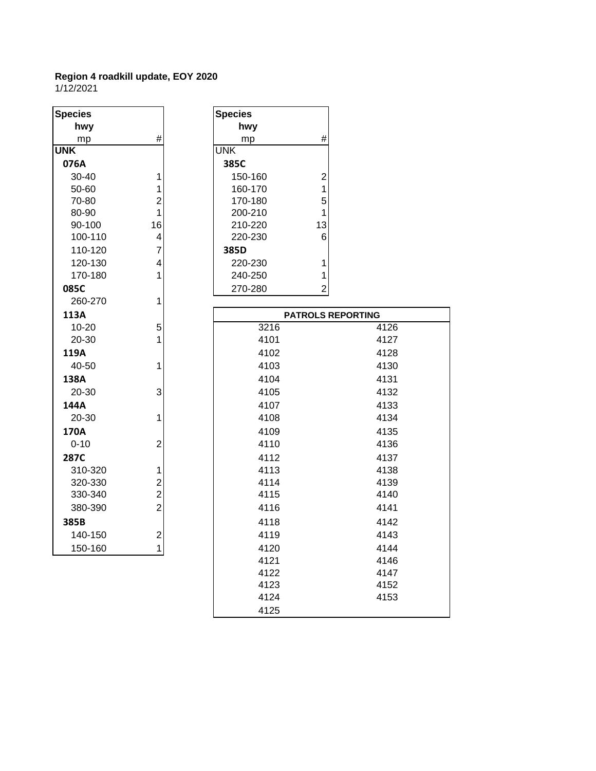**Region 4 roadkill update, EOY 2020**
1/12/2021

| Species<br>hwy<br>mp | # |
|---|---|
| **UNK** | |
| **076A** | |
| 30-40 | 1 |
| 50-60 | 1 |
| 70-80 | 2 |
| 80-90 | 1 |
| 90-100 | 16 |
| 100-110 | 4 |
| 110-120 | 7 |
| 120-130 | 4 |
| 170-180 | 1 |
| **085C** | |
| 260-270 | 1 |
| **113A** | |
| 10-20 | 5 |
| 20-30 | 1 |
| **119A** | |
| 40-50 | 1 |
| **138A** | |
| 20-30 | 3 |
| **144A** | |
| 20-30 | 1 |
| **170A** | |
| 0-10 | 2 |
| **287C** | |
| 310-320 | 1 |
| 320-330 | 2 |
| 330-340 | 2 |
| 380-390 | 2 |
| **385B** | |
| 140-150 | 2 |
| 150-160 | 1 |

| Species<br>hwy<br>mp | # |
|---|---|
| UNK | |
| **385C** | |
| 150-160 | 2 |
| 160-170 | 1 |
| 170-180 | 5 |
| 200-210 | 1 |
| 210-220 | 13 |
| 220-230 | 6 |
| **385D** | |
| 220-230 | 1 |
| 240-250 | 1 |
| 270-280 | 2 |

| PATROLS REPORTING | |
|---|---|
| 3216 | 4126 |
| 4101 | 4127 |
| 4102 | 4128 |
| 4103 | 4130 |
| 4104 | 4131 |
| 4105 | 4132 |
| 4107 | 4133 |
| 4108 | 4134 |
| 4109 | 4135 |
| 4110 | 4136 |
| 4112 | 4137 |
| 4113 | 4138 |
| 4114 | 4139 |
| 4115 | 4140 |
| 4116 | 4141 |
| 4118 | 4142 |
| 4119 | 4143 |
| 4120 | 4144 |
| 4121 | 4146 |
| 4122 | 4147 |
| 4123 | 4152 |
| 4124 | 4153 |
| 4125 | |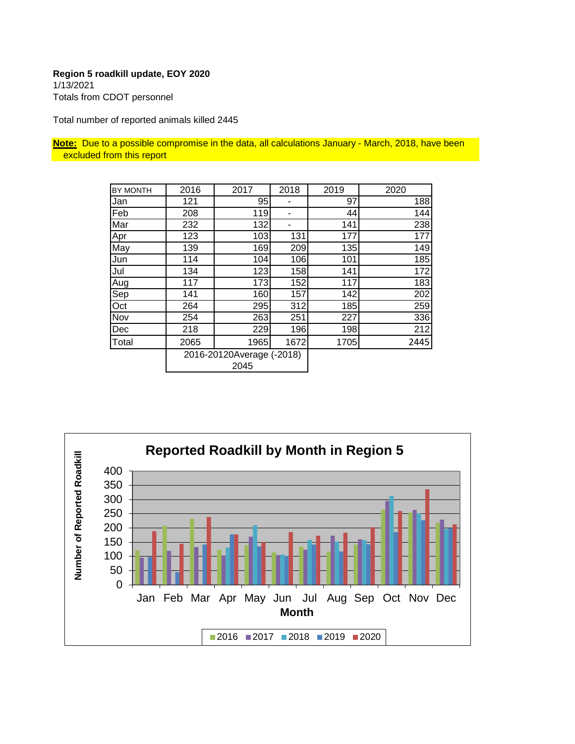**Region 5 roadkill update, EOY 2020**
1/13/2021
Totals from CDOT personnel

Total number of reported animals killed 2445

**Note:** Due to a possible compromise in the data, all calculations January - March, 2018, have been excluded from this report

| BY MONTH | 2016 | 2017 | 2018 | 2019 | 2020 |
|---|---|---|---|---|---|
| Jan | 121 | 95 | - | 97 | 188 |
| Feb | 208 | 119 | - | 44 | 144 |
| Mar | 232 | 132 | - | 141 | 238 |
| Apr | 123 | 103 | 131 | 177 | 177 |
| May | 139 | 169 | 209 | 135 | 149 |
| Jun | 114 | 104 | 106 | 101 | 185 |
| Jul | 134 | 123 | 158 | 141 | 172 |
| Aug | 117 | 173 | 152 | 117 | 183 |
| Sep | 141 | 160 | 157 | 142 | 202 |
| Oct | 264 | 295 | 312 | 185 | 259 |
| Nov | 254 | 263 | 251 | 227 | 336 |
| Dec | 218 | 229 | 196 | 198 | 212 |
| Total | 2065 | 1965 | 1672 | 1705 | 2445 |
| | 2016-20120Average (-2018) 2045 | | | | |

**Reported Roadkill by Month in Region 5**

| Month | 2016 | 2017 | 2018 | 2019 | 2020 |
|---|---|---|---|---|---|
| Jan | 121 | 95 | | 97 | 188 |
| Feb | 208 | 119 | | 44 | 144 |
| Mar | 232 | 132 | | 141 | 238 |
| Apr | 123 | 103 | 131 | 177 | 177 |
| May | 139 | 169 | 209 | 135 | 149 |
| Jun | 114 | 104 | 106 | 101 | 185 |
| Jul | 134 | 123 | 158 | 141 | 172 |
| Aug | 117 | 173 | 152 | 117 | 183 |
| Sep | 141 | 160 | 157 | 142 | 202 |
| Oct | 264 | 295 | 312 | 185 | 259 |
| Nov | 254 | 263 | 251 | 227 | 336 |
| Dec | 218 | 229 | 196 | 198 | 212 |

Number of Reported Roadkill (y-axis); Month (x-axis)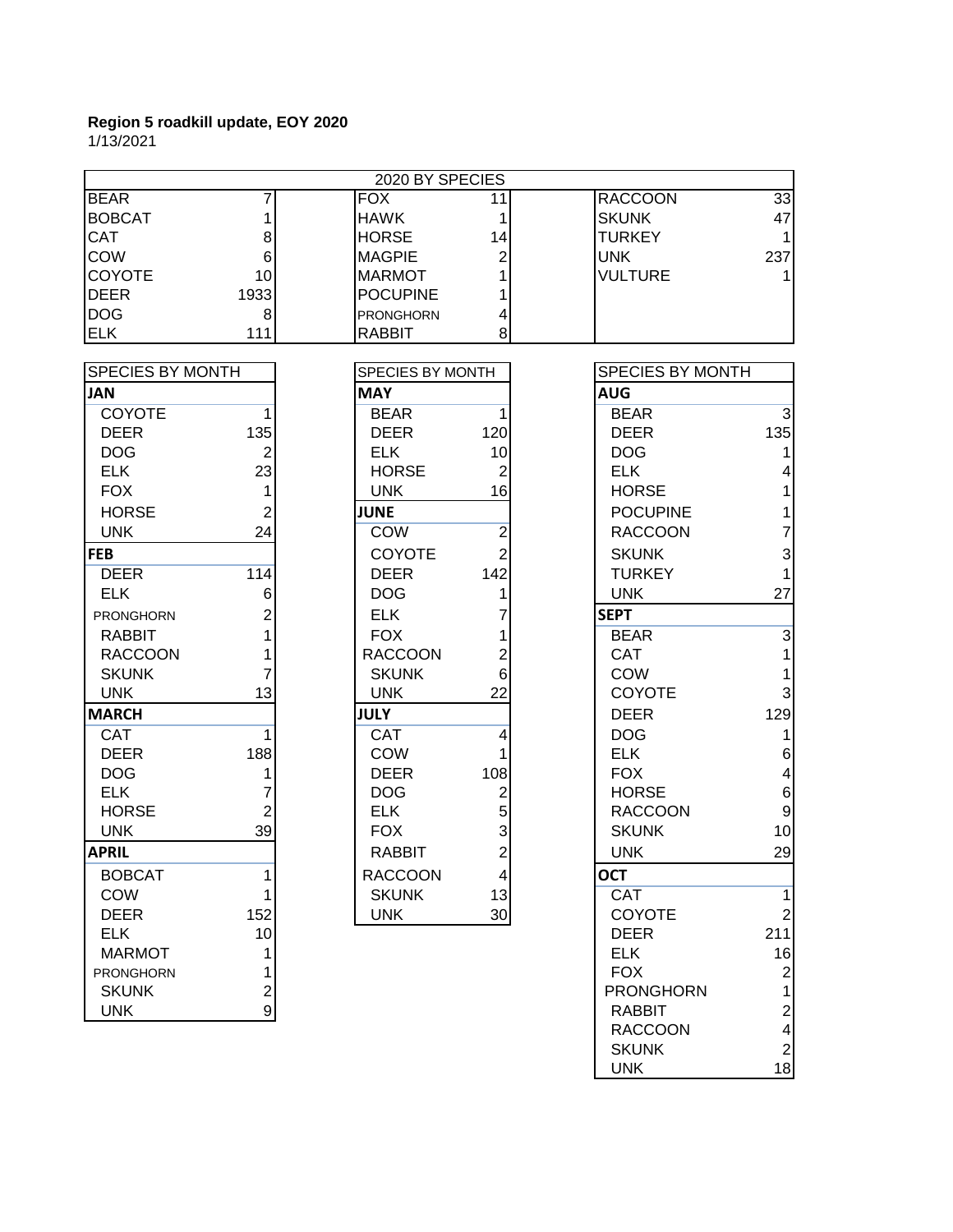**Region 5 roadkill update, EOY 2020**
1/13/2021

| 2020 BY SPECIES | | | | | |
|---|---|---|---|---|---|
| BEAR | 7 | FOX | 11 | RACCOON | 33 |
| BOBCAT | 1 | HAWK | 1 | SKUNK | 47 |
| CAT | 8 | HORSE | 14 | TURKEY | 1 |
| COW | 6 | MAGPIE | 2 | UNK | 237 |
| COYOTE | 10 | MARMOT | 1 | VULTURE | 1 |
| DEER | 1933 | POCUPINE | 1 | | |
| DOG | 8 | PRONGHORN | 4 | | |
| ELK | 111 | RABBIT | 8 | | |

| SPECIES BY MONTH | |
|---|---|
| **JAN** | |
| COYOTE | 1 |
| DEER | 135 |
| DOG | 2 |
| ELK | 23 |
| FOX | 1 |
| HORSE | 2 |
| UNK | 24 |
| **FEB** | |
| DEER | 114 |
| ELK | 6 |
| PRONGHORN | 2 |
| RABBIT | 1 |
| RACCOON | 1 |
| SKUNK | 7 |
| UNK | 13 |
| **MARCH** | |
| CAT | 1 |
| DEER | 188 |
| DOG | 1 |
| ELK | 7 |
| HORSE | 2 |
| UNK | 39 |
| **APRIL** | |
| BOBCAT | 1 |
| COW | 1 |
| DEER | 152 |
| ELK | 10 |
| MARMOT | 1 |
| PRONGHORN | 1 |
| SKUNK | 2 |
| UNK | 9 |

| SPECIES BY MONTH | |
|---|---|
| **MAY** | |
| BEAR | 1 |
| DEER | 120 |
| ELK | 10 |
| HORSE | 2 |
| UNK | 16 |
| **JUNE** | |
| COW | 2 |
| COYOTE | 2 |
| DEER | 142 |
| DOG | 1 |
| ELK | 7 |
| FOX | 1 |
| RACCOON | 2 |
| SKUNK | 6 |
| UNK | 22 |
| **JULY** | |
| CAT | 4 |
| COW | 1 |
| DEER | 108 |
| DOG | 2 |
| ELK | 5 |
| FOX | 3 |
| RABBIT | 2 |
| RACCOON | 4 |
| SKUNK | 13 |
| UNK | 30 |

| SPECIES BY MONTH | |
|---|---|
| **AUG** | |
| BEAR | 3 |
| DEER | 135 |
| DOG | 1 |
| ELK | 4 |
| HORSE | 1 |
| POCUPINE | 1 |
| RACCOON | 7 |
| SKUNK | 3 |
| TURKEY | 1 |
| UNK | 27 |
| **SEPT** | |
| BEAR | 3 |
| CAT | 1 |
| COW | 1 |
| COYOTE | 3 |
| DEER | 129 |
| DOG | 1 |
| ELK | 6 |
| FOX | 4 |
| HORSE | 6 |
| RACCOON | 9 |
| SKUNK | 10 |
| UNK | 29 |
| **OCT** | |
| CAT | 1 |
| COYOTE | 2 |
| DEER | 211 |
| ELK | 16 |
| FOX | 2 |
| PRONGHORN | 1 |
| RABBIT | 2 |
| RACCOON | 4 |
| SKUNK | 2 |
| UNK | 18 |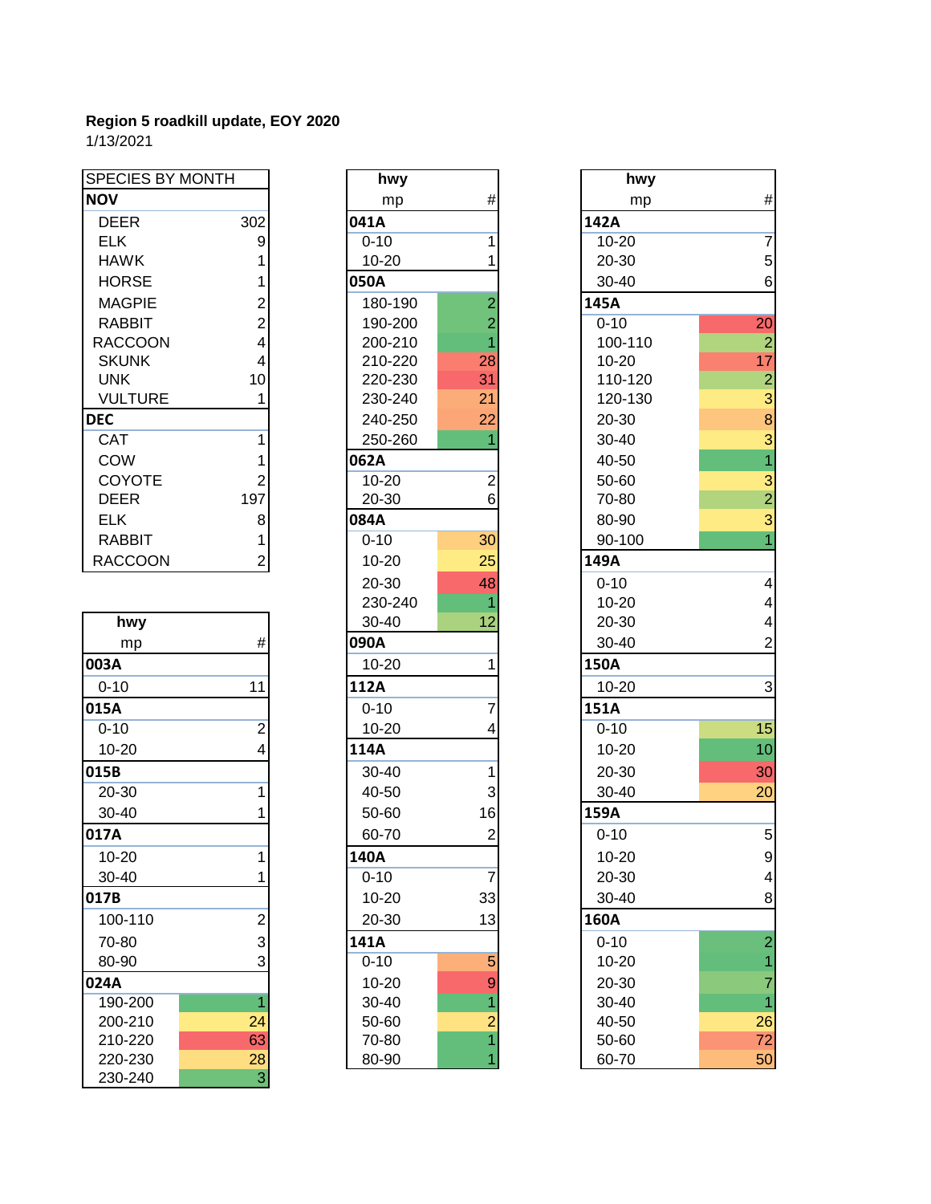**Region 5 roadkill update, EOY 2020**

1/13/2021

| SPECIES BY MONTH | |
|---|---|
| **NOV** | |
| DEER | 302 |
| ELK | 9 |
| HAWK | 1 |
| HORSE | 1 |
| MAGPIE | 2 |
| RABBIT | 2 |
| RACCOON | 4 |
| SKUNK | 4 |
| UNK | 10 |
| VULTURE | 1 |
| **DEC** | |
| CAT | 1 |
| COW | 1 |
| COYOTE | 2 |
| DEER | 197 |
| ELK | 8 |
| RABBIT | 1 |
| RACCOON | 2 |

| hwy mp | # |
|---|---|
| **003A** | |
| 0-10 | 11 |
| **015A** | |
| 0-10 | 2 |
| 10-20 | 4 |
| **015B** | |
| 20-30 | 1 |
| 30-40 | 1 |
| **017A** | |
| 10-20 | 1 |
| 30-40 | 1 |
| **017B** | |
| 100-110 | 2 |
| 70-80 | 3 |
| 80-90 | 3 |
| **024A** | |
| 190-200 | 1 |
| 200-210 | 24 |
| 210-220 | 63 |
| 220-230 | 28 |
| 230-240 | 3 |

| hwy mp | # |
|---|---|
| **041A** | |
| 0-10 | 1 |
| 10-20 | 1 |
| **050A** | |
| 180-190 | 2 |
| 190-200 | 2 |
| 200-210 | 1 |
| 210-220 | 28 |
| 220-230 | 31 |
| 230-240 | 21 |
| 240-250 | 22 |
| 250-260 | 1 |
| **062A** | |
| 10-20 | 2 |
| 20-30 | 6 |
| **084A** | |
| 0-10 | 30 |
| 10-20 | 25 |
| 20-30 | 48 |
| 230-240 | 1 |
| 30-40 | 12 |
| **090A** | |
| 10-20 | 1 |
| **112A** | |
| 0-10 | 7 |
| 10-20 | 4 |
| **114A** | |
| 30-40 | 1 |
| 40-50 | 3 |
| 50-60 | 16 |
| 60-70 | 2 |
| **140A** | |
| 0-10 | 7 |
| 10-20 | 33 |
| 20-30 | 13 |
| **141A** | |
| 0-10 | 5 |
| 10-20 | 9 |
| 30-40 | 1 |
| 50-60 | 2 |
| 70-80 | 1 |
| 80-90 | 1 |

| hwy mp | # |
|---|---|
| **142A** | |
| 10-20 | 7 |
| 20-30 | 5 |
| 30-40 | 6 |
| **145A** | |
| 0-10 | 20 |
| 100-110 | 2 |
| 10-20 | 17 |
| 110-120 | 2 |
| 120-130 | 3 |
| 20-30 | 8 |
| 30-40 | 3 |
| 40-50 | 1 |
| 50-60 | 3 |
| 70-80 | 2 |
| 80-90 | 3 |
| 90-100 | 1 |
| **149A** | |
| 0-10 | 4 |
| 10-20 | 4 |
| 20-30 | 4 |
| 30-40 | 2 |
| **150A** | |
| 10-20 | 3 |
| **151A** | |
| 0-10 | 15 |
| 10-20 | 10 |
| 20-30 | 30 |
| 30-40 | 20 |
| **159A** | |
| 0-10 | 5 |
| 10-20 | 9 |
| 20-30 | 4 |
| 30-40 | 8 |
| **160A** | |
| 0-10 | 2 |
| 10-20 | 1 |
| 20-30 | 7 |
| 30-40 | 1 |
| 40-50 | 26 |
| 50-60 | 72 |
| 60-70 | 50 |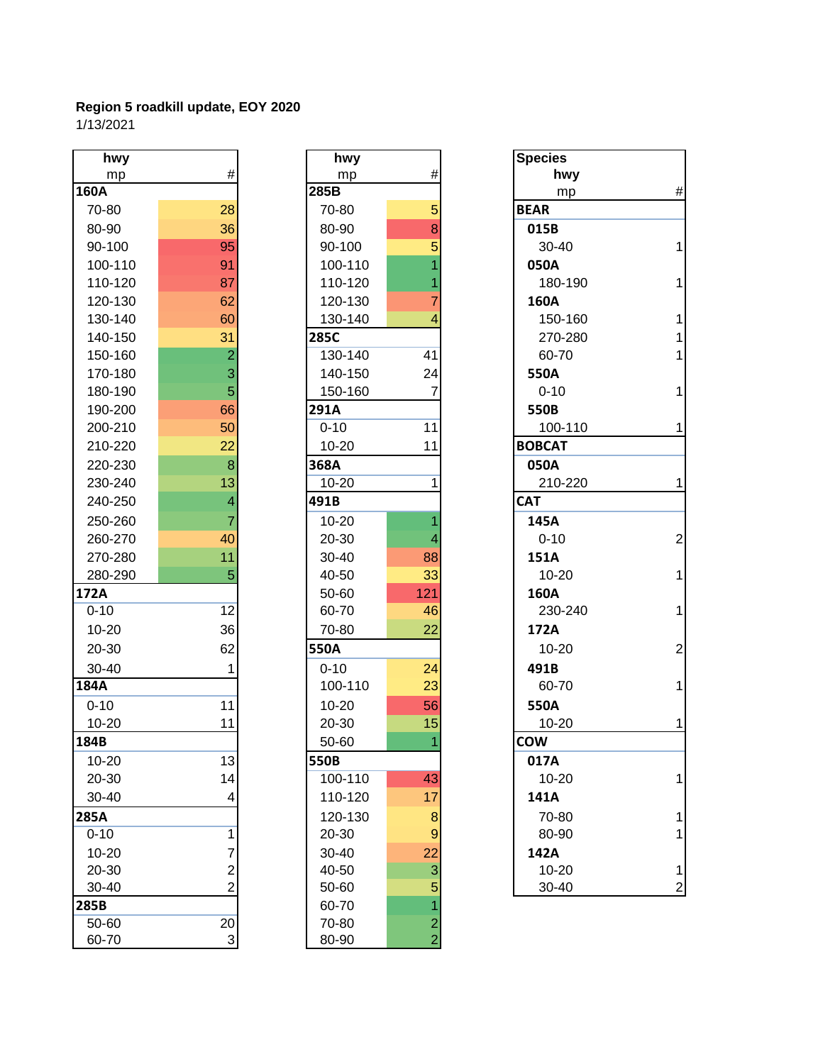**Region 5 roadkill update, EOY 2020**
1/13/2021

| hwy mp | # |
|---|---|
| **160A** | |
| 70-80 | 28 |
| 80-90 | 36 |
| 90-100 | 95 |
| 100-110 | 91 |
| 110-120 | 87 |
| 120-130 | 62 |
| 130-140 | 60 |
| 140-150 | 31 |
| 150-160 | 2 |
| 170-180 | 3 |
| 180-190 | 5 |
| 190-200 | 66 |
| 200-210 | 50 |
| 210-220 | 22 |
| 220-230 | 8 |
| 230-240 | 13 |
| 240-250 | 4 |
| 250-260 | 7 |
| 260-270 | 40 |
| 270-280 | 11 |
| 280-290 | 5 |
| **172A** | |
| 0-10 | 12 |
| 10-20 | 36 |
| 20-30 | 62 |
| 30-40 | 1 |
| **184A** | |
| 0-10 | 11 |
| 10-20 | 11 |
| **184B** | |
| 10-20 | 13 |
| 20-30 | 14 |
| 30-40 | 4 |
| **285A** | |
| 0-10 | 1 |
| 10-20 | 7 |
| 20-30 | 2 |
| 30-40 | 2 |
| **285B** | |
| 50-60 | 20 |
| 60-70 | 3 |

| hwy mp | # |
|---|---|
| **285B** | |
| 70-80 | 5 |
| 80-90 | 8 |
| 90-100 | 5 |
| 100-110 | 1 |
| 110-120 | 1 |
| 120-130 | 7 |
| 130-140 | 4 |
| **285C** | |
| 130-140 | 41 |
| 140-150 | 24 |
| 150-160 | 7 |
| **291A** | |
| 0-10 | 11 |
| 10-20 | 11 |
| **368A** | |
| 10-20 | 1 |
| **491B** | |
| 10-20 | 1 |
| 20-30 | 4 |
| 30-40 | 88 |
| 40-50 | 33 |
| 50-60 | 121 |
| 60-70 | 46 |
| 70-80 | 22 |
| **550A** | |
| 0-10 | 24 |
| 100-110 | 23 |
| 10-20 | 56 |
| 20-30 | 15 |
| 50-60 | 1 |
| **550B** | |
| 100-110 | 43 |
| 110-120 | 17 |
| 120-130 | 8 |
| 20-30 | 9 |
| 30-40 | 22 |
| 40-50 | 3 |
| 50-60 | 5 |
| 60-70 | 1 |
| 70-80 | 2 |
| 80-90 | 2 |

| Species hwy mp | # |
|---|---|
| **BEAR** | |
| **015B** | |
| 30-40 | 1 |
| **050A** | |
| 180-190 | 1 |
| **160A** | |
| 150-160 | 1 |
| 270-280 | 1 |
| 60-70 | 1 |
| **550A** | |
| 0-10 | 1 |
| **550B** | |
| 100-110 | 1 |
| **BOBCAT** | |
| **050A** | |
| 210-220 | 1 |
| **CAT** | |
| **145A** | |
| 0-10 | 2 |
| **151A** | |
| 10-20 | 1 |
| **160A** | |
| 230-240 | 1 |
| **172A** | |
| 10-20 | 2 |
| **491B** | |
| 60-70 | 1 |
| **550A** | |
| 10-20 | 1 |
| **COW** | |
| **017A** | |
| 10-20 | 1 |
| **141A** | |
| 70-80 | 1 |
| 80-90 | 1 |
| **142A** | |
| 10-20 | 1 |
| 30-40 | 2 |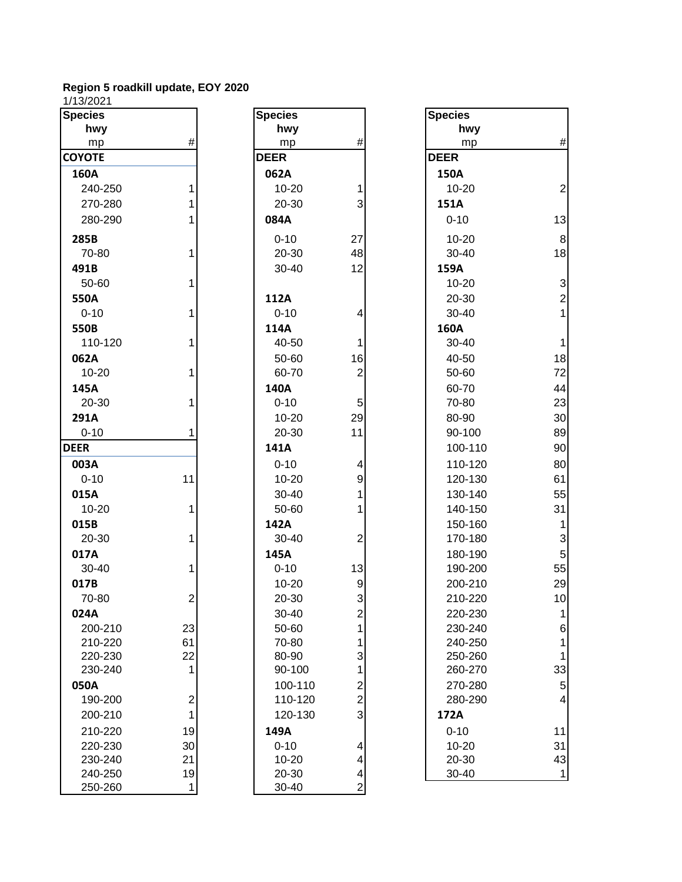**Region 5 roadkill update, EOY 2020**
1/13/2021

| Species / hwy / mp | # |
|---|---|
| **COYOTE** | |
| **160A** | |
| 240-250 | 1 |
| 270-280 | 1 |
| 280-290 | 1 |
| **285B** | |
| 70-80 | 1 |
| **491B** | |
| 50-60 | 1 |
| **550A** | |
| 0-10 | 1 |
| **550B** | |
| 110-120 | 1 |
| **062A** | |
| 10-20 | 1 |
| **145A** | |
| 20-30 | 1 |
| **291A** | |
| 0-10 | 1 |
| **DEER** | |
| **003A** | |
| 0-10 | 11 |
| **015A** | |
| 10-20 | 1 |
| **015B** | |
| 20-30 | 1 |
| **017A** | |
| 30-40 | 1 |
| **017B** | |
| 70-80 | 2 |
| **024A** | |
| 200-210 | 23 |
| 210-220 | 61 |
| 220-230 | 22 |
| 230-240 | 1 |
| **050A** | |
| 190-200 | 2 |
| 200-210 | 1 |
| 210-220 | 19 |
| 220-230 | 30 |
| 230-240 | 21 |
| 240-250 | 19 |
| 250-260 | 1 |

| Species / hwy / mp | # |
|---|---|
| **DEER** | |
| **062A** | |
| 10-20 | 1 |
| 20-30 | 3 |
| **084A** | |
| 0-10 | 27 |
| 20-30 | 48 |
| 30-40 | 12 |
| **112A** | |
| 0-10 | 4 |
| **114A** | |
| 40-50 | 1 |
| 50-60 | 16 |
| 60-70 | 2 |
| **140A** | |
| 0-10 | 5 |
| 10-20 | 29 |
| 20-30 | 11 |
| **141A** | |
| 0-10 | 4 |
| 10-20 | 9 |
| 30-40 | 1 |
| 50-60 | 1 |
| **142A** | |
| 30-40 | 2 |
| **145A** | |
| 0-10 | 13 |
| 10-20 | 9 |
| 20-30 | 3 |
| 30-40 | 2 |
| 50-60 | 1 |
| 70-80 | 1 |
| 80-90 | 3 |
| 90-100 | 1 |
| 100-110 | 2 |
| 110-120 | 2 |
| 120-130 | 3 |
| **149A** | |
| 0-10 | 4 |
| 10-20 | 4 |
| 20-30 | 4 |
| 30-40 | 2 |

| Species / hwy / mp | # |
|---|---|
| **DEER** | |
| **150A** | |
| 10-20 | 2 |
| **151A** | |
| 0-10 | 13 |
| 10-20 | 8 |
| 30-40 | 18 |
| **159A** | |
| 10-20 | 3 |
| 20-30 | 2 |
| 30-40 | 1 |
| **160A** | |
| 30-40 | 1 |
| 40-50 | 18 |
| 50-60 | 72 |
| 60-70 | 44 |
| 70-80 | 23 |
| 80-90 | 30 |
| 90-100 | 89 |
| 100-110 | 90 |
| 110-120 | 80 |
| 120-130 | 61 |
| 130-140 | 55 |
| 140-150 | 31 |
| 150-160 | 1 |
| 170-180 | 3 |
| 180-190 | 5 |
| 190-200 | 55 |
| 200-210 | 29 |
| 210-220 | 10 |
| 220-230 | 1 |
| 230-240 | 6 |
| 240-250 | 1 |
| 250-260 | 1 |
| 260-270 | 33 |
| 270-280 | 5 |
| 280-290 | 4 |
| **172A** | |
| 0-10 | 11 |
| 10-20 | 31 |
| 20-30 | 43 |
| 30-40 | 1 |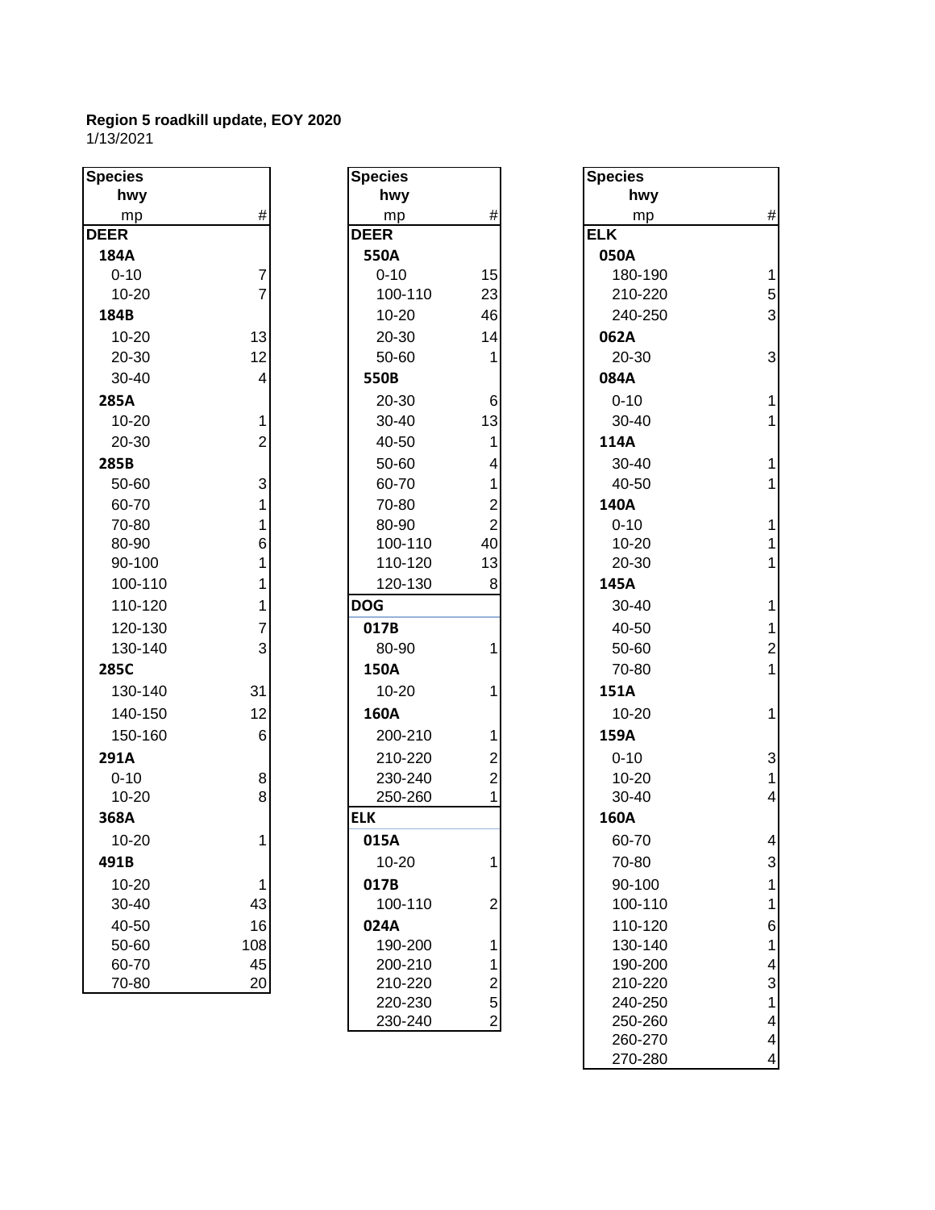**Region 5 roadkill update, EOY 2020**
1/13/2021

| Species / hwy / mp | # |
|---|---|
| **DEER** | |
| **184A** | |
| 0-10 | 7 |
| 10-20 | 7 |
| **184B** | |
| 10-20 | 13 |
| 20-30 | 12 |
| 30-40 | 4 |
| **285A** | |
| 10-20 | 1 |
| 20-30 | 2 |
| **285B** | |
| 50-60 | 3 |
| 60-70 | 1 |
| 70-80 | 1 |
| 80-90 | 6 |
| 90-100 | 1 |
| 100-110 | 1 |
| 110-120 | 1 |
| 120-130 | 7 |
| 130-140 | 3 |
| **285C** | |
| 130-140 | 31 |
| 140-150 | 12 |
| 150-160 | 6 |
| **291A** | |
| 0-10 | 8 |
| 10-20 | 8 |
| **368A** | |
| 10-20 | 1 |
| **491B** | |
| 10-20 | 1 |
| 30-40 | 43 |
| 40-50 | 16 |
| 50-60 | 108 |
| 60-70 | 45 |
| 70-80 | 20 |

| Species / hwy / mp | # |
|---|---|
| **DEER** | |
| **550A** | |
| 0-10 | 15 |
| 100-110 | 23 |
| 10-20 | 46 |
| 20-30 | 14 |
| 50-60 | 1 |
| **550B** | |
| 20-30 | 6 |
| 30-40 | 13 |
| 40-50 | 1 |
| 50-60 | 4 |
| 60-70 | 1 |
| 70-80 | 2 |
| 80-90 | 2 |
| 100-110 | 40 |
| 110-120 | 13 |
| 120-130 | 8 |
| **DOG** | |
| **017B** | |
| 80-90 | 1 |
| **150A** | |
| 10-20 | 1 |
| **160A** | |
| 200-210 | 1 |
| 210-220 | 2 |
| 230-240 | 2 |
| 250-260 | 1 |
| **ELK** | |
| **015A** | |
| 10-20 | 1 |
| **017B** | |
| 100-110 | 2 |
| **024A** | |
| 190-200 | 1 |
| 200-210 | 1 |
| 210-220 | 2 |
| 220-230 | 5 |
| 230-240 | 2 |

| Species / hwy / mp | # |
|---|---|
| **ELK** | |
| **050A** | |
| 180-190 | 1 |
| 210-220 | 5 |
| 240-250 | 3 |
| **062A** | |
| 20-30 | 3 |
| **084A** | |
| 0-10 | 1 |
| 30-40 | 1 |
| **114A** | |
| 30-40 | 1 |
| 40-50 | 1 |
| **140A** | |
| 0-10 | 1 |
| 10-20 | 1 |
| 20-30 | 1 |
| **145A** | |
| 30-40 | 1 |
| 40-50 | 1 |
| 50-60 | 2 |
| 70-80 | 1 |
| **151A** | |
| 10-20 | 1 |
| **159A** | |
| 0-10 | 3 |
| 10-20 | 1 |
| 30-40 | 4 |
| **160A** | |
| 60-70 | 4 |
| 70-80 | 3 |
| 90-100 | 1 |
| 100-110 | 1 |
| 110-120 | 6 |
| 130-140 | 1 |
| 190-200 | 4 |
| 210-220 | 3 |
| 240-250 | 1 |
| 250-260 | 4 |
| 260-270 | 4 |
| 270-280 | 4 |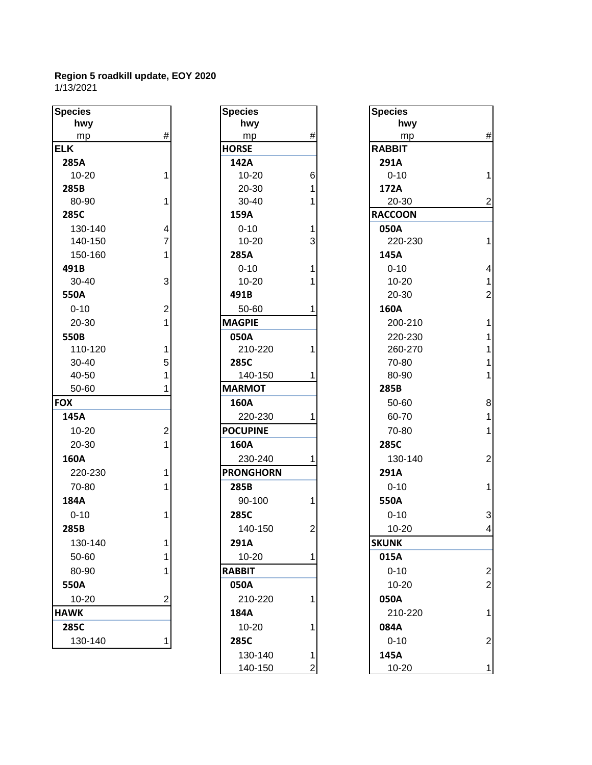**Region 5 roadkill update, EOY 2020**
1/13/2021

| Species / hwy / mp | # |
|---|---|
| **ELK** | |
| **285A** | |
| 10-20 | 1 |
| **285B** | |
| 80-90 | 1 |
| **285C** | |
| 130-140 | 4 |
| 140-150 | 7 |
| 150-160 | 1 |
| **491B** | |
| 30-40 | 3 |
| **550A** | |
| 0-10 | 2 |
| 20-30 | 1 |
| **550B** | |
| 110-120 | 1 |
| 30-40 | 5 |
| 40-50 | 1 |
| 50-60 | 1 |
| **FOX** | |
| **145A** | |
| 10-20 | 2 |
| 20-30 | 1 |
| **160A** | |
| 220-230 | 1 |
| 70-80 | 1 |
| **184A** | |
| 0-10 | 1 |
| **285B** | |
| 130-140 | 1 |
| 50-60 | 1 |
| 80-90 | 1 |
| **550A** | |
| 10-20 | 2 |
| **HAWK** | |
| **285C** | |
| 130-140 | 1 |

| Species / hwy / mp | # |
|---|---|
| **HORSE** | |
| **142A** | |
| 10-20 | 6 |
| 20-30 | 1 |
| 30-40 | 1 |
| **159A** | |
| 0-10 | 1 |
| 10-20 | 3 |
| **285A** | |
| 0-10 | 1 |
| 10-20 | 1 |
| **491B** | |
| 50-60 | 1 |
| **MAGPIE** | |
| **050A** | |
| 210-220 | 1 |
| **285C** | |
| 140-150 | 1 |
| **MARMOT** | |
| **160A** | |
| 220-230 | 1 |
| **POCUPINE** | |
| **160A** | |
| 230-240 | 1 |
| **PRONGHORN** | |
| **285B** | |
| 90-100 | 1 |
| **285C** | |
| 140-150 | 2 |
| **291A** | |
| 10-20 | 1 |
| **RABBIT** | |
| **050A** | |
| 210-220 | 1 |
| **184A** | |
| 10-20 | 1 |
| **285C** | |
| 130-140 | 1 |
| 140-150 | 2 |

| Species / hwy / mp | # |
|---|---|
| **RABBIT** | |
| **291A** | |
| 0-10 | 1 |
| **172A** | |
| 20-30 | 2 |
| **RACCOON** | |
| **050A** | |
| 220-230 | 1 |
| **145A** | |
| 0-10 | 4 |
| 10-20 | 1 |
| 20-30 | 2 |
| **160A** | |
| 200-210 | 1 |
| 220-230 | 1 |
| 260-270 | 1 |
| 70-80 | 1 |
| 80-90 | 1 |
| **285B** | |
| 50-60 | 8 |
| 60-70 | 1 |
| 70-80 | 1 |
| **285C** | |
| 130-140 | 2 |
| **291A** | |
| 0-10 | 1 |
| **550A** | |
| 0-10 | 3 |
| 10-20 | 4 |
| **SKUNK** | |
| **015A** | |
| 0-10 | 2 |
| 10-20 | 2 |
| **050A** | |
| 210-220 | 1 |
| **084A** | |
| 0-10 | 2 |
| **145A** | |
| 10-20 | 1 |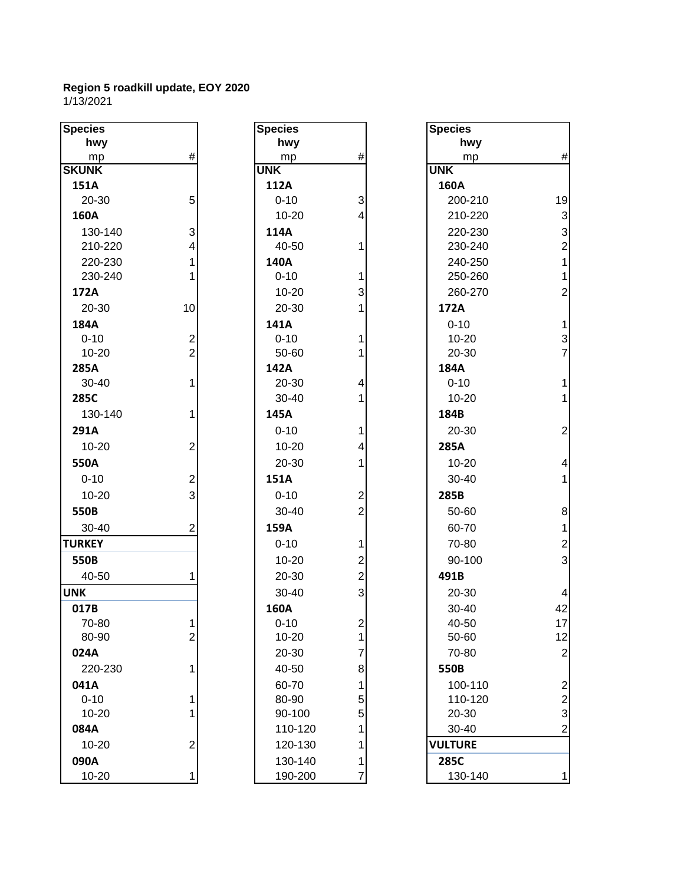**Region 5 roadkill update, EOY 2020**
1/13/2021

| Species / hwy / mp | # |
|---|---|
| **SKUNK** | |
| **151A** | |
| 20-30 | 5 |
| **160A** | |
| 130-140 | 3 |
| 210-220 | 4 |
| 220-230 | 1 |
| 230-240 | 1 |
| **172A** | |
| 20-30 | 10 |
| **184A** | |
| 0-10 | 2 |
| 10-20 | 2 |
| **285A** | |
| 30-40 | 1 |
| **285C** | |
| 130-140 | 1 |
| **291A** | |
| 10-20 | 2 |
| **550A** | |
| 0-10 | 2 |
| 10-20 | 3 |
| **550B** | |
| 30-40 | 2 |
| **TURKEY** | |
| **550B** | |
| 40-50 | 1 |
| **UNK** | |
| **017B** | |
| 70-80 | 1 |
| 80-90 | 2 |
| **024A** | |
| 220-230 | 1 |
| **041A** | |
| 0-10 | 1 |
| 10-20 | 1 |
| **084A** | |
| 10-20 | 2 |
| **090A** | |
| 10-20 | 1 |

| Species / hwy / mp | # |
|---|---|
| **UNK** | |
| **112A** | |
| 0-10 | 3 |
| 10-20 | 4 |
| **114A** | |
| 40-50 | 1 |
| **140A** | |
| 0-10 | 1 |
| 10-20 | 3 |
| 20-30 | 1 |
| **141A** | |
| 0-10 | 1 |
| 50-60 | 1 |
| **142A** | |
| 20-30 | 4 |
| 30-40 | 1 |
| **145A** | |
| 0-10 | 1 |
| 10-20 | 4 |
| 20-30 | 1 |
| **151A** | |
| 0-10 | 2 |
| 30-40 | 2 |
| **159A** | |
| 0-10 | 1 |
| 10-20 | 2 |
| 20-30 | 2 |
| 30-40 | 3 |
| **160A** | |
| 0-10 | 2 |
| 10-20 | 1 |
| 20-30 | 7 |
| 40-50 | 8 |
| 60-70 | 1 |
| 80-90 | 5 |
| 90-100 | 5 |
| 110-120 | 1 |
| 120-130 | 1 |
| 130-140 | 1 |
| 190-200 | 7 |

| Species / hwy / mp | # |
|---|---|
| **UNK** | |
| **160A** | |
| 200-210 | 19 |
| 210-220 | 3 |
| 220-230 | 3 |
| 230-240 | 2 |
| 240-250 | 1 |
| 250-260 | 1 |
| 260-270 | 2 |
| **172A** | |
| 0-10 | 1 |
| 10-20 | 3 |
| 20-30 | 7 |
| **184A** | |
| 0-10 | 1 |
| 10-20 | 1 |
| **184B** | |
| 20-30 | 2 |
| **285A** | |
| 10-20 | 4 |
| 30-40 | 1 |
| **285B** | |
| 50-60 | 8 |
| 60-70 | 1 |
| 70-80 | 2 |
| 90-100 | 3 |
| **491B** | |
| 20-30 | 4 |
| 30-40 | 42 |
| 40-50 | 17 |
| 50-60 | 12 |
| 70-80 | 2 |
| **550B** | |
| 100-110 | 2 |
| 110-120 | 2 |
| 20-30 | 3 |
| 30-40 | 2 |
| **VULTURE** | |
| **285C** | |
| 130-140 | 1 |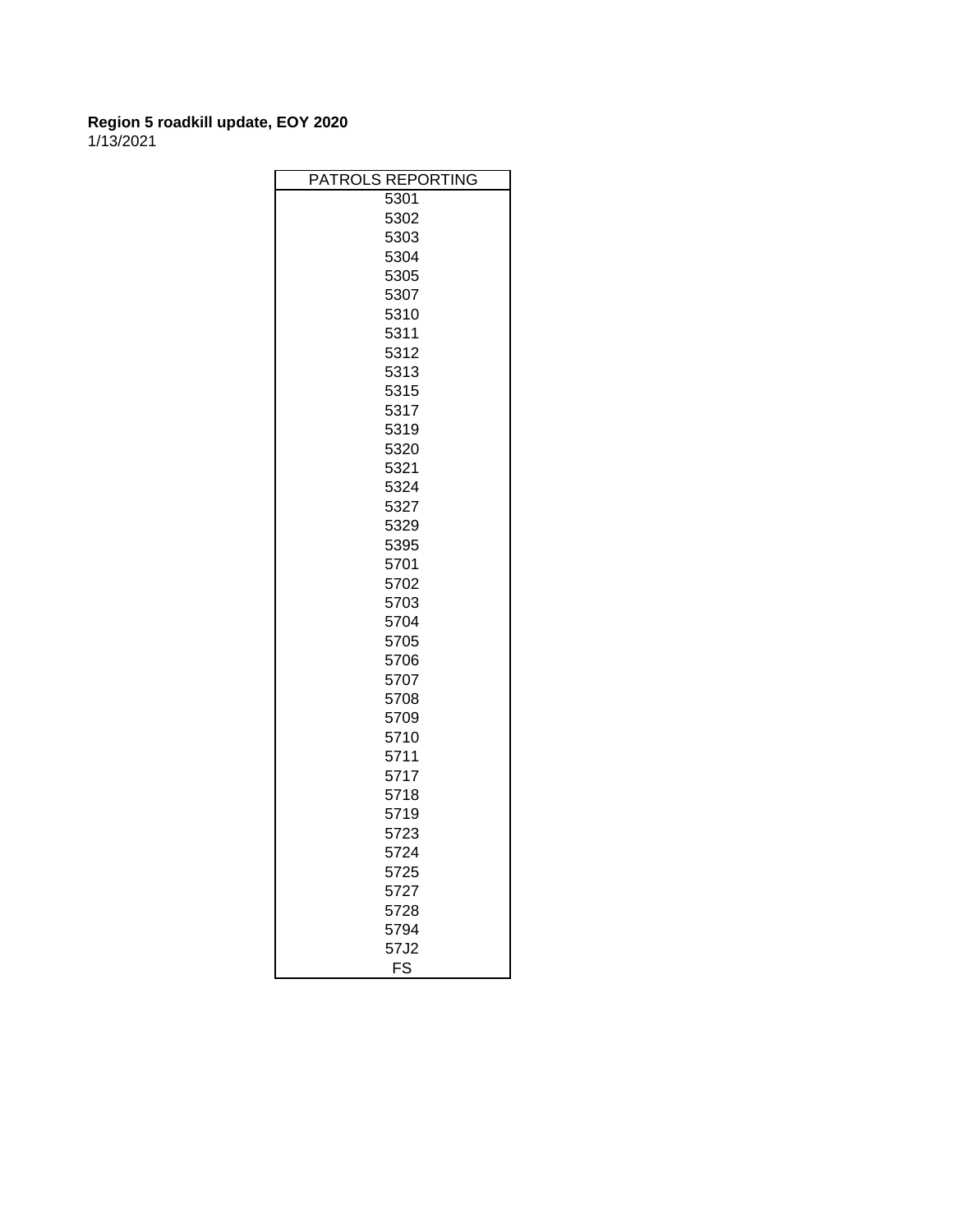**Region 5 roadkill update, EOY 2020**

1/13/2021

| PATROLS REPORTING |
|---|
| 5301 |
| 5302 |
| 5303 |
| 5304 |
| 5305 |
| 5307 |
| 5310 |
| 5311 |
| 5312 |
| 5313 |
| 5315 |
| 5317 |
| 5319 |
| 5320 |
| 5321 |
| 5324 |
| 5327 |
| 5329 |
| 5395 |
| 5701 |
| 5702 |
| 5703 |
| 5704 |
| 5705 |
| 5706 |
| 5707 |
| 5708 |
| 5709 |
| 5710 |
| 5711 |
| 5717 |
| 5718 |
| 5719 |
| 5723 |
| 5724 |
| 5725 |
| 5727 |
| 5728 |
| 5794 |
| 57J2 |
| FS |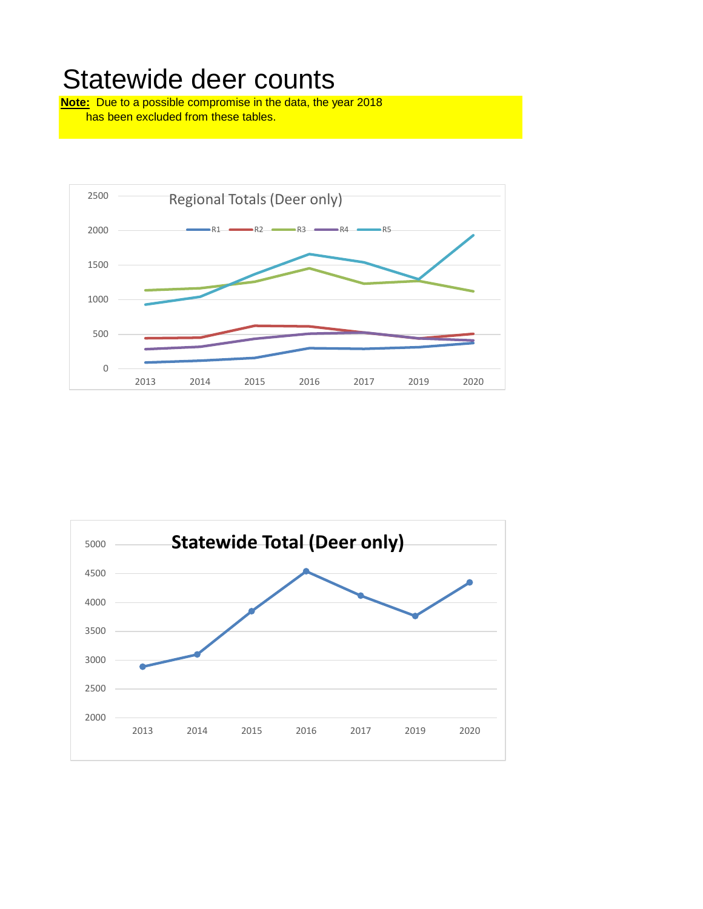# Statewide deer counts

**Note:** Due to a possible compromise in the data, the year 2018 has been excluded from these tables.

Regional Totals (Deer only)

R1 R2 R3 R4 R5

2500
2000
1500
1000
500
0

2013 2014 2015 2016 2017 2019 2020

**Statewide Total (Deer only)**

5000
4500
4000
3500
3000
2500
2000

2013 2014 2015 2016 2017 2019 2020